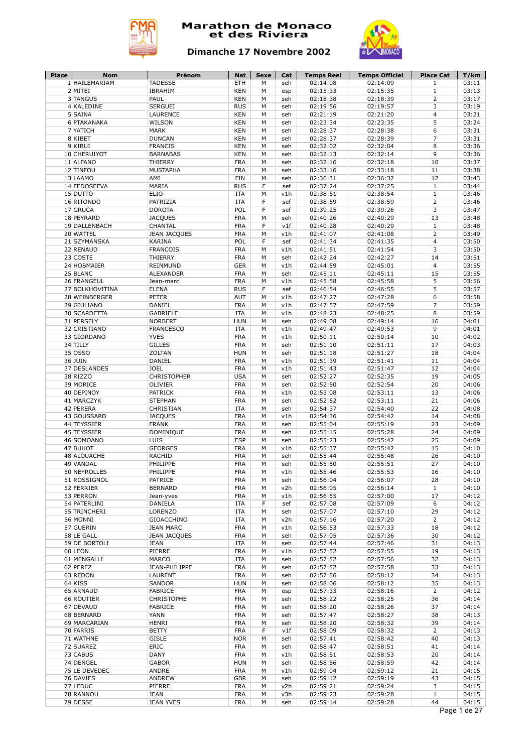# Marathon de Monaco et des Riviera

## Dimanche 17 Novembre 2002

| Place | Nom | Prénom | Nat | Sexe | Cat | Temps Reel | Temps Officiel | Place Cat | T/km |
|---|---|---|---|---|---|---|---|---|---|
| 1 | HAILEMARIAM | TADESSE | ETH | M | seh | 02:14:08 | 02:14:09 | 1 | 03:11 |
| 2 | MITEI | IBRAHIM | KEN | M | esp | 02:15:33 | 02:15:35 | 1 | 03:13 |
| 3 | TANGUS | PAUL | KEN | M | seh | 02:18:38 | 02:18:39 | 2 | 03:17 |
| 4 | KALEDINE | SERGUEI | RUS | M | seh | 02:19:56 | 02:19:57 | 3 | 03:19 |
| 5 | SAINA | LAURENCE | KEN | M | seh | 02:21:19 | 02:21:20 | 4 | 03:21 |
| 6 | PTAKANAKA | WILSON | KEN | M | seh | 02:23:34 | 02:23:35 | 5 | 03:24 |
| 7 | YATICH | MARK | KEN | M | seh | 02:28:37 | 02:28:38 | 6 | 03:31 |
| 8 | KIBET | DUNCAN | KEN | M | seh | 02:28:37 | 02:28:39 | 7 | 03:31 |
| 9 | KIRUI | FRANCIS | KEN | M | seh | 02:32:02 | 02:32:04 | 8 | 03:36 |
| 10 | CHERUIYOT | BARNABAS | KEN | M | seh | 02:32:13 | 02:32:14 | 9 | 03:36 |
| 11 | ALFANO | THIERRY | FRA | M | seh | 02:32:16 | 02:32:18 | 10 | 03:37 |
| 12 | TINFOU | MUSTAPHA | FRA | M | seh | 02:33:16 | 02:33:18 | 11 | 03:38 |
| 13 | LAAMO | AMI | FIN | M | seh | 02:36:31 | 02:36:32 | 12 | 03:43 |
| 14 | FEDOSEEVA | MARIA | RUS | F | sef | 02:37:24 | 02:37:25 | 1 | 03:44 |
| 15 | DUTTO | ELIO | ITA | M | v1h | 02:38:51 | 02:38:54 | 1 | 03:46 |
| 16 | RITONDO | PATRIZIA | ITA | F | sef | 02:38:59 | 02:38:59 | 2 | 03:46 |
| 17 | GRUCA | DOROTA | POL | F | sef | 02:39:25 | 02:39:26 | 3 | 03:47 |
| 18 | PEYRARD | JACQUES | FRA | M | seh | 02:40:26 | 02:40:29 | 13 | 03:48 |
| 19 | DALLENBACH | CHANTAL | FRA | F | v1f | 02:40:28 | 02:40:29 | 1 | 03:48 |
| 20 | WATTEL | JEAN JACQUES | FRA | M | v1h | 02:41:07 | 02:41:08 | 2 | 03:49 |
| 21 | SZYMANSKA | KARINA | POL | F | sef | 02:41:34 | 02:41:35 | 4 | 03:50 |
| 22 | RENAUD | FRANCOIS | FRA | M | v1h | 02:41:51 | 02:41:54 | 3 | 03:50 |
| 23 | COSTE | THIERRY | FRA | M | seh | 02:42:24 | 02:42:27 | 14 | 03:51 |
| 24 | HOBMAIER | REINMUND | GER | M | v1h | 02:44:59 | 02:45:01 | 4 | 03:55 |
| 25 | BLANC | ALEXANDER | FRA | M | seh | 02:45:11 | 02:45:11 | 15 | 03:55 |
| 26 | FRANGEUL | Jean-marc | FRA | M | v1h | 02:45:58 | 02:45:58 | 5 | 03:56 |
| 27 | BOLKHOVITINA | ELENA | RUS | F | sef | 02:46:54 | 02:46:55 | 5 | 03:57 |
| 28 | WEINBERGER | PETER | AUT | M | v1h | 02:47:27 | 02:47:28 | 6 | 03:58 |
| 29 | GIULIANO | DANIEL | FRA | M | v1h | 02:47:57 | 02:47:59 | 7 | 03:59 |
| 30 | SCARDETTA | GABRIELE | ITA | M | v1h | 02:48:23 | 02:48:25 | 8 | 03:59 |
| 31 | PERSELY | NORBERT | HUN | M | seh | 02:49:08 | 02:49:14 | 16 | 04:01 |
| 32 | CRISTIANO | FRANCESCO | ITA | M | v1h | 02:49:47 | 02:49:53 | 9 | 04:01 |
| 33 | GIORDANO | YVES | FRA | M | v1h | 02:50:11 | 02:50:14 | 10 | 04:02 |
| 34 | TILLY | GILLES | FRA | M | seh | 02:51:10 | 02:51:11 | 17 | 04:03 |
| 35 | OSSO | ZOLTAN | HUN | M | seh | 02:51:18 | 02:51:27 | 18 | 04:04 |
| 36 | JUIN | DANIEL | FRA | M | v1h | 02:51:39 | 02:51:41 | 11 | 04:04 |
| 37 | DESLANDES | JOEL | FRA | M | v1h | 02:51:43 | 02:51:47 | 12 | 04:04 |
| 38 | RIZZO | CHRISTOPHER | USA | M | seh | 02:52:27 | 02:52:35 | 19 | 04:05 |
| 39 | MORICE | OLIVIER | FRA | M | seh | 02:52:50 | 02:52:54 | 20 | 04:06 |
| 40 | DEPINOY | PATRICK | FRA | M | v1h | 02:53:08 | 02:53:11 | 13 | 04:06 |
| 41 | MARCZYK | STEPHAN | FRA | M | seh | 02:52:52 | 02:53:11 | 21 | 04:06 |
| 42 | PERERA | CHRISTIAN | ITA | M | seh | 02:54:37 | 02:54:40 | 22 | 04:08 |
| 43 | GOUSSARD | JACQUES | FRA | M | v1h | 02:54:36 | 02:54:42 | 14 | 04:08 |
| 44 | TEYSSIER | FRANK | FRA | M | seh | 02:55:04 | 02:55:19 | 23 | 04:09 |
| 45 | TEYSSIER | DOMINIQUE | FRA | M | seh | 02:55:15 | 02:55:28 | 24 | 04:09 |
| 46 | SOMOANO | LUIS | ESP | M | seh | 02:55:23 | 02:55:42 | 25 | 04:09 |
| 47 | BUHOT | GEORGES | FRA | M | v1h | 02:55:37 | 02:55:42 | 15 | 04:10 |
| 48 | ALOUACHE | RACHID | FRA | M | seh | 02:55:44 | 02:55:48 | 26 | 04:10 |
| 49 | VANDAL | PHILIPPE | FRA | M | seh | 02:55:50 | 02:55:51 | 27 | 04:10 |
| 50 | NEYROLLES | PHILIPPE | FRA | M | v1h | 02:55:46 | 02:55:53 | 16 | 04:10 |
| 51 | ROSSIGNOL | PATRICE | FRA | M | seh | 02:56:04 | 02:56:07 | 28 | 04:10 |
| 52 | FERRIER | BERNARD | FRA | M | v2h | 02:56:05 | 02:56:14 | 1 | 04:10 |
| 53 | PERRON | Jean-yves | FRA | M | v1h | 02:56:55 | 02:57:00 | 17 | 04:12 |
| 54 | PATERLINI | DANIELA | ITA | F | sef | 02:57:08 | 02:57:09 | 6 | 04:12 |
| 55 | TRINCHERI | LORENZO | ITA | M | seh | 02:57:07 | 02:57:10 | 29 | 04:12 |
| 56 | MONNI | GIOACCHINO | ITA | M | v2h | 02:57:16 | 02:57:20 | 2 | 04:12 |
| 57 | GUERIN | JEAN MARC | FRA | M | v1h | 02:56:53 | 02:57:33 | 18 | 04:12 |
| 58 | LE GALL | JEAN JACQUES | FRA | M | seh | 02:57:05 | 02:57:36 | 30 | 04:12 |
| 59 | DE BORTOLI | JEAN | ITA | M | seh | 02:57:44 | 02:57:46 | 31 | 04:13 |
| 60 | LEON | PIERRE | FRA | M | v1h | 02:57:52 | 02:57:55 | 19 | 04:13 |
| 61 | MENGALLI | MARCO | ITA | M | seh | 02:57:52 | 02:57:56 | 32 | 04:13 |
| 62 | PEREZ | JEAN-PHILIPPE | FRA | M | seh | 02:57:52 | 02:57:58 | 33 | 04:13 |
| 63 | REDON | LAURENT | FRA | M | seh | 02:57:56 | 02:58:12 | 34 | 04:13 |
| 64 | KISS | SANDOR | HUN | M | seh | 02:58:06 | 02:58:12 | 35 | 04:13 |
| 65 | ARNAUD | FABRICE | FRA | M | esp | 02:57:33 | 02:58:16 | 2 | 04:12 |
| 66 | ROUTIER | CHRISTOPHE | FRA | M | seh | 02:58:22 | 02:58:25 | 36 | 04:14 |
| 67 | DEVAUD | FABRICE | FRA | M | seh | 02:58:20 | 02:58:26 | 37 | 04:14 |
| 68 | BERNARD | YANN | FRA | M | seh | 02:57:47 | 02:58:27 | 38 | 04:13 |
| 69 | MARCARIAN | HENRI | FRA | M | seh | 02:58:20 | 02:58:32 | 39 | 04:14 |
| 70 | FARRIS | BETTY | FRA | F | v1f | 02:58:09 | 02:58:32 | 2 | 04:13 |
| 71 | WATHNE | GISLE | NOR | M | seh | 02:57:41 | 02:58:42 | 40 | 04:13 |
| 72 | SUAREZ | ERIC | FRA | M | seh | 02:58:47 | 02:58:51 | 41 | 04:14 |
| 73 | CABUS | DANY | FRA | M | v1h | 02:58:51 | 02:58:53 | 20 | 04:14 |
| 74 | DENGEL | GABOR | HUN | M | seh | 02:58:56 | 02:58:59 | 42 | 04:14 |
| 75 | LE DEVEDEC | ANDRE | FRA | M | v1h | 02:59:04 | 02:59:12 | 21 | 04:15 |
| 76 | DAVIES | ANDREW | GBR | M | seh | 02:59:12 | 02:59:19 | 43 | 04:15 |
| 77 | LEDUC | PIERRE | FRA | M | v2h | 02:59:21 | 02:59:24 | 3 | 04:15 |
| 78 | RANNOU | JEAN | FRA | M | v3h | 02:59:23 | 02:59:28 | 1 | 04:15 |
| 79 | DESSE | JEAN YVES | FRA | M | seh | 02:59:14 | 02:59:28 | 44 | 04:15 |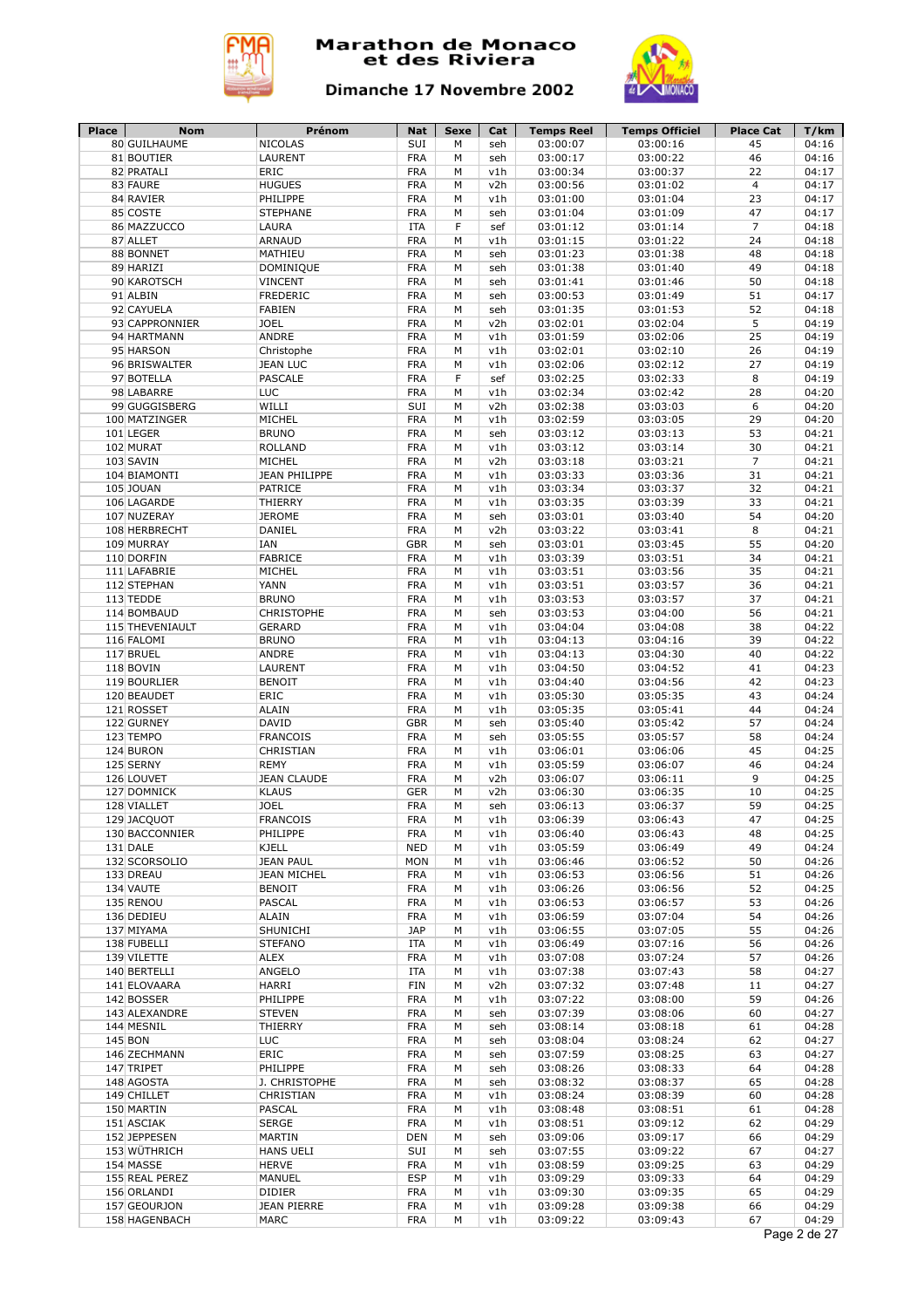# Marathon de Monaco et des Riviera

## Dimanche 17 Novembre 2002

| Place | Nom | Prénom | Nat | Sexe | Cat | Temps Reel | Temps Officiel | Place Cat | T/km |
|---|---|---|---|---|---|---|---|---|---|
| 80 | GUILHAUME | NICOLAS | SUI | M | seh | 03:00:07 | 03:00:16 | 45 | 04:16 |
| 81 | BOUTIER | LAURENT | FRA | M | seh | 03:00:17 | 03:00:22 | 46 | 04:16 |
| 82 | PRATALI | ERIC | FRA | M | v1h | 03:00:34 | 03:00:37 | 22 | 04:17 |
| 83 | FAURE | HUGUES | FRA | M | v2h | 03:00:56 | 03:01:02 | 4 | 04:17 |
| 84 | RAVIER | PHILIPPE | FRA | M | v1h | 03:01:00 | 03:01:04 | 23 | 04:17 |
| 85 | COSTE | STEPHANE | FRA | M | seh | 03:01:04 | 03:01:09 | 47 | 04:17 |
| 86 | MAZZUCCO | LAURA | ITA | F | sef | 03:01:12 | 03:01:14 | 7 | 04:18 |
| 87 | ALLET | ARNAUD | FRA | M | v1h | 03:01:15 | 03:01:22 | 24 | 04:18 |
| 88 | BONNET | MATHIEU | FRA | M | seh | 03:01:23 | 03:01:38 | 48 | 04:18 |
| 89 | HARIZI | DOMINIQUE | FRA | M | seh | 03:01:38 | 03:01:40 | 49 | 04:18 |
| 90 | KAROTSCH | VINCENT | FRA | M | seh | 03:01:41 | 03:01:46 | 50 | 04:18 |
| 91 | ALBIN | FREDERIC | FRA | M | seh | 03:00:53 | 03:01:49 | 51 | 04:17 |
| 92 | CAYUELA | FABIEN | FRA | M | seh | 03:01:35 | 03:01:53 | 52 | 04:18 |
| 93 | CAPPRONNIER | JOEL | FRA | M | v2h | 03:02:01 | 03:02:04 | 5 | 04:19 |
| 94 | HARTMANN | ANDRE | FRA | M | v1h | 03:01:59 | 03:02:06 | 25 | 04:19 |
| 95 | HARSON | Christophe | FRA | M | v1h | 03:02:01 | 03:02:10 | 26 | 04:19 |
| 96 | BRISWALTER | JEAN LUC | FRA | M | v1h | 03:02:06 | 03:02:12 | 27 | 04:19 |
| 97 | BOTELLA | PASCALE | FRA | F | sef | 03:02:25 | 03:02:33 | 8 | 04:19 |
| 98 | LABARRE | LUC | FRA | M | v1h | 03:02:34 | 03:02:42 | 28 | 04:20 |
| 99 | GUGGISBERG | WILLI | SUI | M | v2h | 03:02:38 | 03:03:03 | 6 | 04:20 |
| 100 | MATZINGER | MICHEL | FRA | M | v1h | 03:02:59 | 03:03:05 | 29 | 04:20 |
| 101 | LEGER | BRUNO | FRA | M | seh | 03:03:12 | 03:03:13 | 53 | 04:21 |
| 102 | MURAT | ROLLAND | FRA | M | v1h | 03:03:12 | 03:03:14 | 30 | 04:21 |
| 103 | SAVIN | MICHEL | FRA | M | v2h | 03:03:18 | 03:03:21 | 7 | 04:21 |
| 104 | BIAMONTI | JEAN PHILIPPE | FRA | M | v1h | 03:03:33 | 03:03:36 | 31 | 04:21 |
| 105 | JOUAN | PATRICE | FRA | M | v1h | 03:03:34 | 03:03:37 | 32 | 04:21 |
| 106 | LAGARDE | THIERRY | FRA | M | v1h | 03:03:35 | 03:03:39 | 33 | 04:21 |
| 107 | NUZERAY | JEROME | FRA | M | seh | 03:03:01 | 03:03:40 | 54 | 04:20 |
| 108 | HERBRECHT | DANIEL | FRA | M | v2h | 03:03:22 | 03:03:41 | 8 | 04:21 |
| 109 | MURRAY | IAN | GBR | M | seh | 03:03:01 | 03:03:45 | 55 | 04:20 |
| 110 | DORFIN | FABRICE | FRA | M | v1h | 03:03:39 | 03:03:51 | 34 | 04:21 |
| 111 | LAFABRIE | MICHEL | FRA | M | v1h | 03:03:51 | 03:03:56 | 35 | 04:21 |
| 112 | STEPHAN | YANN | FRA | M | v1h | 03:03:51 | 03:03:57 | 36 | 04:21 |
| 113 | TEDDE | BRUNO | FRA | M | v1h | 03:03:53 | 03:03:57 | 37 | 04:21 |
| 114 | BOMBAUD | CHRISTOPHE | FRA | M | seh | 03:03:53 | 03:04:00 | 56 | 04:21 |
| 115 | THEVENIAULT | GERARD | FRA | M | v1h | 03:04:04 | 03:04:08 | 38 | 04:22 |
| 116 | FALOMI | BRUNO | FRA | M | v1h | 03:04:13 | 03:04:16 | 39 | 04:22 |
| 117 | BRUEL | ANDRE | FRA | M | v1h | 03:04:13 | 03:04:30 | 40 | 04:22 |
| 118 | BOVIN | LAURENT | FRA | M | v1h | 03:04:50 | 03:04:52 | 41 | 04:23 |
| 119 | BOURLIER | BENOIT | FRA | M | v1h | 03:04:40 | 03:04:56 | 42 | 04:23 |
| 120 | BEAUDET | ERIC | FRA | M | v1h | 03:05:30 | 03:05:35 | 43 | 04:24 |
| 121 | ROSSET | ALAIN | FRA | M | v1h | 03:05:35 | 03:05:41 | 44 | 04:24 |
| 122 | GURNEY | DAVID | GBR | M | seh | 03:05:40 | 03:05:42 | 57 | 04:24 |
| 123 | TEMPO | FRANCOIS | FRA | M | seh | 03:05:55 | 03:05:57 | 58 | 04:24 |
| 124 | BURON | CHRISTIAN | FRA | M | v1h | 03:06:01 | 03:06:06 | 45 | 04:25 |
| 125 | SERNY | REMY | FRA | M | v1h | 03:05:59 | 03:06:07 | 46 | 04:24 |
| 126 | LOUVET | JEAN CLAUDE | FRA | M | v2h | 03:06:07 | 03:06:11 | 9 | 04:25 |
| 127 | DOMNICK | KLAUS | GER | M | v2h | 03:06:30 | 03:06:35 | 10 | 04:25 |
| 128 | VIALLET | JOEL | FRA | M | seh | 03:06:13 | 03:06:37 | 59 | 04:25 |
| 129 | JACQUOT | FRANCOIS | FRA | M | v1h | 03:06:39 | 03:06:43 | 47 | 04:25 |
| 130 | BACCONNIER | PHILIPPE | FRA | M | v1h | 03:06:40 | 03:06:43 | 48 | 04:25 |
| 131 | DALE | KJELL | NED | M | v1h | 03:05:59 | 03:06:49 | 49 | 04:24 |
| 132 | SCORSOLIO | JEAN PAUL | MON | M | v1h | 03:06:46 | 03:06:52 | 50 | 04:26 |
| 133 | DREAU | JEAN MICHEL | FRA | M | v1h | 03:06:53 | 03:06:56 | 51 | 04:26 |
| 134 | VAUTE | BENOIT | FRA | M | v1h | 03:06:26 | 03:06:56 | 52 | 04:25 |
| 135 | RENOU | PASCAL | FRA | M | v1h | 03:06:53 | 03:06:57 | 53 | 04:26 |
| 136 | DEDIEU | ALAIN | FRA | M | v1h | 03:06:59 | 03:07:04 | 54 | 04:26 |
| 137 | MIYAMA | SHUNICHI | JAP | M | v1h | 03:06:55 | 03:07:05 | 55 | 04:26 |
| 138 | FUBELLI | STEFANO | ITA | M | v1h | 03:06:49 | 03:07:16 | 56 | 04:26 |
| 139 | VILETTE | ALEX | FRA | M | v1h | 03:07:08 | 03:07:24 | 57 | 04:26 |
| 140 | BERTELLI | ANGELO | ITA | M | v1h | 03:07:38 | 03:07:43 | 58 | 04:27 |
| 141 | ELOVAARA | HARRI | FIN | M | v2h | 03:07:32 | 03:07:48 | 11 | 04:27 |
| 142 | BOSSER | PHILIPPE | FRA | M | v1h | 03:07:22 | 03:08:00 | 59 | 04:26 |
| 143 | ALEXANDRE | STEVEN | FRA | M | seh | 03:07:39 | 03:08:06 | 60 | 04:27 |
| 144 | MESNIL | THIERRY | FRA | M | seh | 03:08:14 | 03:08:18 | 61 | 04:28 |
| 145 | BON | LUC | FRA | M | seh | 03:08:04 | 03:08:24 | 62 | 04:27 |
| 146 | ZECHMANN | ERIC | FRA | M | seh | 03:07:59 | 03:08:25 | 63 | 04:27 |
| 147 | TRIPET | PHILIPPE | FRA | M | seh | 03:08:26 | 03:08:33 | 64 | 04:28 |
| 148 | AGOSTA | J. CHRISTOPHE | FRA | M | seh | 03:08:32 | 03:08:37 | 65 | 04:28 |
| 149 | CHILLET | CHRISTIAN | FRA | M | v1h | 03:08:24 | 03:08:39 | 60 | 04:28 |
| 150 | MARTIN | PASCAL | FRA | M | v1h | 03:08:48 | 03:08:51 | 61 | 04:28 |
| 151 | ASCIAK | SERGE | FRA | M | v1h | 03:08:51 | 03:09:12 | 62 | 04:29 |
| 152 | JEPPESEN | MARTIN | DEN | M | seh | 03:09:06 | 03:09:17 | 66 | 04:29 |
| 153 | WÜTHRICH | HANS UELI | SUI | M | seh | 03:07:55 | 03:09:22 | 67 | 04:27 |
| 154 | MASSE | HERVE | FRA | M | v1h | 03:08:59 | 03:09:25 | 63 | 04:29 |
| 155 | REAL PEREZ | MANUEL | ESP | M | v1h | 03:09:29 | 03:09:33 | 64 | 04:29 |
| 156 | ORLANDI | DIDIER | FRA | M | v1h | 03:09:30 | 03:09:35 | 65 | 04:29 |
| 157 | GEOURJON | JEAN PIERRE | FRA | M | v1h | 03:09:28 | 03:09:38 | 66 | 04:29 |
| 158 | HAGENBACH | MARC | FRA | M | v1h | 03:09:22 | 03:09:43 | 67 | 04:29 |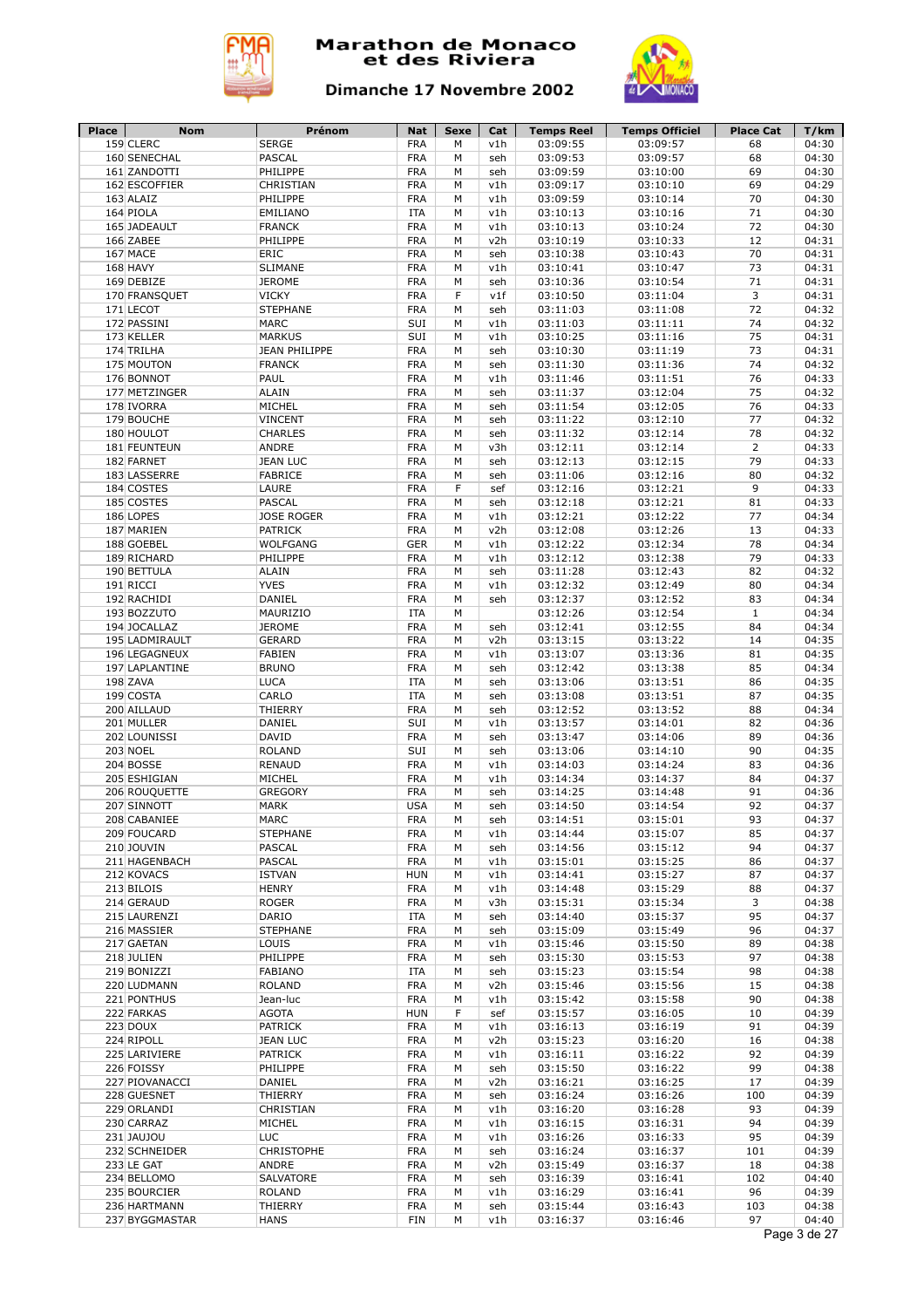# Marathon de Monaco et des Riviera

## Dimanche 17 Novembre 2002

| Place | Nom | Prénom | Nat | Sexe | Cat | Temps Reel | Temps Officiel | Place Cat | T/km |
|---|---|---|---|---|---|---|---|---|---|
| 159 | CLERC | SERGE | FRA | M | v1h | 03:09:55 | 03:09:57 | 68 | 04:30 |
| 160 | SENECHAL | PASCAL | FRA | M | seh | 03:09:53 | 03:09:57 | 68 | 04:30 |
| 161 | ZANDOTTI | PHILIPPE | FRA | M | seh | 03:09:59 | 03:10:00 | 69 | 04:30 |
| 162 | ESCOFFIER | CHRISTIAN | FRA | M | v1h | 03:09:17 | 03:10:10 | 69 | 04:29 |
| 163 | ALAIZ | PHILIPPE | FRA | M | v1h | 03:09:59 | 03:10:14 | 70 | 04:30 |
| 164 | PIOLA | EMILIANO | ITA | M | v1h | 03:10:13 | 03:10:16 | 71 | 04:30 |
| 165 | JADEAULT | FRANCK | FRA | M | v1h | 03:10:13 | 03:10:24 | 72 | 04:30 |
| 166 | ZABEE | PHILIPPE | FRA | M | v2h | 03:10:19 | 03:10:33 | 12 | 04:31 |
| 167 | MACE | ERIC | FRA | M | seh | 03:10:38 | 03:10:43 | 70 | 04:31 |
| 168 | HAVY | SLIMANE | FRA | M | v1h | 03:10:41 | 03:10:47 | 73 | 04:31 |
| 169 | DEBIZE | JEROME | FRA | M | seh | 03:10:36 | 03:10:54 | 71 | 04:31 |
| 170 | FRANSQUET | VICKY | FRA | F | v1f | 03:10:50 | 03:11:04 | 3 | 04:31 |
| 171 | LECOT | STEPHANE | FRA | M | seh | 03:11:03 | 03:11:08 | 72 | 04:32 |
| 172 | PASSINI | MARC | SUI | M | v1h | 03:11:03 | 03:11:11 | 74 | 04:32 |
| 173 | KELLER | MARKUS | SUI | M | v1h | 03:10:25 | 03:11:16 | 75 | 04:31 |
| 174 | TRILHA | JEAN PHILIPPE | FRA | M | seh | 03:10:30 | 03:11:19 | 73 | 04:31 |
| 175 | MOUTON | FRANCK | FRA | M | seh | 03:11:30 | 03:11:36 | 74 | 04:32 |
| 176 | BONNOT | PAUL | FRA | M | v1h | 03:11:46 | 03:11:51 | 76 | 04:33 |
| 177 | METZINGER | ALAIN | FRA | M | seh | 03:11:37 | 03:12:04 | 75 | 04:32 |
| 178 | IVORRA | MICHEL | FRA | M | seh | 03:11:54 | 03:12:05 | 76 | 04:33 |
| 179 | BOUCHE | VINCENT | FRA | M | seh | 03:11:22 | 03:12:10 | 77 | 04:32 |
| 180 | HOULOT | CHARLES | FRA | M | seh | 03:11:32 | 03:12:14 | 78 | 04:32 |
| 181 | FEUNTEUN | ANDRE | FRA | M | v3h | 03:12:11 | 03:12:14 | 2 | 04:33 |
| 182 | FARNET | JEAN LUC | FRA | M | seh | 03:12:13 | 03:12:15 | 79 | 04:33 |
| 183 | LASSERRE | FABRICE | FRA | M | seh | 03:11:06 | 03:12:16 | 80 | 04:32 |
| 184 | COSTES | LAURE | FRA | F | sef | 03:12:16 | 03:12:21 | 9 | 04:33 |
| 185 | COSTES | PASCAL | FRA | M | seh | 03:12:18 | 03:12:21 | 81 | 04:33 |
| 186 | LOPES | JOSE ROGER | FRA | M | v1h | 03:12:21 | 03:12:22 | 77 | 04:34 |
| 187 | MARIEN | PATRICK | FRA | M | v2h | 03:12:08 | 03:12:26 | 13 | 04:33 |
| 188 | GOEBEL | WOLFGANG | GER | M | v1h | 03:12:22 | 03:12:34 | 78 | 04:34 |
| 189 | RICHARD | PHILIPPE | FRA | M | v1h | 03:12:12 | 03:12:38 | 79 | 04:33 |
| 190 | BETTULA | ALAIN | FRA | M | seh | 03:11:28 | 03:12:43 | 82 | 04:32 |
| 191 | RICCI | YVES | FRA | M | v1h | 03:12:32 | 03:12:49 | 80 | 04:34 |
| 192 | RACHIDI | DANIEL | FRA | M | seh | 03:12:37 | 03:12:52 | 83 | 04:34 |
| 193 | BOZZUTO | MAURIZIO | ITA | M | | 03:12:26 | 03:12:54 | 1 | 04:34 |
| 194 | JOCALLAZ | JEROME | FRA | M | seh | 03:12:41 | 03:12:55 | 84 | 04:34 |
| 195 | LADMIRAULT | GERARD | FRA | M | v2h | 03:13:15 | 03:13:22 | 14 | 04:35 |
| 196 | LEGAGNEUX | FABIEN | FRA | M | v1h | 03:13:07 | 03:13:36 | 81 | 04:35 |
| 197 | LAPLANTINE | BRUNO | FRA | M | seh | 03:12:42 | 03:13:38 | 85 | 04:34 |
| 198 | ZAVA | LUCA | ITA | M | seh | 03:13:06 | 03:13:51 | 86 | 04:35 |
| 199 | COSTA | CARLO | ITA | M | seh | 03:13:08 | 03:13:51 | 87 | 04:35 |
| 200 | AILLAUD | THIERRY | FRA | M | seh | 03:12:52 | 03:13:52 | 88 | 04:34 |
| 201 | MULLER | DANIEL | SUI | M | v1h | 03:13:57 | 03:14:01 | 82 | 04:36 |
| 202 | LOUNISSI | DAVID | FRA | M | seh | 03:13:47 | 03:14:06 | 89 | 04:36 |
| 203 | NOEL | ROLAND | SUI | M | seh | 03:13:06 | 03:14:10 | 90 | 04:35 |
| 204 | BOSSE | RENAUD | FRA | M | v1h | 03:14:03 | 03:14:24 | 83 | 04:36 |
| 205 | ESHIGIAN | MICHEL | FRA | M | v1h | 03:14:34 | 03:14:37 | 84 | 04:37 |
| 206 | ROUQUETTE | GREGORY | FRA | M | seh | 03:14:25 | 03:14:48 | 91 | 04:36 |
| 207 | SINNOTT | MARK | USA | M | seh | 03:14:50 | 03:14:54 | 92 | 04:37 |
| 208 | CABANIEE | MARC | FRA | M | seh | 03:14:51 | 03:15:01 | 93 | 04:37 |
| 209 | FOUCARD | STEPHANE | FRA | M | v1h | 03:14:44 | 03:15:07 | 85 | 04:37 |
| 210 | JOUVIN | PASCAL | FRA | M | seh | 03:14:56 | 03:15:12 | 94 | 04:37 |
| 211 | HAGENBACH | PASCAL | FRA | M | v1h | 03:15:01 | 03:15:25 | 86 | 04:37 |
| 212 | KOVACS | ISTVAN | HUN | M | v1h | 03:14:41 | 03:15:27 | 87 | 04:37 |
| 213 | BILOIS | HENRY | FRA | M | v1h | 03:14:48 | 03:15:29 | 88 | 04:37 |
| 214 | GERAUD | ROGER | FRA | M | v3h | 03:15:31 | 03:15:34 | 3 | 04:38 |
| 215 | LAURENZI | DARIO | ITA | M | seh | 03:14:40 | 03:15:37 | 95 | 04:37 |
| 216 | MASSIER | STEPHANE | FRA | M | seh | 03:15:09 | 03:15:49 | 96 | 04:37 |
| 217 | GAETAN | LOUIS | FRA | M | v1h | 03:15:46 | 03:15:50 | 89 | 04:38 |
| 218 | JULIEN | PHILIPPE | FRA | M | seh | 03:15:30 | 03:15:53 | 97 | 04:38 |
| 219 | BONIZZI | FABIANO | ITA | M | seh | 03:15:23 | 03:15:54 | 98 | 04:38 |
| 220 | LUDMANN | ROLAND | FRA | M | v2h | 03:15:46 | 03:15:56 | 15 | 04:38 |
| 221 | PONTHUS | Jean-luc | FRA | M | v1h | 03:15:42 | 03:15:58 | 90 | 04:38 |
| 222 | FARKAS | AGOTA | HUN | F | sef | 03:15:57 | 03:16:05 | 10 | 04:39 |
| 223 | DOUX | PATRICK | FRA | M | v1h | 03:16:13 | 03:16:19 | 91 | 04:39 |
| 224 | RIPOLL | JEAN LUC | FRA | M | v2h | 03:15:23 | 03:16:20 | 16 | 04:38 |
| 225 | LARIVIERE | PATRICK | FRA | M | v1h | 03:16:11 | 03:16:22 | 92 | 04:39 |
| 226 | FOISSY | PHILIPPE | FRA | M | seh | 03:15:50 | 03:16:22 | 99 | 04:38 |
| 227 | PIOVANACCI | DANIEL | FRA | M | v2h | 03:16:21 | 03:16:25 | 17 | 04:39 |
| 228 | GUESNET | THIERRY | FRA | M | seh | 03:16:24 | 03:16:26 | 100 | 04:39 |
| 229 | ORLANDI | CHRISTIAN | FRA | M | v1h | 03:16:20 | 03:16:28 | 93 | 04:39 |
| 230 | CARRAZ | MICHEL | FRA | M | v1h | 03:16:15 | 03:16:31 | 94 | 04:39 |
| 231 | JAUJOU | LUC | FRA | M | v1h | 03:16:26 | 03:16:33 | 95 | 04:39 |
| 232 | SCHNEIDER | CHRISTOPHE | FRA | M | seh | 03:16:24 | 03:16:37 | 101 | 04:39 |
| 233 | LE GAT | ANDRE | FRA | M | v2h | 03:15:49 | 03:16:37 | 18 | 04:38 |
| 234 | BELLOMO | SALVATORE | FRA | M | seh | 03:16:39 | 03:16:41 | 102 | 04:40 |
| 235 | BOURCIER | ROLAND | FRA | M | v1h | 03:16:29 | 03:16:41 | 96 | 04:39 |
| 236 | HARTMANN | THIERRY | FRA | M | seh | 03:15:44 | 03:16:43 | 103 | 04:38 |
| 237 | BYGGMASTAR | HANS | FIN | M | v1h | 03:16:37 | 03:16:46 | 97 | 04:40 |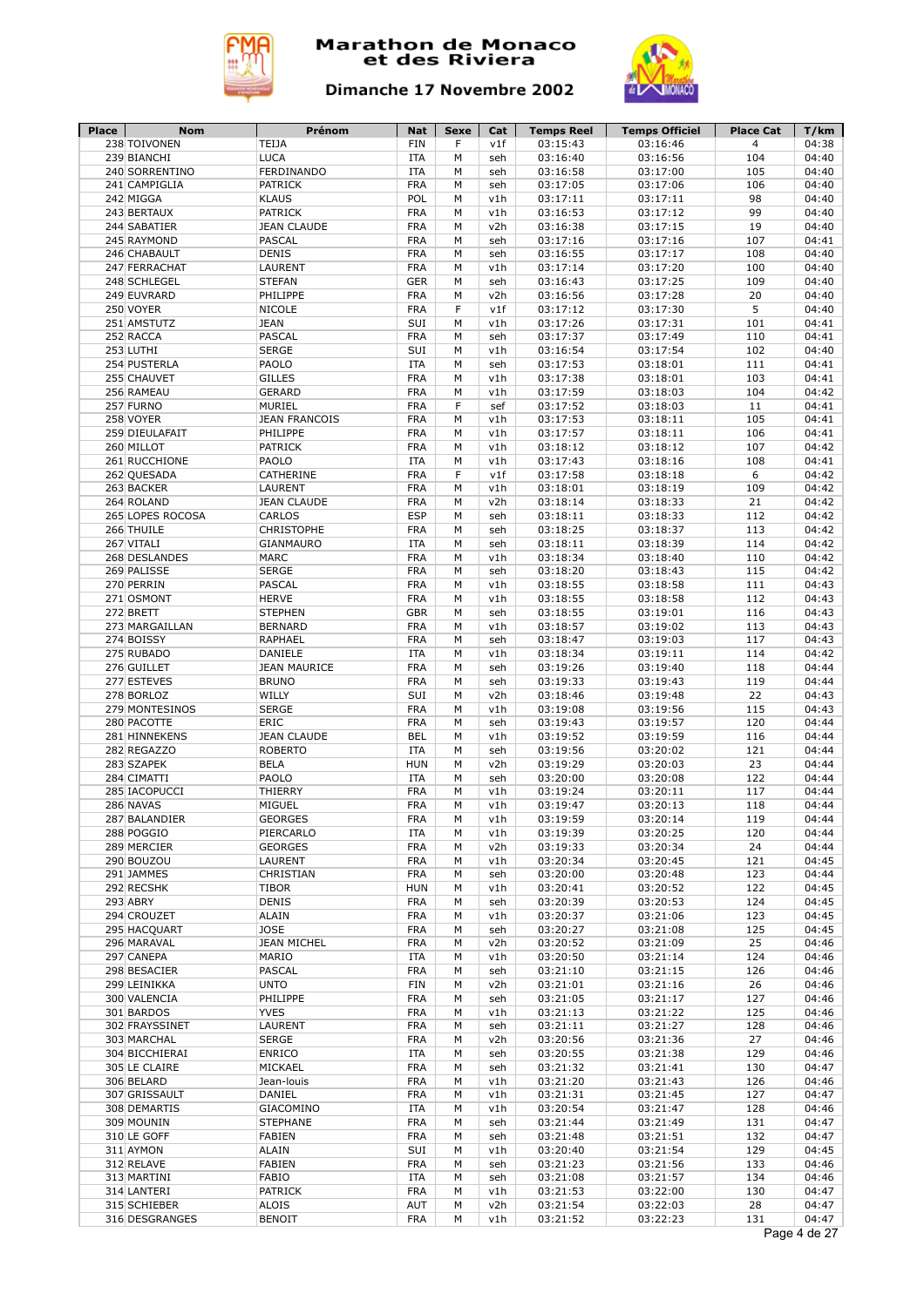# Marathon de Monaco et des Riviera

## Dimanche 17 Novembre 2002

| Place | Nom | Prénom | Nat | Sexe | Cat | Temps Reel | Temps Officiel | Place Cat | T/km |
|---|---|---|---|---|---|---|---|---|---|
| 238 | TOIVONEN | TEIJA | FIN | F | v1f | 03:15:43 | 03:16:46 | 4 | 04:38 |
| 239 | BIANCHI | LUCA | ITA | M | seh | 03:16:40 | 03:16:56 | 104 | 04:40 |
| 240 | SORRENTINO | FERDINANDO | ITA | M | seh | 03:16:58 | 03:17:00 | 105 | 04:40 |
| 241 | CAMPIGLIA | PATRICK | FRA | M | seh | 03:17:05 | 03:17:06 | 106 | 04:40 |
| 242 | MIGGA | KLAUS | POL | M | v1h | 03:17:11 | 03:17:11 | 98 | 04:40 |
| 243 | BERTAUX | PATRICK | FRA | M | v1h | 03:16:53 | 03:17:12 | 99 | 04:40 |
| 244 | SABATIER | JEAN CLAUDE | FRA | M | v2h | 03:16:38 | 03:17:15 | 19 | 04:40 |
| 245 | RAYMOND | PASCAL | FRA | M | seh | 03:17:16 | 03:17:16 | 107 | 04:41 |
| 246 | CHABAULT | DENIS | FRA | M | seh | 03:16:55 | 03:17:17 | 108 | 04:40 |
| 247 | FERRACHAT | LAURENT | FRA | M | v1h | 03:17:14 | 03:17:20 | 100 | 04:40 |
| 248 | SCHLEGEL | STEFAN | GER | M | seh | 03:16:43 | 03:17:25 | 109 | 04:40 |
| 249 | EUVRARD | PHILIPPE | FRA | M | v2h | 03:16:56 | 03:17:28 | 20 | 04:40 |
| 250 | VOYER | NICOLE | FRA | F | v1f | 03:17:12 | 03:17:30 | 5 | 04:40 |
| 251 | AMSTUTZ | JEAN | SUI | M | v1h | 03:17:26 | 03:17:31 | 101 | 04:41 |
| 252 | RACCA | PASCAL | FRA | M | seh | 03:17:37 | 03:17:49 | 110 | 04:41 |
| 253 | LUTHI | SERGE | SUI | M | v1h | 03:16:54 | 03:17:54 | 102 | 04:40 |
| 254 | PUSTERLA | PAOLO | ITA | M | seh | 03:17:53 | 03:18:01 | 111 | 04:41 |
| 255 | CHAUVET | GILLES | FRA | M | v1h | 03:17:38 | 03:18:01 | 103 | 04:41 |
| 256 | RAMEAU | GERARD | FRA | M | v1h | 03:17:59 | 03:18:03 | 104 | 04:42 |
| 257 | FURNO | MURIEL | FRA | F | sef | 03:17:52 | 03:18:03 | 11 | 04:41 |
| 258 | VOYER | JEAN FRANCOIS | FRA | M | v1h | 03:17:53 | 03:18:11 | 105 | 04:41 |
| 259 | DIEULAFAIT | PHILIPPE | FRA | M | v1h | 03:17:57 | 03:18:11 | 106 | 04:41 |
| 260 | MILLOT | PATRICK | FRA | M | v1h | 03:18:12 | 03:18:12 | 107 | 04:42 |
| 261 | RUCCHIONE | PAOLO | ITA | M | v1h | 03:17:43 | 03:18:16 | 108 | 04:41 |
| 262 | QUESADA | CATHERINE | FRA | F | v1f | 03:17:58 | 03:18:18 | 6 | 04:42 |
| 263 | BACKER | LAURENT | FRA | M | v1h | 03:18:01 | 03:18:19 | 109 | 04:42 |
| 264 | ROLAND | JEAN CLAUDE | FRA | M | v2h | 03:18:14 | 03:18:33 | 21 | 04:42 |
| 265 | LOPES ROCOSA | CARLOS | ESP | M | seh | 03:18:11 | 03:18:33 | 112 | 04:42 |
| 266 | THUILE | CHRISTOPHE | FRA | M | seh | 03:18:25 | 03:18:37 | 113 | 04:42 |
| 267 | VITALI | GIANMAURO | ITA | M | seh | 03:18:11 | 03:18:39 | 114 | 04:42 |
| 268 | DESLANDES | MARC | FRA | M | v1h | 03:18:34 | 03:18:40 | 110 | 04:42 |
| 269 | PALISSE | SERGE | FRA | M | seh | 03:18:20 | 03:18:43 | 115 | 04:42 |
| 270 | PERRIN | PASCAL | FRA | M | v1h | 03:18:55 | 03:18:58 | 111 | 04:43 |
| 271 | OSMONT | HERVE | FRA | M | v1h | 03:18:55 | 03:18:58 | 112 | 04:43 |
| 272 | BRETT | STEPHEN | GBR | M | seh | 03:18:55 | 03:19:01 | 116 | 04:43 |
| 273 | MARGAILLAN | BERNARD | FRA | M | v1h | 03:18:57 | 03:19:02 | 113 | 04:43 |
| 274 | BOISSY | RAPHAEL | FRA | M | seh | 03:18:47 | 03:19:03 | 117 | 04:43 |
| 275 | RUBADO | DANIELE | ITA | M | v1h | 03:18:34 | 03:19:11 | 114 | 04:42 |
| 276 | GUILLET | JEAN MAURICE | FRA | M | seh | 03:19:26 | 03:19:40 | 118 | 04:44 |
| 277 | ESTEVES | BRUNO | FRA | M | seh | 03:19:33 | 03:19:43 | 119 | 04:44 |
| 278 | BORLOZ | WILLY | SUI | M | v2h | 03:18:46 | 03:19:48 | 22 | 04:43 |
| 279 | MONTESINOS | SERGE | FRA | M | v1h | 03:19:08 | 03:19:56 | 115 | 04:43 |
| 280 | PACOTTE | ERIC | FRA | M | seh | 03:19:43 | 03:19:57 | 120 | 04:44 |
| 281 | HINNEKENS | JEAN CLAUDE | BEL | M | v1h | 03:19:52 | 03:19:59 | 116 | 04:44 |
| 282 | REGAZZO | ROBERTO | ITA | M | seh | 03:19:56 | 03:20:02 | 121 | 04:44 |
| 283 | SZAPEK | BELA | HUN | M | v2h | 03:19:29 | 03:20:03 | 23 | 04:44 |
| 284 | CIMATTI | PAOLO | ITA | M | seh | 03:20:00 | 03:20:08 | 122 | 04:44 |
| 285 | IACOPUCCI | THIERRY | FRA | M | v1h | 03:19:24 | 03:20:11 | 117 | 04:44 |
| 286 | NAVAS | MIGUEL | FRA | M | v1h | 03:19:47 | 03:20:13 | 118 | 04:44 |
| 287 | BALANDIER | GEORGES | FRA | M | v1h | 03:19:59 | 03:20:14 | 119 | 04:44 |
| 288 | POGGIO | PIERCARLO | ITA | M | v1h | 03:19:39 | 03:20:25 | 120 | 04:44 |
| 289 | MERCIER | GEORGES | FRA | M | v2h | 03:19:33 | 03:20:34 | 24 | 04:44 |
| 290 | BOUZOU | LAURENT | FRA | M | v1h | 03:20:34 | 03:20:45 | 121 | 04:45 |
| 291 | JAMMES | CHRISTIAN | FRA | M | seh | 03:20:00 | 03:20:48 | 123 | 04:44 |
| 292 | RECSHK | TIBOR | HUN | M | v1h | 03:20:41 | 03:20:52 | 122 | 04:45 |
| 293 | ABRY | DENIS | FRA | M | seh | 03:20:39 | 03:20:53 | 124 | 04:45 |
| 294 | CROUZET | ALAIN | FRA | M | v1h | 03:20:37 | 03:21:06 | 123 | 04:45 |
| 295 | HACQUART | JOSE | FRA | M | seh | 03:20:27 | 03:21:08 | 125 | 04:45 |
| 296 | MARAVAL | JEAN MICHEL | FRA | M | v2h | 03:20:52 | 03:21:09 | 25 | 04:46 |
| 297 | CANEPA | MARIO | ITA | M | v1h | 03:20:50 | 03:21:14 | 124 | 04:46 |
| 298 | BESACIER | PASCAL | FRA | M | seh | 03:21:10 | 03:21:15 | 126 | 04:46 |
| 299 | LEINIKKA | UNTO | FIN | M | v2h | 03:21:01 | 03:21:16 | 26 | 04:46 |
| 300 | VALENCIA | PHILIPPE | FRA | M | seh | 03:21:05 | 03:21:17 | 127 | 04:46 |
| 301 | BARDOS | YVES | FRA | M | v1h | 03:21:13 | 03:21:22 | 125 | 04:46 |
| 302 | FRAYSSINET | LAURENT | FRA | M | seh | 03:21:11 | 03:21:27 | 128 | 04:46 |
| 303 | MARCHAL | SERGE | FRA | M | v2h | 03:20:56 | 03:21:36 | 27 | 04:46 |
| 304 | BICCHIERAI | ENRICO | ITA | M | seh | 03:20:55 | 03:21:38 | 129 | 04:46 |
| 305 | LE CLAIRE | MICKAEL | FRA | M | seh | 03:21:32 | 03:21:41 | 130 | 04:47 |
| 306 | BELARD | Jean-louis | FRA | M | v1h | 03:21:20 | 03:21:43 | 126 | 04:46 |
| 307 | GRISSAULT | DANIEL | FRA | M | v1h | 03:21:31 | 03:21:45 | 127 | 04:47 |
| 308 | DEMARTIS | GIACOMINO | ITA | M | v1h | 03:20:54 | 03:21:47 | 128 | 04:46 |
| 309 | MOUNIN | STEPHANE | FRA | M | seh | 03:21:44 | 03:21:49 | 131 | 04:47 |
| 310 | LE GOFF | FABIEN | FRA | M | seh | 03:21:48 | 03:21:51 | 132 | 04:47 |
| 311 | AYMON | ALAIN | SUI | M | v1h | 03:20:40 | 03:21:54 | 129 | 04:45 |
| 312 | RELAVE | FABIEN | FRA | M | seh | 03:21:23 | 03:21:56 | 133 | 04:46 |
| 313 | MARTINI | FABIO | ITA | M | seh | 03:21:08 | 03:21:57 | 134 | 04:46 |
| 314 | LANTERI | PATRICK | FRA | M | v1h | 03:21:53 | 03:22:00 | 130 | 04:47 |
| 315 | SCHIEBER | ALOIS | AUT | M | v2h | 03:21:54 | 03:22:03 | 28 | 04:47 |
| 316 | DESGRANGES | BENOIT | FRA | M | v1h | 03:21:52 | 03:22:23 | 131 | 04:47 |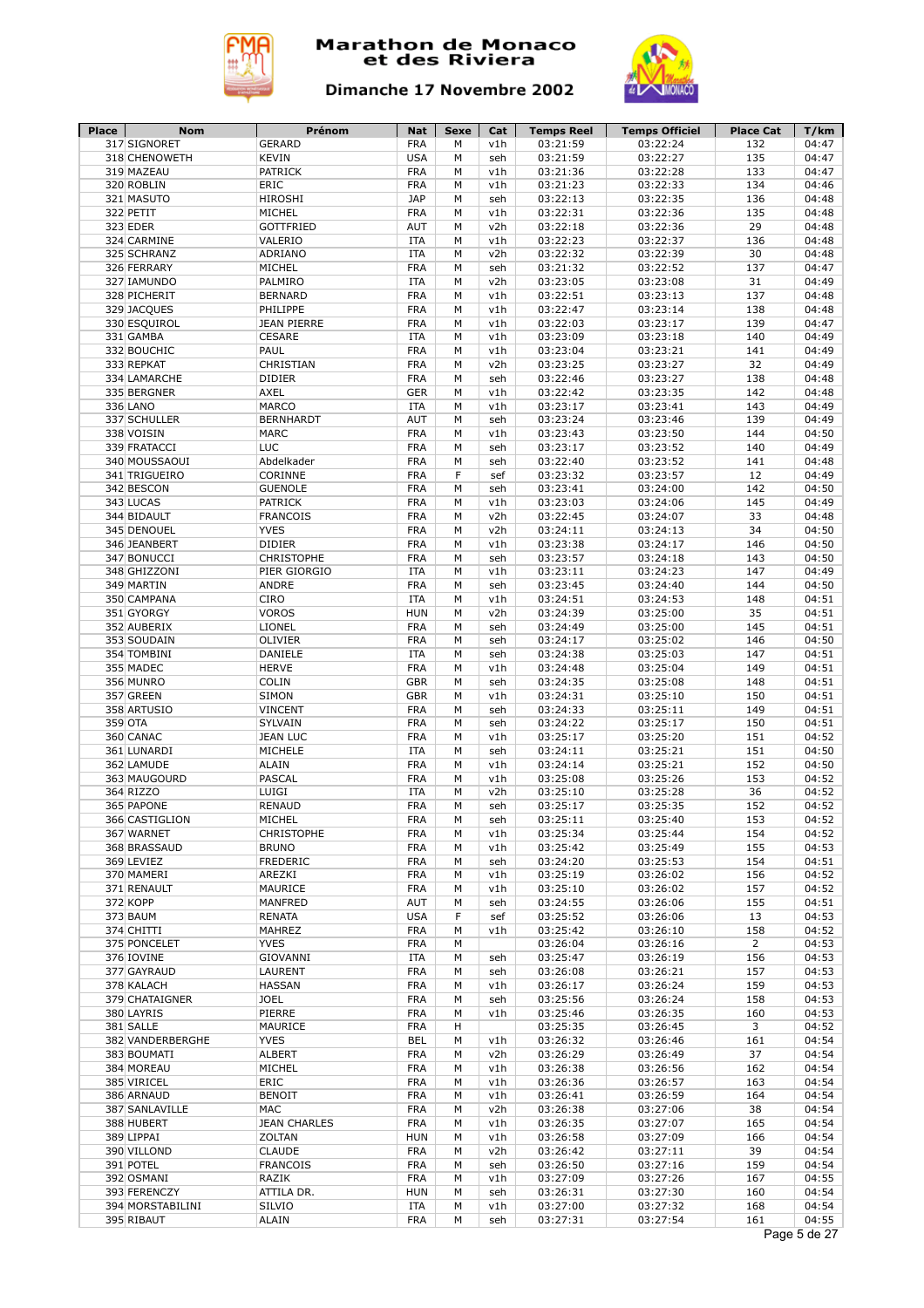# Marathon de Monaco et des Riviera

## Dimanche 17 Novembre 2002

| Place | Nom | Prénom | Nat | Sexe | Cat | Temps Reel | Temps Officiel | Place Cat | T/km |
|---|---|---|---|---|---|---|---|---|---|
| 317 | SIGNORET | GERARD | FRA | M | v1h | 03:21:59 | 03:22:24 | 132 | 04:47 |
| 318 | CHENOWETH | KEVIN | USA | M | seh | 03:21:59 | 03:22:27 | 135 | 04:47 |
| 319 | MAZEAU | PATRICK | FRA | M | v1h | 03:21:36 | 03:22:28 | 133 | 04:47 |
| 320 | ROBLIN | ERIC | FRA | M | v1h | 03:21:23 | 03:22:33 | 134 | 04:46 |
| 321 | MASUTO | HIROSHI | JAP | M | seh | 03:22:13 | 03:22:35 | 136 | 04:48 |
| 322 | PETIT | MICHEL | FRA | M | v1h | 03:22:31 | 03:22:36 | 135 | 04:48 |
| 323 | EDER | GOTTFRIED | AUT | M | v2h | 03:22:18 | 03:22:36 | 29 | 04:48 |
| 324 | CARMINE | VALERIO | ITA | M | v1h | 03:22:23 | 03:22:37 | 136 | 04:48 |
| 325 | SCHRANZ | ADRIANO | ITA | M | v2h | 03:22:32 | 03:22:39 | 30 | 04:48 |
| 326 | FERRARY | MICHEL | FRA | M | seh | 03:21:32 | 03:22:52 | 137 | 04:47 |
| 327 | IAMUNDO | PALMIRO | ITA | M | v2h | 03:23:05 | 03:23:08 | 31 | 04:49 |
| 328 | PICHERIT | BERNARD | FRA | M | v1h | 03:22:51 | 03:23:13 | 137 | 04:48 |
| 329 | JACQUES | PHILIPPE | FRA | M | v1h | 03:22:47 | 03:23:14 | 138 | 04:48 |
| 330 | ESQUIROL | JEAN PIERRE | FRA | M | v1h | 03:22:03 | 03:23:17 | 139 | 04:47 |
| 331 | GAMBA | CESARE | ITA | M | v1h | 03:23:09 | 03:23:18 | 140 | 04:49 |
| 332 | BOUCHIC | PAUL | FRA | M | v1h | 03:23:04 | 03:23:21 | 141 | 04:49 |
| 333 | REPKAT | CHRISTIAN | FRA | M | v2h | 03:23:25 | 03:23:27 | 32 | 04:49 |
| 334 | LAMARCHE | DIDIER | FRA | M | seh | 03:22:46 | 03:23:27 | 138 | 04:48 |
| 335 | BERGNER | AXEL | GER | M | v1h | 03:22:42 | 03:23:35 | 142 | 04:48 |
| 336 | LANO | MARCO | ITA | M | v1h | 03:23:17 | 03:23:41 | 143 | 04:49 |
| 337 | SCHULLER | BERNHARDT | AUT | M | seh | 03:23:24 | 03:23:46 | 139 | 04:49 |
| 338 | VOISIN | MARC | FRA | M | v1h | 03:23:43 | 03:23:50 | 144 | 04:50 |
| 339 | FRATACCI | LUC | FRA | M | seh | 03:23:17 | 03:23:52 | 140 | 04:49 |
| 340 | MOUSSAOUI | Abdelkader | FRA | M | seh | 03:22:40 | 03:23:52 | 141 | 04:48 |
| 341 | TRIGUEIRO | CORINNE | FRA | F | sef | 03:23:32 | 03:23:57 | 12 | 04:49 |
| 342 | BESCON | GUENOLE | FRA | M | seh | 03:23:41 | 03:24:00 | 142 | 04:50 |
| 343 | LUCAS | PATRICK | FRA | M | v1h | 03:23:03 | 03:24:06 | 145 | 04:49 |
| 344 | BIDAULT | FRANCOIS | FRA | M | v2h | 03:22:45 | 03:24:07 | 33 | 04:48 |
| 345 | DENOUEL | YVES | FRA | M | v2h | 03:24:11 | 03:24:13 | 34 | 04:50 |
| 346 | JEANBERT | DIDIER | FRA | M | v1h | 03:23:38 | 03:24:17 | 146 | 04:50 |
| 347 | BONUCCI | CHRISTOPHE | FRA | M | seh | 03:23:57 | 03:24:18 | 143 | 04:50 |
| 348 | GHIZZONI | PIER GIORGIO | ITA | M | v1h | 03:23:11 | 03:24:23 | 147 | 04:49 |
| 349 | MARTIN | ANDRE | FRA | M | seh | 03:23:45 | 03:24:40 | 144 | 04:50 |
| 350 | CAMPANA | CIRO | ITA | M | v1h | 03:24:51 | 03:24:53 | 148 | 04:51 |
| 351 | GYORGY | VOROS | HUN | M | v2h | 03:24:39 | 03:25:00 | 35 | 04:51 |
| 352 | AUBERIX | LIONEL | FRA | M | seh | 03:24:49 | 03:25:00 | 145 | 04:51 |
| 353 | SOUDAIN | OLIVIER | FRA | M | seh | 03:24:17 | 03:25:02 | 146 | 04:50 |
| 354 | TOMBINI | DANIELE | ITA | M | seh | 03:24:38 | 03:25:03 | 147 | 04:51 |
| 355 | MADEC | HERVE | FRA | M | v1h | 03:24:48 | 03:25:04 | 149 | 04:51 |
| 356 | MUNRO | COLIN | GBR | M | seh | 03:24:35 | 03:25:08 | 148 | 04:51 |
| 357 | GREEN | SIMON | GBR | M | v1h | 03:24:31 | 03:25:10 | 150 | 04:51 |
| 358 | ARTUSIO | VINCENT | FRA | M | seh | 03:24:33 | 03:25:11 | 149 | 04:51 |
| 359 | OTA | SYLVAIN | FRA | M | seh | 03:24:22 | 03:25:17 | 150 | 04:51 |
| 360 | CANAC | JEAN LUC | FRA | M | v1h | 03:25:17 | 03:25:20 | 151 | 04:52 |
| 361 | LUNARDI | MICHELE | ITA | M | seh | 03:24:11 | 03:25:21 | 151 | 04:50 |
| 362 | LAMUDE | ALAIN | FRA | M | v1h | 03:24:14 | 03:25:21 | 152 | 04:50 |
| 363 | MAUGOURD | PASCAL | FRA | M | v1h | 03:25:08 | 03:25:26 | 153 | 04:52 |
| 364 | RIZZO | LUIGI | ITA | M | v2h | 03:25:10 | 03:25:28 | 36 | 04:52 |
| 365 | PAPONE | RENAUD | FRA | M | seh | 03:25:17 | 03:25:35 | 152 | 04:52 |
| 366 | CASTIGLION | MICHEL | FRA | M | seh | 03:25:11 | 03:25:40 | 153 | 04:52 |
| 367 | WARNET | CHRISTOPHE | FRA | M | v1h | 03:25:34 | 03:25:44 | 154 | 04:52 |
| 368 | BRASSAUD | BRUNO | FRA | M | v1h | 03:25:42 | 03:25:49 | 155 | 04:53 |
| 369 | LEVIEZ | FREDERIC | FRA | M | seh | 03:24:20 | 03:25:53 | 154 | 04:51 |
| 370 | MAMERI | AREZKI | FRA | M | v1h | 03:25:19 | 03:26:02 | 156 | 04:52 |
| 371 | RENAULT | MAURICE | FRA | M | v1h | 03:25:10 | 03:26:02 | 157 | 04:52 |
| 372 | KOPP | MANFRED | AUT | M | seh | 03:24:55 | 03:26:06 | 155 | 04:51 |
| 373 | BAUM | RENATA | USA | F | sef | 03:25:52 | 03:26:06 | 13 | 04:53 |
| 374 | CHITTI | MAHREZ | FRA | M | v1h | 03:25:42 | 03:26:10 | 158 | 04:52 |
| 375 | PONCELET | YVES | FRA | M | | 03:26:04 | 03:26:16 | 2 | 04:53 |
| 376 | IOVINE | GIOVANNI | ITA | M | seh | 03:25:47 | 03:26:19 | 156 | 04:53 |
| 377 | GAYRAUD | LAURENT | FRA | M | seh | 03:26:08 | 03:26:21 | 157 | 04:53 |
| 378 | KALACH | HASSAN | FRA | M | v1h | 03:26:17 | 03:26:24 | 159 | 04:53 |
| 379 | CHATAIGNER | JOEL | FRA | M | seh | 03:25:56 | 03:26:24 | 158 | 04:53 |
| 380 | LAYRIS | PIERRE | FRA | M | v1h | 03:25:46 | 03:26:35 | 160 | 04:53 |
| 381 | SALLE | MAURICE | FRA | H | | 03:25:35 | 03:26:45 | 3 | 04:52 |
| 382 | VANDERBERGHE | YVES | BEL | M | v1h | 03:26:32 | 03:26:46 | 161 | 04:54 |
| 383 | BOUMATI | ALBERT | FRA | M | v2h | 03:26:29 | 03:26:49 | 37 | 04:54 |
| 384 | MOREAU | MICHEL | FRA | M | v1h | 03:26:38 | 03:26:56 | 162 | 04:54 |
| 385 | VIRICEL | ERIC | FRA | M | v1h | 03:26:36 | 03:26:57 | 163 | 04:54 |
| 386 | ARNAUD | BENOIT | FRA | M | v1h | 03:26:41 | 03:26:59 | 164 | 04:54 |
| 387 | SANLAVILLE | MAC | FRA | M | v2h | 03:26:38 | 03:27:06 | 38 | 04:54 |
| 388 | HUBERT | JEAN CHARLES | FRA | M | v1h | 03:26:35 | 03:27:07 | 165 | 04:54 |
| 389 | LIPPAI | ZOLTAN | HUN | M | v1h | 03:26:58 | 03:27:09 | 166 | 04:54 |
| 390 | VILLOND | CLAUDE | FRA | M | v2h | 03:26:42 | 03:27:11 | 39 | 04:54 |
| 391 | POTEL | FRANCOIS | FRA | M | seh | 03:26:50 | 03:27:16 | 159 | 04:54 |
| 392 | OSMANI | RAZIK | FRA | M | v1h | 03:27:09 | 03:27:26 | 167 | 04:55 |
| 393 | FERENCZY | ATTILA DR. | HUN | M | seh | 03:26:31 | 03:27:30 | 160 | 04:54 |
| 394 | MORSTABILINI | SILVIO | ITA | M | v1h | 03:27:00 | 03:27:32 | 168 | 04:54 |
| 395 | RIBAUT | ALAIN | FRA | M | seh | 03:27:31 | 03:27:54 | 161 | 04:55 |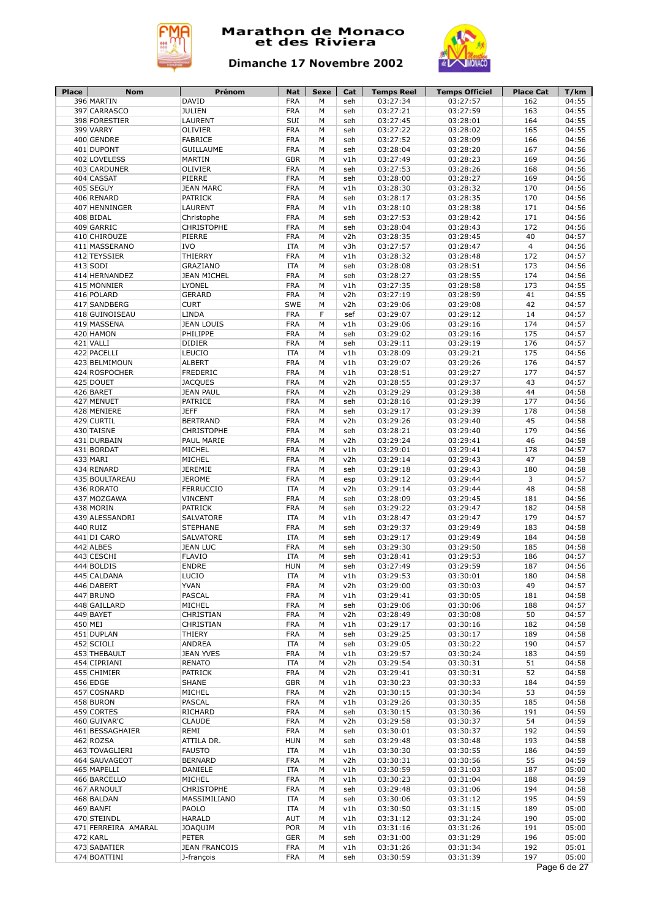# Marathon de Monaco et des Riviera

## Dimanche 17 Novembre 2002

| Place | Nom | Prénom | Nat | Sexe | Cat | Temps Reel | Temps Officiel | Place Cat | T/km |
|---|---|---|---|---|---|---|---|---|---|
| 396 | MARTIN | DAVID | FRA | M | seh | 03:27:34 | 03:27:57 | 162 | 04:55 |
| 397 | CARRASCO | JULIEN | FRA | M | seh | 03:27:21 | 03:27:59 | 163 | 04:55 |
| 398 | FORESTIER | LAURENT | SUI | M | seh | 03:27:45 | 03:28:01 | 164 | 04:55 |
| 399 | VARRY | OLIVIER | FRA | M | seh | 03:27:22 | 03:28:02 | 165 | 04:55 |
| 400 | GENDRE | FABRICE | FRA | M | seh | 03:27:52 | 03:28:09 | 166 | 04:56 |
| 401 | DUPONT | GUILLAUME | FRA | M | seh | 03:28:04 | 03:28:20 | 167 | 04:56 |
| 402 | LOVELESS | MARTIN | GBR | M | v1h | 03:27:49 | 03:28:23 | 169 | 04:56 |
| 403 | CARDUNER | OLIVIER | FRA | M | seh | 03:27:53 | 03:28:26 | 168 | 04:56 |
| 404 | CASSAT | PIERRE | FRA | M | seh | 03:28:00 | 03:28:27 | 169 | 04:56 |
| 405 | SEGUY | JEAN MARC | FRA | M | v1h | 03:28:30 | 03:28:32 | 170 | 04:56 |
| 406 | RENARD | PATRICK | FRA | M | seh | 03:28:17 | 03:28:35 | 170 | 04:56 |
| 407 | HENNINGER | LAURENT | FRA | M | v1h | 03:28:10 | 03:28:38 | 171 | 04:56 |
| 408 | BIDAL | Christophe | FRA | M | seh | 03:27:53 | 03:28:42 | 171 | 04:56 |
| 409 | GARRIC | CHRISTOPHE | FRA | M | seh | 03:28:04 | 03:28:43 | 172 | 04:56 |
| 410 | CHIROUZE | PIERRE | FRA | M | v2h | 03:28:35 | 03:28:45 | 40 | 04:57 |
| 411 | MASSERANO | IVO | ITA | M | v3h | 03:27:57 | 03:28:47 | 4 | 04:56 |
| 412 | TEYSSIER | THIERRY | FRA | M | v1h | 03:28:32 | 03:28:48 | 172 | 04:57 |
| 413 | SODI | GRAZIANO | ITA | M | seh | 03:28:08 | 03:28:51 | 173 | 04:56 |
| 414 | HERNANDEZ | JEAN MICHEL | FRA | M | seh | 03:28:27 | 03:28:55 | 174 | 04:56 |
| 415 | MONNIER | LYONEL | FRA | M | v1h | 03:27:35 | 03:28:58 | 173 | 04:55 |
| 416 | POLARD | GERARD | FRA | M | v2h | 03:27:19 | 03:28:59 | 41 | 04:55 |
| 417 | SANDBERG | CURT | SWE | M | v2h | 03:29:06 | 03:29:08 | 42 | 04:57 |
| 418 | GUINOISEAU | LINDA | FRA | F | sef | 03:29:07 | 03:29:12 | 14 | 04:57 |
| 419 | MASSENA | JEAN LOUIS | FRA | M | v1h | 03:29:06 | 03:29:16 | 174 | 04:57 |
| 420 | HAMON | PHILIPPE | FRA | M | seh | 03:29:02 | 03:29:16 | 175 | 04:57 |
| 421 | VALLI | DIDIER | FRA | M | seh | 03:29:11 | 03:29:19 | 176 | 04:57 |
| 422 | PACELLI | LEUCIO | ITA | M | v1h | 03:28:09 | 03:29:21 | 175 | 04:56 |
| 423 | BELMIMOUN | ALBERT | FRA | M | v1h | 03:29:07 | 03:29:26 | 176 | 04:57 |
| 424 | ROSPOCHER | FREDERIC | FRA | M | v1h | 03:28:51 | 03:29:27 | 177 | 04:57 |
| 425 | DOUET | JACQUES | FRA | M | v2h | 03:28:55 | 03:29:37 | 43 | 04:57 |
| 426 | BARET | JEAN PAUL | FRA | M | v2h | 03:29:29 | 03:29:38 | 44 | 04:58 |
| 427 | MENUET | PATRICE | FRA | M | seh | 03:28:16 | 03:29:39 | 177 | 04:56 |
| 428 | MENIERE | JEFF | FRA | M | seh | 03:29:17 | 03:29:39 | 178 | 04:58 |
| 429 | CURTIL | BERTRAND | FRA | M | v2h | 03:29:26 | 03:29:40 | 45 | 04:58 |
| 430 | TAISNE | CHRISTOPHE | FRA | M | seh | 03:28:21 | 03:29:40 | 179 | 04:56 |
| 431 | DURBAIN | PAUL MARIE | FRA | M | v2h | 03:29:24 | 03:29:41 | 46 | 04:58 |
| 431 | BORDAT | MICHEL | FRA | M | v1h | 03:29:01 | 03:29:41 | 178 | 04:57 |
| 433 | MARI | MICHEL | FRA | M | v2h | 03:29:14 | 03:29:43 | 47 | 04:58 |
| 434 | RENARD | JEREMIE | FRA | M | seh | 03:29:18 | 03:29:43 | 180 | 04:58 |
| 435 | BOULTAREAU | JEROME | FRA | M | esp | 03:29:12 | 03:29:44 | 3 | 04:57 |
| 436 | RORATO | FERRUCCIO | ITA | M | v2h | 03:29:14 | 03:29:44 | 48 | 04:58 |
| 437 | MOZGAWA | VINCENT | FRA | M | seh | 03:28:09 | 03:29:45 | 181 | 04:56 |
| 438 | MORIN | PATRICK | FRA | M | seh | 03:29:22 | 03:29:47 | 182 | 04:58 |
| 439 | ALESSANDRI | SALVATORE | ITA | M | v1h | 03:28:47 | 03:29:47 | 179 | 04:57 |
| 440 | RUIZ | STEPHANE | FRA | M | seh | 03:29:37 | 03:29:49 | 183 | 04:58 |
| 441 | DI CARO | SALVATORE | ITA | M | seh | 03:29:17 | 03:29:49 | 184 | 04:58 |
| 442 | ALBES | JEAN LUC | FRA | M | seh | 03:29:30 | 03:29:50 | 185 | 04:58 |
| 443 | CESCHI | FLAVIO | ITA | M | seh | 03:28:41 | 03:29:53 | 186 | 04:57 |
| 444 | BOLDIS | ENDRE | HUN | M | seh | 03:27:49 | 03:29:59 | 187 | 04:56 |
| 445 | CALDANA | LUCIO | ITA | M | v1h | 03:29:53 | 03:30:01 | 180 | 04:58 |
| 446 | DABERT | YVAN | FRA | M | v2h | 03:29:00 | 03:30:03 | 49 | 04:57 |
| 447 | BRUNO | PASCAL | FRA | M | v1h | 03:29:41 | 03:30:05 | 181 | 04:58 |
| 448 | GAILLARD | MICHEL | FRA | M | seh | 03:29:06 | 03:30:06 | 188 | 04:57 |
| 449 | BAYET | CHRISTIAN | FRA | M | v2h | 03:28:49 | 03:30:08 | 50 | 04:57 |
| 450 | MEI | CHRISTIAN | FRA | M | v1h | 03:29:17 | 03:30:16 | 182 | 04:58 |
| 451 | DUPLAN | THIERY | FRA | M | seh | 03:29:25 | 03:30:17 | 189 | 04:58 |
| 452 | SCIOLI | ANDREA | ITA | M | seh | 03:29:05 | 03:30:22 | 190 | 04:57 |
| 453 | THEBAULT | JEAN YVES | FRA | M | v1h | 03:29:57 | 03:30:24 | 183 | 04:59 |
| 454 | CIPRIANI | RENATO | ITA | M | v2h | 03:29:54 | 03:30:31 | 51 | 04:58 |
| 455 | CHIMIER | PATRICK | FRA | M | v2h | 03:29:41 | 03:30:31 | 52 | 04:58 |
| 456 | EDGE | SHANE | GBR | M | v1h | 03:30:23 | 03:30:33 | 184 | 04:59 |
| 457 | COSNARD | MICHEL | FRA | M | v2h | 03:30:15 | 03:30:34 | 53 | 04:59 |
| 458 | BURON | PASCAL | FRA | M | v1h | 03:29:26 | 03:30:35 | 185 | 04:58 |
| 459 | CORTES | RICHARD | FRA | M | seh | 03:30:15 | 03:30:36 | 191 | 04:59 |
| 460 | GUIVAR'C | CLAUDE | FRA | M | v2h | 03:29:58 | 03:30:37 | 54 | 04:59 |
| 461 | BESSAGHAIER | REMI | FRA | M | seh | 03:30:01 | 03:30:37 | 192 | 04:59 |
| 462 | ROZSA | ATTILA DR. | HUN | M | seh | 03:29:48 | 03:30:48 | 193 | 04:58 |
| 463 | TOVAGLIERI | FAUSTO | ITA | M | v1h | 03:30:30 | 03:30:55 | 186 | 04:59 |
| 464 | SAUVAGEOT | BERNARD | FRA | M | v2h | 03:30:31 | 03:30:56 | 55 | 04:59 |
| 465 | MAPELLI | DANIELE | ITA | M | v1h | 03:30:59 | 03:31:03 | 187 | 05:00 |
| 466 | BARCELLO | MICHEL | FRA | M | v1h | 03:30:23 | 03:31:04 | 188 | 04:59 |
| 467 | ARNOULT | CHRISTOPHE | FRA | M | seh | 03:29:48 | 03:31:06 | 194 | 04:58 |
| 468 | BALDAN | MASSIMILIANO | ITA | M | seh | 03:30:06 | 03:31:12 | 195 | 04:59 |
| 469 | BANFI | PAOLO | ITA | M | v1h | 03:30:50 | 03:31:15 | 189 | 05:00 |
| 470 | STEINDL | HARALD | AUT | M | v1h | 03:31:12 | 03:31:24 | 190 | 05:00 |
| 471 | FERREIRA AMARAL | JOAQUIM | POR | M | v1h | 03:31:16 | 03:31:26 | 191 | 05:00 |
| 472 | KARL | PETER | GER | M | seh | 03:31:00 | 03:31:29 | 196 | 05:00 |
| 473 | SABATIER | JEAN FRANCOIS | FRA | M | v1h | 03:31:26 | 03:31:34 | 192 | 05:01 |
| 474 | BOATTINI | J-françois | FRA | M | seh | 03:30:59 | 03:31:39 | 197 | 05:00 |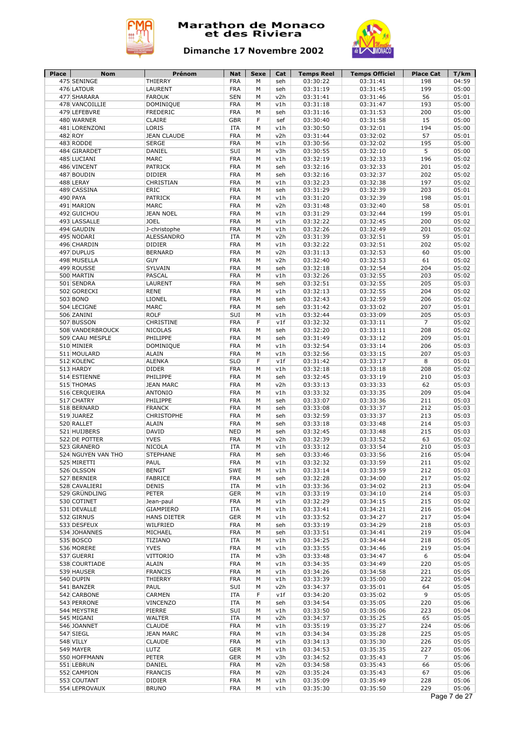# Marathon de Monaco et des Riviera

## Dimanche 17 Novembre 2002

| Place | Nom | Prénom | Nat | Sexe | Cat | Temps Reel | Temps Officiel | Place Cat | T/km |
|---|---|---|---|---|---|---|---|---|---|
| 475 | SENINGE | THIERRY | FRA | M | seh | 03:30:22 | 03:31:41 | 198 | 04:59 |
| 476 | LATOUR | LAURENT | FRA | M | seh | 03:31:19 | 03:31:45 | 199 | 05:00 |
| 477 | SHARARA | FAROUK | SEN | M | v2h | 03:31:41 | 03:31:46 | 56 | 05:01 |
| 478 | VANCOILLIE | DOMINIQUE | FRA | M | v1h | 03:31:18 | 03:31:47 | 193 | 05:00 |
| 479 | LEFEBVRE | FREDERIC | FRA | M | seh | 03:31:16 | 03:31:53 | 200 | 05:00 |
| 480 | WARNER | CLAIRE | GBR | F | sef | 03:30:40 | 03:31:58 | 15 | 05:00 |
| 481 | LORENZONI | LORIS | ITA | M | v1h | 03:30:50 | 03:32:01 | 194 | 05:00 |
| 482 | ROY | JEAN CLAUDE | FRA | M | v2h | 03:31:44 | 03:32:02 | 57 | 05:01 |
| 483 | RODDE | SERGE | FRA | M | v1h | 03:30:56 | 03:32:02 | 195 | 05:00 |
| 484 | GIRARDET | DANIEL | SUI | M | v3h | 03:30:55 | 03:32:10 | 5 | 05:00 |
| 485 | LUCIANI | MARC | FRA | M | v1h | 03:32:19 | 03:32:33 | 196 | 05:02 |
| 486 | VINCENT | PATRICK | FRA | M | seh | 03:32:16 | 03:32:33 | 201 | 05:02 |
| 487 | BOUDIN | DIDIER | FRA | M | seh | 03:32:16 | 03:32:37 | 202 | 05:02 |
| 488 | LERAY | CHRISTIAN | FRA | M | v1h | 03:32:23 | 03:32:38 | 197 | 05:02 |
| 489 | CASSINA | ERIC | FRA | M | seh | 03:31:29 | 03:32:39 | 203 | 05:01 |
| 490 | PAYA | PATRICK | FRA | M | v1h | 03:31:20 | 03:32:39 | 198 | 05:01 |
| 491 | MARION | MARC | FRA | M | v2h | 03:31:48 | 03:32:40 | 58 | 05:01 |
| 492 | GUICHOU | JEAN NOEL | FRA | M | v1h | 03:31:29 | 03:32:44 | 199 | 05:01 |
| 493 | LASSALLE | JOEL | FRA | M | v1h | 03:32:22 | 03:32:45 | 200 | 05:02 |
| 494 | GAUDIN | J-christophe | FRA | M | v1h | 03:32:26 | 03:32:49 | 201 | 05:02 |
| 495 | NODARI | ALESSANDRO | ITA | M | v2h | 03:31:39 | 03:32:51 | 59 | 05:01 |
| 496 | CHARDIN | DIDIER | FRA | M | v1h | 03:32:22 | 03:32:51 | 202 | 05:02 |
| 497 | DUPLUS | BERNARD | FRA | M | v2h | 03:31:13 | 03:32:53 | 60 | 05:00 |
| 498 | MUSELLA | GUY | FRA | M | v2h | 03:32:40 | 03:32:53 | 61 | 05:02 |
| 499 | ROUSSE | SYLVAIN | FRA | M | seh | 03:32:18 | 03:32:54 | 204 | 05:02 |
| 500 | MARTIN | PASCAL | FRA | M | v1h | 03:32:26 | 03:32:55 | 203 | 05:02 |
| 501 | SENDRA | LAURENT | FRA | M | seh | 03:32:51 | 03:32:55 | 205 | 05:03 |
| 502 | GORECKI | RENE | FRA | M | v1h | 03:32:13 | 03:32:55 | 204 | 05:02 |
| 503 | BONO | LIONEL | FRA | M | seh | 03:32:43 | 03:32:59 | 206 | 05:02 |
| 504 | LECIGNE | MARC | FRA | M | seh | 03:31:42 | 03:33:02 | 207 | 05:01 |
| 505 | ZANINI | ROLF | SUI | M | v1h | 03:32:44 | 03:33:09 | 205 | 05:03 |
| 507 | BUSSON | CHRISTINE | FRA | F | v1f | 03:32:32 | 03:33:11 | 7 | 05:02 |
| 508 | VANDERBROUCK | NICOLAS | FRA | M | seh | 03:32:20 | 03:33:11 | 208 | 05:02 |
| 509 | CAAU MESPLE | PHILIPPE | FRA | M | seh | 03:31:49 | 03:33:12 | 209 | 05:01 |
| 510 | MINIER | DOMINIQUE | FRA | M | v1h | 03:32:54 | 03:33:14 | 206 | 05:03 |
| 511 | MOULARD | ALAIN | FRA | M | v1h | 03:32:56 | 03:33:15 | 207 | 05:03 |
| 512 | KOLENC | ALENKA | SLO | F | v1f | 03:31:42 | 03:33:17 | 8 | 05:01 |
| 513 | HARDY | DIDER | FRA | M | v1h | 03:32:18 | 03:33:18 | 208 | 05:02 |
| 514 | ESTIENNE | PHILIPPE | FRA | M | seh | 03:32:45 | 03:33:19 | 210 | 05:03 |
| 515 | THOMAS | JEAN MARC | FRA | M | v2h | 03:33:13 | 03:33:33 | 62 | 05:03 |
| 516 | CERQUEIRA | ANTONIO | FRA | M | v1h | 03:33:32 | 03:33:35 | 209 | 05:04 |
| 517 | CHATRY | PHILIPPE | FRA | M | seh | 03:33:07 | 03:33:36 | 211 | 05:03 |
| 518 | BERNARD | FRANCK | FRA | M | seh | 03:33:08 | 03:33:37 | 212 | 05:03 |
| 519 | JUAREZ | CHRISTOPHE | FRA | M | seh | 03:32:59 | 03:33:37 | 213 | 05:03 |
| 520 | RALLET | ALAIN | FRA | M | seh | 03:33:18 | 03:33:48 | 214 | 05:03 |
| 521 | HUIJBERS | DAVID | NED | M | seh | 03:32:45 | 03:33:48 | 215 | 05:03 |
| 522 | DE POTTER | YVES | FRA | M | v2h | 03:32:39 | 03:33:52 | 63 | 05:02 |
| 523 | GRANERO | NICOLA | ITA | M | v1h | 03:33:12 | 03:33:54 | 210 | 05:03 |
| 524 | NGUYEN VAN THO | STEPHANE | FRA | M | seh | 03:33:46 | 03:33:56 | 216 | 05:04 |
| 525 | MIRETTI | PAUL | FRA | M | v1h | 03:32:32 | 03:33:59 | 211 | 05:02 |
| 526 | OLSSON | BENGT | SWE | M | v1h | 03:33:14 | 03:33:59 | 212 | 05:03 |
| 527 | BERNIER | FABRICE | FRA | M | seh | 03:32:28 | 03:34:00 | 217 | 05:02 |
| 528 | CAVALIERI | DENIS | ITA | M | v1h | 03:33:36 | 03:34:02 | 213 | 05:04 |
| 529 | GRÜNDLING | PETER | GER | M | v1h | 03:33:19 | 03:34:10 | 214 | 05:03 |
| 530 | COTINET | Jean-paul | FRA | M | v1h | 03:32:29 | 03:34:15 | 215 | 05:02 |
| 531 | DEVALLE | GIAMPIERO | ITA | M | v1h | 03:33:41 | 03:34:21 | 216 | 05:04 |
| 532 | GIRNUS | HANS DIETER | GER | M | v1h | 03:33:52 | 03:34:27 | 217 | 05:04 |
| 533 | DESFEUX | WILFRIED | FRA | M | seh | 03:33:19 | 03:34:29 | 218 | 05:03 |
| 534 | JOHANNES | MICHAEL | FRA | M | seh | 03:33:51 | 03:34:41 | 219 | 05:04 |
| 535 | BOSCO | TIZIANO | ITA | M | v1h | 03:34:25 | 03:34:44 | 218 | 05:05 |
| 536 | MORERE | YVES | FRA | M | v1h | 03:33:55 | 03:34:46 | 219 | 05:04 |
| 537 | GUERRI | VITTORIO | ITA | M | v3h | 03:33:48 | 03:34:47 | 6 | 05:04 |
| 538 | COURTIADE | ALAIN | FRA | M | v1h | 03:34:35 | 03:34:49 | 220 | 05:05 |
| 539 | HAUSER | FRANCIS | FRA | M | v1h | 03:34:26 | 03:34:58 | 221 | 05:05 |
| 540 | DUPIN | THIERRY | FRA | M | v1h | 03:33:39 | 03:35:00 | 222 | 05:04 |
| 541 | BANZER | PAUL | SUI | M | v2h | 03:34:37 | 03:35:01 | 64 | 05:05 |
| 542 | CARBONE | CARMEN | ITA | F | v1f | 03:34:20 | 03:35:02 | 9 | 05:05 |
| 543 | PERRONE | VINCENZO | ITA | M | seh | 03:34:54 | 03:35:05 | 220 | 05:06 |
| 544 | MEYSTRE | PIERRE | SUI | M | v1h | 03:33:50 | 03:35:06 | 223 | 05:04 |
| 545 | MIGANI | WALTER | ITA | M | v2h | 03:34:37 | 03:35:25 | 65 | 05:05 |
| 546 | JOANNET | CLAUDE | FRA | M | v1h | 03:35:19 | 03:35:27 | 224 | 05:06 |
| 547 | SIEGL | JEAN MARC | FRA | M | v1h | 03:34:34 | 03:35:28 | 225 | 05:05 |
| 548 | VILLY | CLAUDE | FRA | M | v1h | 03:34:13 | 03:35:30 | 226 | 05:05 |
| 549 | MAYER | LUTZ | GER | M | v1h | 03:34:53 | 03:35:35 | 227 | 05:06 |
| 550 | HOFFMANN | PETER | GER | M | v3h | 03:34:52 | 03:35:43 | 7 | 05:06 |
| 551 | LEBRUN | DANIEL | FRA | M | v2h | 03:34:58 | 03:35:43 | 66 | 05:06 |
| 552 | CAMPION | FRANCIS | FRA | M | v2h | 03:35:24 | 03:35:43 | 67 | 05:06 |
| 553 | COUTANT | DIDIER | FRA | M | v1h | 03:35:09 | 03:35:49 | 228 | 05:06 |
| 554 | LEPROVAUX | BRUNO | FRA | M | v1h | 03:35:30 | 03:35:50 | 229 | 05:06 |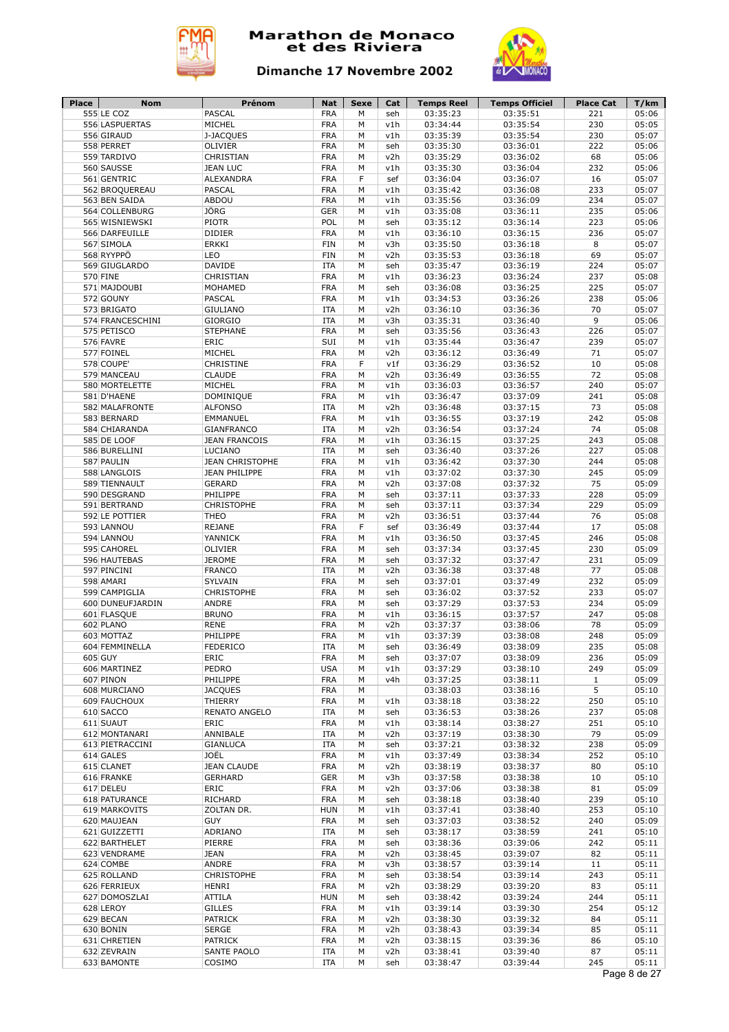# Marathon de Monaco et des Riviera

## Dimanche 17 Novembre 2002

| Place | Nom | Prénom | Nat | Sexe | Cat | Temps Reel | Temps Officiel | Place Cat | T/km |
|---|---|---|---|---|---|---|---|---|---|
| 555 | LE COZ | PASCAL | FRA | M | seh | 03:35:23 | 03:35:51 | 221 | 05:06 |
| 556 | LASPUERTAS | MICHEL | FRA | M | v1h | 03:34:44 | 03:35:54 | 230 | 05:05 |
| 556 | GIRAUD | J-JACQUES | FRA | M | v1h | 03:35:39 | 03:35:54 | 230 | 05:07 |
| 558 | PERRET | OLIVIER | FRA | M | seh | 03:35:30 | 03:36:01 | 222 | 05:06 |
| 559 | TARDIVO | CHRISTIAN | FRA | M | v2h | 03:35:29 | 03:36:02 | 68 | 05:06 |
| 560 | SAUSSE | JEAN LUC | FRA | M | v1h | 03:35:30 | 03:36:04 | 232 | 05:06 |
| 561 | GENTRIC | ALEXANDRA | FRA | F | sef | 03:36:04 | 03:36:07 | 16 | 05:07 |
| 562 | BROQUEREAU | PASCAL | FRA | M | v1h | 03:35:42 | 03:36:08 | 233 | 05:07 |
| 563 | BEN SAIDA | ABDOU | FRA | M | v1h | 03:35:56 | 03:36:09 | 234 | 05:07 |
| 564 | COLLENBURG | JÖRG | GER | M | v1h | 03:35:08 | 03:36:11 | 235 | 05:06 |
| 565 | WISNIEWSKI | PIOTR | POL | M | seh | 03:35:12 | 03:36:14 | 223 | 05:06 |
| 566 | DARFEUILLE | DIDIER | FRA | M | v1h | 03:36:10 | 03:36:15 | 236 | 05:07 |
| 567 | SIMOLA | ERKKI | FIN | M | v3h | 03:35:50 | 03:36:18 | 8 | 05:07 |
| 568 | RYYPPÖ | LEO | FIN | M | v2h | 03:35:53 | 03:36:18 | 69 | 05:07 |
| 569 | GIUGLARDO | DAVIDE | ITA | M | seh | 03:35:47 | 03:36:19 | 224 | 05:07 |
| 570 | FINE | CHRISTIAN | FRA | M | v1h | 03:36:23 | 03:36:24 | 237 | 05:08 |
| 571 | MAJDOUBI | MOHAMED | FRA | M | seh | 03:36:08 | 03:36:25 | 225 | 05:07 |
| 572 | GOUNY | PASCAL | FRA | M | v1h | 03:34:53 | 03:36:26 | 238 | 05:06 |
| 573 | BRIGATO | GIULIANO | ITA | M | v2h | 03:36:10 | 03:36:36 | 70 | 05:07 |
| 574 | FRANCESCHINI | GIORGIO | ITA | M | v3h | 03:35:31 | 03:36:40 | 9 | 05:06 |
| 575 | PETISCO | STEPHANE | FRA | M | seh | 03:35:56 | 03:36:43 | 226 | 05:07 |
| 576 | FAVRE | ERIC | SUI | M | v1h | 03:35:44 | 03:36:47 | 239 | 05:07 |
| 577 | FOINEL | MICHEL | FRA | M | v2h | 03:36:12 | 03:36:49 | 71 | 05:07 |
| 578 | COUPE' | CHRISTINE | FRA | F | v1f | 03:36:29 | 03:36:52 | 10 | 05:08 |
| 579 | MANCEAU | CLAUDE | FRA | M | v2h | 03:36:49 | 03:36:55 | 72 | 05:08 |
| 580 | MORTELETTE | MICHEL | FRA | M | v1h | 03:36:03 | 03:36:57 | 240 | 05:07 |
| 581 | D'HAENE | DOMINIQUE | FRA | M | v1h | 03:36:47 | 03:37:09 | 241 | 05:08 |
| 582 | MALAFRONTE | ALFONSO | ITA | M | v2h | 03:36:48 | 03:37:15 | 73 | 05:08 |
| 583 | BERNARD | EMMANUEL | FRA | M | v1h | 03:36:55 | 03:37:19 | 242 | 05:08 |
| 584 | CHIARANDA | GIANFRANCO | ITA | M | v2h | 03:36:54 | 03:37:24 | 74 | 05:08 |
| 585 | DE LOOF | JEAN FRANCOIS | FRA | M | v1h | 03:36:15 | 03:37:25 | 243 | 05:08 |
| 586 | BURELLINI | LUCIANO | ITA | M | seh | 03:36:40 | 03:37:26 | 227 | 05:08 |
| 587 | PAULIN | JEAN CHRISTOPHE | FRA | M | v1h | 03:36:42 | 03:37:30 | 244 | 05:08 |
| 588 | LANGLOIS | JEAN PHILIPPE | FRA | M | v1h | 03:37:02 | 03:37:30 | 245 | 05:09 |
| 589 | TIENNAULT | GERARD | FRA | M | v2h | 03:37:08 | 03:37:32 | 75 | 05:09 |
| 590 | DESGRAND | PHILIPPE | FRA | M | seh | 03:37:11 | 03:37:33 | 228 | 05:09 |
| 591 | BERTRAND | CHRISTOPHE | FRA | M | seh | 03:37:11 | 03:37:34 | 229 | 05:09 |
| 592 | LE POTTIER | THEO | FRA | M | v2h | 03:36:51 | 03:37:44 | 76 | 05:08 |
| 593 | LANNOU | REJANE | FRA | F | sef | 03:36:49 | 03:37:44 | 17 | 05:08 |
| 594 | LANNOU | YANNICK | FRA | M | v1h | 03:36:50 | 03:37:45 | 246 | 05:08 |
| 595 | CAHOREL | OLIVIER | FRA | M | seh | 03:37:34 | 03:37:45 | 230 | 05:09 |
| 596 | HAUTEBAS | JEROME | FRA | M | seh | 03:37:32 | 03:37:47 | 231 | 05:09 |
| 597 | PINCINI | FRANCO | ITA | M | v2h | 03:36:38 | 03:37:48 | 77 | 05:08 |
| 598 | AMARI | SYLVAIN | FRA | M | seh | 03:37:01 | 03:37:49 | 232 | 05:09 |
| 599 | CAMPIGLIA | CHRISTOPHE | FRA | M | seh | 03:36:02 | 03:37:52 | 233 | 05:07 |
| 600 | DUNEUFJARDIN | ANDRE | FRA | M | seh | 03:37:29 | 03:37:53 | 234 | 05:09 |
| 601 | FLASQUE | BRUNO | FRA | M | v1h | 03:36:15 | 03:37:57 | 247 | 05:08 |
| 602 | PLANO | RENE | FRA | M | v2h | 03:37:37 | 03:38:06 | 78 | 05:09 |
| 603 | MOTTAZ | PHILIPPE | FRA | M | v1h | 03:37:39 | 03:38:08 | 248 | 05:09 |
| 604 | FEMMINELLA | FEDERICO | ITA | M | seh | 03:36:49 | 03:38:09 | 235 | 05:08 |
| 605 | GUY | ERIC | FRA | M | seh | 03:37:07 | 03:38:09 | 236 | 05:09 |
| 606 | MARTINEZ | PEDRO | USA | M | v1h | 03:37:29 | 03:38:10 | 249 | 05:09 |
| 607 | PINON | PHILIPPE | FRA | M | v4h | 03:37:25 | 03:38:11 | 1 | 05:09 |
| 608 | MURCIANO | JACQUES | FRA | M | | 03:38:03 | 03:38:16 | 5 | 05:10 |
| 609 | FAUCHOUX | THIERRY | FRA | M | v1h | 03:38:18 | 03:38:22 | 250 | 05:10 |
| 610 | SACCO | RENATO ANGELO | ITA | M | seh | 03:36:53 | 03:38:26 | 237 | 05:08 |
| 611 | SUAUT | ERIC | FRA | M | v1h | 03:38:14 | 03:38:27 | 251 | 05:10 |
| 612 | MONTANARI | ANNIBALE | ITA | M | v2h | 03:37:19 | 03:38:30 | 79 | 05:09 |
| 613 | PIETRACCINI | GIANLUCA | ITA | M | seh | 03:37:21 | 03:38:32 | 238 | 05:09 |
| 614 | GALES | JOËL | FRA | M | v1h | 03:37:49 | 03:38:34 | 252 | 05:10 |
| 615 | CLANET | JEAN CLAUDE | FRA | M | v2h | 03:38:19 | 03:38:37 | 80 | 05:10 |
| 616 | FRANKE | GERHARD | GER | M | v3h | 03:37:58 | 03:38:38 | 10 | 05:10 |
| 617 | DELEU | ERIC | FRA | M | v2h | 03:37:06 | 03:38:38 | 81 | 05:09 |
| 618 | PATURANCE | RICHARD | FRA | M | seh | 03:38:18 | 03:38:40 | 239 | 05:10 |
| 619 | MARKOVITS | ZOLTAN DR. | HUN | M | v1h | 03:37:41 | 03:38:40 | 253 | 05:10 |
| 620 | MAUJEAN | GUY | FRA | M | seh | 03:37:03 | 03:38:52 | 240 | 05:09 |
| 621 | GUIZZETTI | ADRIANO | ITA | M | seh | 03:38:17 | 03:38:59 | 241 | 05:10 |
| 622 | BARTHELET | PIERRE | FRA | M | seh | 03:38:36 | 03:39:06 | 242 | 05:11 |
| 623 | VENDRAME | JEAN | FRA | M | v2h | 03:38:45 | 03:39:07 | 82 | 05:11 |
| 624 | COMBE | ANDRE | FRA | M | v3h | 03:38:57 | 03:39:14 | 11 | 05:11 |
| 625 | ROLLAND | CHRISTOPHE | FRA | M | seh | 03:38:54 | 03:39:14 | 243 | 05:11 |
| 626 | FERRIEUX | HENRI | FRA | M | v2h | 03:38:29 | 03:39:20 | 83 | 05:11 |
| 627 | DOMOSZLAI | ATTILA | HUN | M | seh | 03:38:42 | 03:39:24 | 244 | 05:11 |
| 628 | LEROY | GILLES | FRA | M | v1h | 03:39:14 | 03:39:30 | 254 | 05:12 |
| 629 | BECAN | PATRICK | FRA | M | v2h | 03:38:30 | 03:39:32 | 84 | 05:11 |
| 630 | BONIN | SERGE | FRA | M | v2h | 03:38:43 | 03:39:34 | 85 | 05:11 |
| 631 | CHRETIEN | PATRICK | FRA | M | v2h | 03:38:15 | 03:39:36 | 86 | 05:10 |
| 632 | ZEVRAIN | SANTE PAOLO | ITA | M | v2h | 03:38:41 | 03:39:40 | 87 | 05:11 |
| 633 | BAMONTE | COSIMO | ITA | M | seh | 03:38:47 | 03:39:44 | 245 | 05:11 |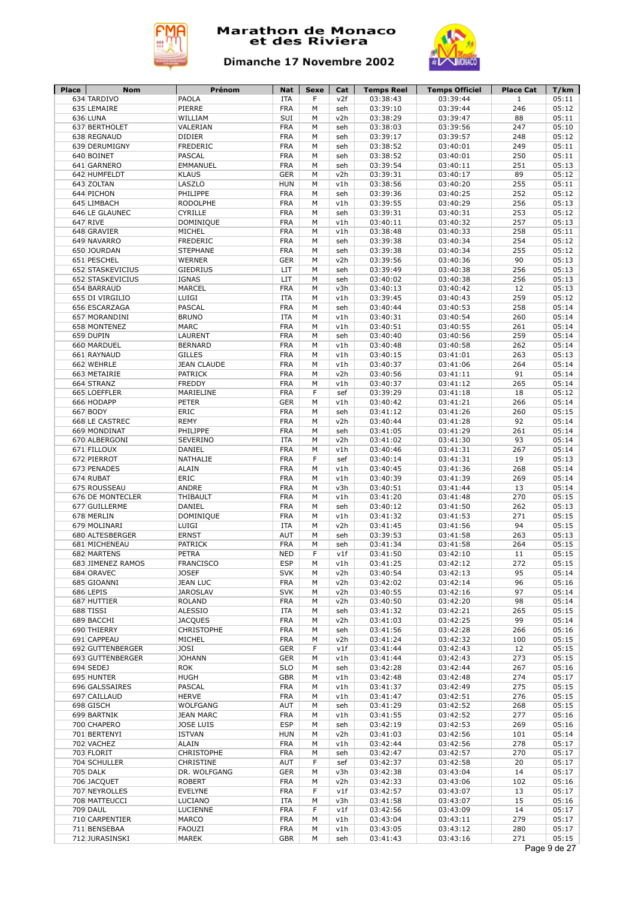# Marathon de Monaco et des Riviera

## Dimanche 17 Novembre 2002

| Place | Nom | Prénom | Nat | Sexe | Cat | Temps Reel | Temps Officiel | Place Cat | T/km |
|---|---|---|---|---|---|---|---|---|---|
| 634 | TARDIVO | PAOLA | ITA | F | v2f | 03:38:43 | 03:39:44 | 1 | 05:11 |
| 635 | LEMAIRE | PIERRE | FRA | M | seh | 03:39:10 | 03:39:44 | 246 | 05:12 |
| 636 | LUNA | WILLIAM | SUI | M | v2h | 03:38:29 | 03:39:47 | 88 | 05:11 |
| 637 | BERTHOLET | VALERIAN | FRA | M | seh | 03:38:03 | 03:39:56 | 247 | 05:10 |
| 638 | REGNAUD | DIDIER | FRA | M | seh | 03:39:17 | 03:39:57 | 248 | 05:12 |
| 639 | DERUMIGNY | FREDERIC | FRA | M | seh | 03:38:52 | 03:40:01 | 249 | 05:11 |
| 640 | BOINET | PASCAL | FRA | M | seh | 03:38:52 | 03:40:01 | 250 | 05:11 |
| 641 | GARNERO | EMMANUEL | FRA | M | seh | 03:39:54 | 03:40:11 | 251 | 05:13 |
| 642 | HUMFELDT | KLAUS | GER | M | v2h | 03:39:31 | 03:40:17 | 89 | 05:12 |
| 643 | ZOLTAN | LASZLO | HUN | M | v1h | 03:38:56 | 03:40:20 | 255 | 05:11 |
| 644 | PICHON | PHILIPPE | FRA | M | seh | 03:39:36 | 03:40:25 | 252 | 05:12 |
| 645 | LIMBACH | RODOLPHE | FRA | M | v1h | 03:39:55 | 03:40:29 | 256 | 05:13 |
| 646 | LE GLAUNEC | CYRILLE | FRA | M | seh | 03:39:31 | 03:40:31 | 253 | 05:12 |
| 647 | RIVE | DOMINIQUE | FRA | M | v1h | 03:40:11 | 03:40:32 | 257 | 05:13 |
| 648 | GRAVIER | MICHEL | FRA | M | v1h | 03:38:48 | 03:40:33 | 258 | 05:11 |
| 649 | NAVARRO | FREDERIC | FRA | M | seh | 03:39:38 | 03:40:34 | 254 | 05:12 |
| 650 | JOURDAN | STEPHANE | FRA | M | seh | 03:39:38 | 03:40:34 | 255 | 05:12 |
| 651 | PESCHEL | WERNER | GER | M | v2h | 03:39:56 | 03:40:36 | 90 | 05:13 |
| 652 | STASKEVICIUS | GIEDRIUS | LIT | M | seh | 03:39:49 | 03:40:38 | 256 | 05:13 |
| 652 | STASKEVICIUS | IGNAS | LIT | M | seh | 03:40:02 | 03:40:38 | 256 | 05:13 |
| 654 | BARRAUD | MARCEL | FRA | M | v3h | 03:40:13 | 03:40:42 | 12 | 05:13 |
| 655 | DI VIRGILIO | LUIGI | ITA | M | v1h | 03:39:45 | 03:40:43 | 259 | 05:12 |
| 656 | ESCARZAGA | PASCAL | FRA | M | seh | 03:40:44 | 03:40:53 | 258 | 05:14 |
| 657 | MORANDINI | BRUNO | ITA | M | v1h | 03:40:31 | 03:40:54 | 260 | 05:14 |
| 658 | MONTENEZ | MARC | FRA | M | v1h | 03:40:51 | 03:40:55 | 261 | 05:14 |
| 659 | DUPIN | LAURENT | FRA | M | seh | 03:40:40 | 03:40:56 | 259 | 05:14 |
| 660 | MARDUEL | BERNARD | FRA | M | v1h | 03:40:48 | 03:40:58 | 262 | 05:14 |
| 661 | RAYNAUD | GILLES | FRA | M | v1h | 03:40:15 | 03:41:01 | 263 | 05:13 |
| 662 | WEHRLE | JEAN CLAUDE | FRA | M | v1h | 03:40:37 | 03:41:06 | 264 | 05:14 |
| 663 | METAIRIE | PATRICK | FRA | M | v2h | 03:40:56 | 03:41:11 | 91 | 05:14 |
| 664 | STRANZ | FREDDY | FRA | M | v1h | 03:40:37 | 03:41:12 | 265 | 05:14 |
| 665 | LOEFFLER | MARIELINE | FRA | F | sef | 03:39:29 | 03:41:18 | 18 | 05:12 |
| 666 | HODAPP | PETER | GER | M | v1h | 03:40:42 | 03:41:21 | 266 | 05:14 |
| 667 | BODY | ERIC | FRA | M | seh | 03:41:12 | 03:41:26 | 260 | 05:15 |
| 668 | LE CASTREC | REMY | FRA | M | v2h | 03:40:44 | 03:41:28 | 92 | 05:14 |
| 669 | MONDINAT | PHILIPPE | FRA | M | seh | 03:41:05 | 03:41:29 | 261 | 05:14 |
| 670 | ALBERGONI | SEVERINO | ITA | M | v2h | 03:41:02 | 03:41:30 | 93 | 05:14 |
| 671 | FILLOUX | DANIEL | FRA | M | v1h | 03:40:46 | 03:41:31 | 267 | 05:14 |
| 672 | PIERROT | NATHALIE | FRA | F | sef | 03:40:14 | 03:41:31 | 19 | 05:13 |
| 673 | PENADES | ALAIN | FRA | M | v1h | 03:40:45 | 03:41:36 | 268 | 05:14 |
| 674 | RUBAT | ERIC | FRA | M | v1h | 03:40:39 | 03:41:39 | 269 | 05:14 |
| 675 | ROUSSEAU | ANDRE | FRA | M | v3h | 03:40:51 | 03:41:44 | 13 | 05:14 |
| 676 | DE MONTECLER | THIBAULT | FRA | M | v1h | 03:41:20 | 03:41:48 | 270 | 05:15 |
| 677 | GUILLERME | DANIEL | FRA | M | seh | 03:40:12 | 03:41:50 | 262 | 05:13 |
| 678 | MERLIN | DOMINIQUE | FRA | M | v1h | 03:41:32 | 03:41:53 | 271 | 05:15 |
| 679 | MOLINARI | LUIGI | ITA | M | v2h | 03:41:45 | 03:41:56 | 94 | 05:15 |
| 680 | ALTESBERGER | ERNST | AUT | M | seh | 03:39:53 | 03:41:58 | 263 | 05:13 |
| 681 | MICHENEAU | PATRICK | FRA | M | seh | 03:41:34 | 03:41:58 | 264 | 05:15 |
| 682 | MARTENS | PETRA | NED | F | v1f | 03:41:50 | 03:42:10 | 11 | 05:15 |
| 683 | JIMENEZ RAMOS | FRANCISCO | ESP | M | v1h | 03:41:25 | 03:42:12 | 272 | 05:15 |
| 684 | ORAVEC | JOSEF | SVK | M | v2h | 03:40:54 | 03:42:13 | 95 | 05:14 |
| 685 | GIOANNI | JEAN LUC | FRA | M | v2h | 03:42:02 | 03:42:14 | 96 | 05:16 |
| 686 | LEPIS | JAROSLAV | SVK | M | v2h | 03:40:55 | 03:42:16 | 97 | 05:14 |
| 687 | HUTTIER | ROLAND | FRA | M | v2h | 03:40:50 | 03:42:20 | 98 | 05:14 |
| 688 | TISSI | ALESSIO | ITA | M | seh | 03:41:32 | 03:42:21 | 265 | 05:15 |
| 689 | BACCHI | JACQUES | FRA | M | v2h | 03:41:03 | 03:42:25 | 99 | 05:14 |
| 690 | THIERRY | CHRISTOPHE | FRA | M | seh | 03:41:56 | 03:42:28 | 266 | 05:16 |
| 691 | CAPPEAU | MICHEL | FRA | M | v2h | 03:41:24 | 03:42:32 | 100 | 05:15 |
| 692 | GUTTENBERGER | JOSI | GER | F | v1f | 03:41:44 | 03:42:43 | 12 | 05:15 |
| 693 | GUTTENBERGER | JOHANN | GER | M | v1h | 03:41:44 | 03:42:43 | 273 | 05:15 |
| 694 | SEDEJ | ROK | SLO | M | seh | 03:42:28 | 03:42:44 | 267 | 05:16 |
| 695 | HUNTER | HUGH | GBR | M | v1h | 03:42:48 | 03:42:48 | 274 | 05:17 |
| 696 | GALSSAIRES | PASCAL | FRA | M | v1h | 03:41:37 | 03:42:49 | 275 | 05:15 |
| 697 | CAILLAUD | HERVE | FRA | M | v1h | 03:41:47 | 03:42:51 | 276 | 05:15 |
| 698 | GISCH | WOLFGANG | AUT | M | seh | 03:41:29 | 03:42:52 | 268 | 05:15 |
| 699 | BARTNIK | JEAN MARC | FRA | M | v1h | 03:41:55 | 03:42:52 | 277 | 05:16 |
| 700 | CHAPERO | JOSE LUIS | ESP | M | seh | 03:42:19 | 03:42:53 | 269 | 05:16 |
| 701 | BERTENYI | ISTVAN | HUN | M | v2h | 03:41:03 | 03:42:56 | 101 | 05:14 |
| 702 | VACHEZ | ALAIN | FRA | M | v1h | 03:42:44 | 03:42:56 | 278 | 05:17 |
| 703 | FLORIT | CHRISTOPHE | FRA | M | seh | 03:42:47 | 03:42:57 | 270 | 05:17 |
| 704 | SCHULLER | CHRISTINE | AUT | F | sef | 03:42:37 | 03:42:58 | 20 | 05:17 |
| 705 | DALK | DR. WOLFGANG | GER | M | v3h | 03:42:38 | 03:43:04 | 14 | 05:17 |
| 706 | JACQUET | ROBERT | FRA | M | v2h | 03:42:33 | 03:43:06 | 102 | 05:16 |
| 707 | NEYROLLES | EVELYNE | FRA | F | v1f | 03:42:57 | 03:43:07 | 13 | 05:17 |
| 708 | MATTEUCCI | LUCIANO | ITA | M | v3h | 03:41:58 | 03:43:07 | 15 | 05:16 |
| 709 | DAUL | LUCIENNE | FRA | F | v1f | 03:42:56 | 03:43:09 | 14 | 05:17 |
| 710 | CARPENTIER | MARCO | FRA | M | v1h | 03:43:04 | 03:43:11 | 279 | 05:17 |
| 711 | BENSEBAA | FAOUZI | FRA | M | v1h | 03:43:05 | 03:43:12 | 280 | 05:17 |
| 712 | JURASINSKI | MAREK | GBR | M | seh | 03:41:43 | 03:43:16 | 271 | 05:15 |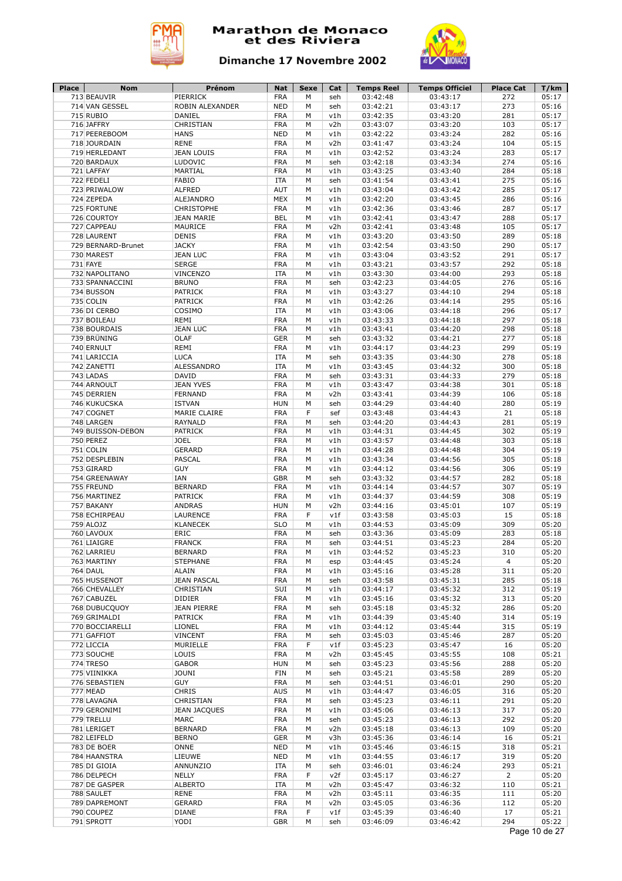# Marathon de Monaco et des Riviera

## Dimanche 17 Novembre 2002

| Place | Nom | Prénom | Nat | Sexe | Cat | Temps Reel | Temps Officiel | Place Cat | T/km |
|---|---|---|---|---|---|---|---|---|---|
| 713 | BEAUVIR | PIERRICK | FRA | M | seh | 03:42:48 | 03:43:17 | 272 | 05:17 |
| 714 | VAN GESSEL | ROBIN ALEXANDER | NED | M | seh | 03:42:21 | 03:43:17 | 273 | 05:16 |
| 715 | RUBIO | DANIEL | FRA | M | v1h | 03:42:35 | 03:43:20 | 281 | 05:17 |
| 716 | JAFFRY | CHRISTIAN | FRA | M | v2h | 03:43:07 | 03:43:20 | 103 | 05:17 |
| 717 | PEEREBOOM | HANS | NED | M | v1h | 03:42:22 | 03:43:24 | 282 | 05:16 |
| 718 | JOURDAIN | RENE | FRA | M | v2h | 03:41:47 | 03:43:24 | 104 | 05:15 |
| 719 | HERLEDANT | JEAN LOUIS | FRA | M | v1h | 03:42:52 | 03:43:24 | 283 | 05:17 |
| 720 | BARDAUX | LUDOVIC | FRA | M | seh | 03:42:18 | 03:43:34 | 274 | 05:16 |
| 721 | LAFFAY | MARTIAL | FRA | M | v1h | 03:43:25 | 03:43:40 | 284 | 05:18 |
| 722 | FEDELI | FABIO | ITA | M | seh | 03:41:54 | 03:43:41 | 275 | 05:16 |
| 723 | PRIWALOW | ALFRED | AUT | M | v1h | 03:43:04 | 03:43:42 | 285 | 05:17 |
| 724 | ZEPEDA | ALEJANDRO | MEX | M | v1h | 03:42:20 | 03:43:45 | 286 | 05:16 |
| 725 | FORTUNE | CHRISTOPHE | FRA | M | v1h | 03:42:36 | 03:43:46 | 287 | 05:17 |
| 726 | COURTOY | JEAN MARIE | BEL | M | v1h | 03:42:41 | 03:43:47 | 288 | 05:17 |
| 727 | CAPPEAU | MAURICE | FRA | M | v2h | 03:42:41 | 03:43:48 | 105 | 05:17 |
| 728 | LAURENT | DENIS | FRA | M | v1h | 03:43:20 | 03:43:50 | 289 | 05:18 |
| 729 | BERNARD-Brunet | JACKY | FRA | M | v1h | 03:42:54 | 03:43:50 | 290 | 05:17 |
| 730 | MAREST | JEAN LUC | FRA | M | v1h | 03:43:04 | 03:43:52 | 291 | 05:17 |
| 731 | FAYE | SERGE | FRA | M | v1h | 03:43:21 | 03:43:57 | 292 | 05:18 |
| 732 | NAPOLITANO | VINCENZO | ITA | M | v1h | 03:43:30 | 03:44:00 | 293 | 05:18 |
| 733 | SPANNACCINI | BRUNO | FRA | M | seh | 03:42:23 | 03:44:05 | 276 | 05:16 |
| 734 | BUSSON | PATRICK | FRA | M | v1h | 03:43:27 | 03:44:10 | 294 | 05:18 |
| 735 | COLIN | PATRICK | FRA | M | v1h | 03:42:26 | 03:44:14 | 295 | 05:16 |
| 736 | DI CERBO | COSIMO | ITA | M | v1h | 03:43:06 | 03:44:18 | 296 | 05:17 |
| 737 | BOILEAU | REMI | FRA | M | v1h | 03:43:33 | 03:44:18 | 297 | 05:18 |
| 738 | BOURDAIS | JEAN LUC | FRA | M | v1h | 03:43:41 | 03:44:20 | 298 | 05:18 |
| 739 | BRÜNING | OLAF | GER | M | seh | 03:43:32 | 03:44:21 | 277 | 05:18 |
| 740 | ERNULT | REMI | FRA | M | v1h | 03:44:17 | 03:44:23 | 299 | 05:19 |
| 741 | LARICCIA | LUCA | ITA | M | seh | 03:43:35 | 03:44:30 | 278 | 05:18 |
| 742 | ZANETTI | ALESSANDRO | ITA | M | v1h | 03:43:45 | 03:44:32 | 300 | 05:18 |
| 743 | LADAS | DAVID | FRA | M | seh | 03:43:31 | 03:44:33 | 279 | 05:18 |
| 744 | ARNOULT | JEAN YVES | FRA | M | v1h | 03:43:47 | 03:44:38 | 301 | 05:18 |
| 745 | DERRIEN | FERNAND | FRA | M | v2h | 03:43:41 | 03:44:39 | 106 | 05:18 |
| 746 | KUKUCSKA | ISTVAN | HUN | M | seh | 03:44:29 | 03:44:40 | 280 | 05:19 |
| 747 | COGNET | MARIE CLAIRE | FRA | F | sef | 03:43:48 | 03:44:43 | 21 | 05:18 |
| 748 | LARGEN | RAYNALD | FRA | M | seh | 03:44:20 | 03:44:43 | 281 | 05:19 |
| 749 | BUISSON-DEBON | PATRICK | FRA | M | v1h | 03:44:31 | 03:44:45 | 302 | 05:19 |
| 750 | PEREZ | JOEL | FRA | M | v1h | 03:43:57 | 03:44:48 | 303 | 05:18 |
| 751 | COLIN | GERARD | FRA | M | v1h | 03:44:28 | 03:44:48 | 304 | 05:19 |
| 752 | DESPLEBIN | PASCAL | FRA | M | v1h | 03:43:34 | 03:44:56 | 305 | 05:18 |
| 753 | GIRARD | GUY | FRA | M | v1h | 03:44:12 | 03:44:56 | 306 | 05:19 |
| 754 | GREENAWAY | IAN | GBR | M | seh | 03:43:32 | 03:44:57 | 282 | 05:18 |
| 755 | FREUND | BERNARD | FRA | M | v1h | 03:44:14 | 03:44:57 | 307 | 05:19 |
| 756 | MARTINEZ | PATRICK | FRA | M | v1h | 03:44:37 | 03:44:59 | 308 | 05:19 |
| 757 | BAKANY | ANDRAS | HUN | M | v2h | 03:44:16 | 03:45:01 | 107 | 05:19 |
| 758 | ECHIRPEAU | LAURENCE | FRA | F | v1f | 03:43:58 | 03:45:03 | 15 | 05:18 |
| 759 | ALOJZ | KLANECEK | SLO | M | v1h | 03:44:53 | 03:45:09 | 309 | 05:20 |
| 760 | LAVOUX | ERIC | FRA | M | seh | 03:43:36 | 03:45:09 | 283 | 05:18 |
| 761 | LIAIGRE | FRANCK | FRA | M | seh | 03:44:51 | 03:45:23 | 284 | 05:20 |
| 762 | LARRIEU | BERNARD | FRA | M | v1h | 03:44:52 | 03:45:23 | 310 | 05:20 |
| 763 | MARTINY | STEPHANE | FRA | M | esp | 03:44:45 | 03:45:24 | 4 | 05:20 |
| 764 | DAUL | ALAIN | FRA | M | v1h | 03:45:16 | 03:45:28 | 311 | 05:20 |
| 765 | HUSSENOT | JEAN PASCAL | FRA | M | seh | 03:43:58 | 03:45:31 | 285 | 05:18 |
| 766 | CHEVALLEY | CHRISTIAN | SUI | M | v1h | 03:44:17 | 03:45:32 | 312 | 05:19 |
| 767 | CABUZEL | DIDIER | FRA | M | v1h | 03:45:16 | 03:45:32 | 313 | 05:20 |
| 768 | DUBUCQUOY | JEAN PIERRE | FRA | M | seh | 03:45:18 | 03:45:32 | 286 | 05:20 |
| 769 | GRIMALDI | PATRICK | FRA | M | v1h | 03:44:39 | 03:45:40 | 314 | 05:19 |
| 770 | BOCCIARELLI | LIONEL | FRA | M | v1h | 03:44:12 | 03:45:44 | 315 | 05:19 |
| 771 | GAFFIOT | VINCENT | FRA | M | seh | 03:45:03 | 03:45:46 | 287 | 05:20 |
| 772 | LICCIA | MURIELLE | FRA | F | v1f | 03:45:23 | 03:45:47 | 16 | 05:20 |
| 773 | SOUCHE | LOUIS | FRA | M | v2h | 03:45:45 | 03:45:55 | 108 | 05:21 |
| 774 | TRESO | GABOR | HUN | M | seh | 03:45:23 | 03:45:56 | 288 | 05:20 |
| 775 | VIINIKKA | JOUNI | FIN | M | seh | 03:45:21 | 03:45:58 | 289 | 05:20 |
| 776 | SEBASTIEN | GUY | FRA | M | seh | 03:44:51 | 03:46:01 | 290 | 05:20 |
| 777 | MEAD | CHRIS | AUS | M | v1h | 03:44:47 | 03:46:05 | 316 | 05:20 |
| 778 | LAVAGNA | CHRISTIAN | FRA | M | seh | 03:45:23 | 03:46:11 | 291 | 05:20 |
| 779 | GERONIMI | JEAN JACQUES | FRA | M | v1h | 03:45:06 | 03:46:13 | 317 | 05:20 |
| 779 | TRELLU | MARC | FRA | M | seh | 03:45:23 | 03:46:13 | 292 | 05:20 |
| 781 | LERIGET | BERNARD | FRA | M | v2h | 03:45:18 | 03:46:13 | 109 | 05:20 |
| 782 | LEIFELD | BERNO | GER | M | v3h | 03:45:36 | 03:46:14 | 16 | 05:21 |
| 783 | DE BOER | ONNE | NED | M | v1h | 03:45:46 | 03:46:15 | 318 | 05:21 |
| 784 | HAANSTRA | LIEUWE | NED | M | v1h | 03:44:55 | 03:46:17 | 319 | 05:20 |
| 785 | DI GIOIA | ANNUNZIO | ITA | M | seh | 03:46:01 | 03:46:24 | 293 | 05:21 |
| 786 | DELPECH | NELLY | FRA | F | v2f | 03:45:17 | 03:46:27 | 2 | 05:20 |
| 787 | DE GASPER | ALBERTO | ITA | M | v2h | 03:45:47 | 03:46:32 | 110 | 05:21 |
| 788 | SAULET | RENE | FRA | M | v2h | 03:45:11 | 03:46:35 | 111 | 05:20 |
| 789 | DAPREMONT | GERARD | FRA | M | v2h | 03:45:05 | 03:46:36 | 112 | 05:20 |
| 790 | COUPEZ | DIANE | FRA | F | v1f | 03:45:39 | 03:46:40 | 17 | 05:21 |
| 791 | SPROTT | YODI | GBR | M | seh | 03:46:09 | 03:46:42 | 294 | 05:22 |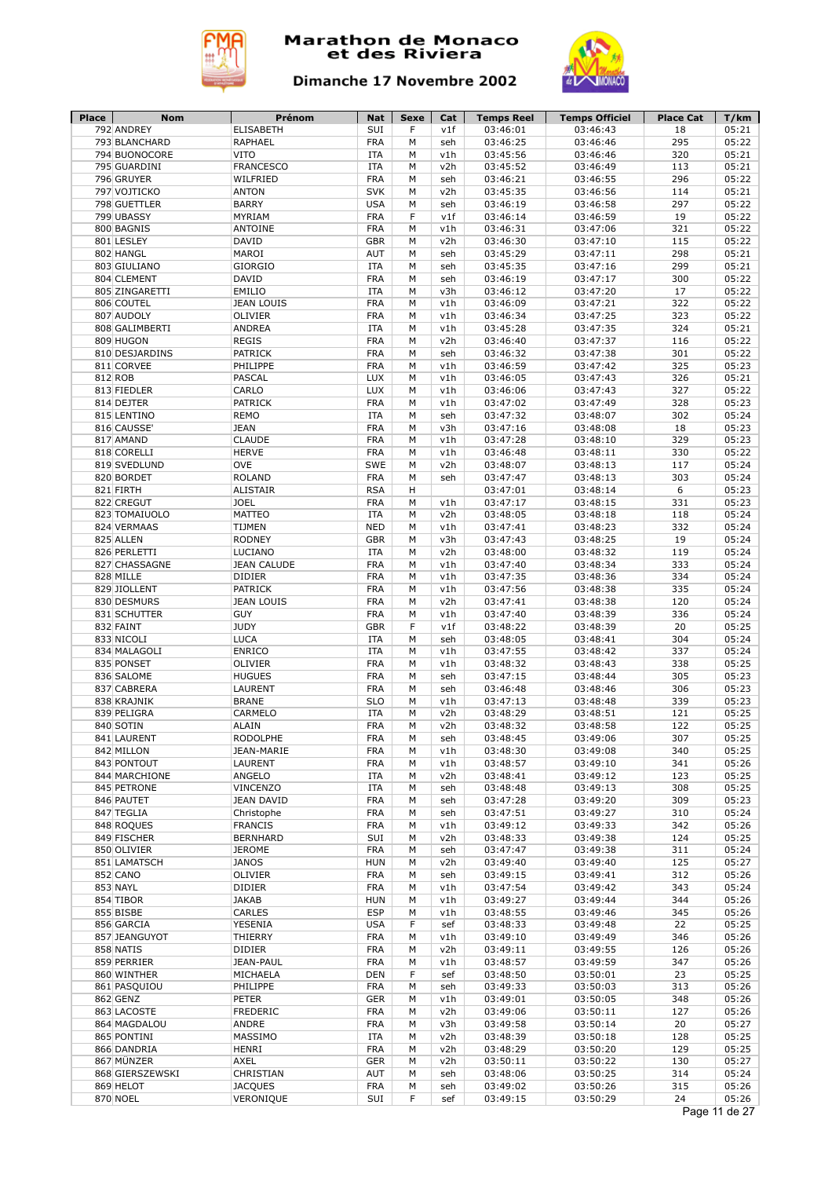# Marathon de Monaco et des Riviera

## Dimanche 17 Novembre 2002

| Place | Nom | Prénom | Nat | Sexe | Cat | Temps Reel | Temps Officiel | Place Cat | T/km |
|---|---|---|---|---|---|---|---|---|---|
| 792 | ANDREY | ELISABETH | SUI | F | v1f | 03:46:01 | 03:46:43 | 18 | 05:21 |
| 793 | BLANCHARD | RAPHAEL | FRA | M | seh | 03:46:25 | 03:46:46 | 295 | 05:22 |
| 794 | BUONOCORE | VITO | ITA | M | v1h | 03:45:56 | 03:46:46 | 320 | 05:21 |
| 795 | GUARDINI | FRANCESCO | ITA | M | v2h | 03:45:52 | 03:46:49 | 113 | 05:21 |
| 796 | GRUYER | WILFRIED | FRA | M | seh | 03:46:21 | 03:46:55 | 296 | 05:22 |
| 797 | VOJTICKO | ANTON | SVK | M | v2h | 03:45:35 | 03:46:56 | 114 | 05:21 |
| 798 | GUETTLER | BARRY | USA | M | seh | 03:46:19 | 03:46:58 | 297 | 05:22 |
| 799 | UBASSY | MYRIAM | FRA | F | v1f | 03:46:14 | 03:46:59 | 19 | 05:22 |
| 800 | BAGNIS | ANTOINE | FRA | M | v1h | 03:46:31 | 03:47:06 | 321 | 05:22 |
| 801 | LESLEY | DAVID | GBR | M | v2h | 03:46:30 | 03:47:10 | 115 | 05:22 |
| 802 | HANGL | MAROI | AUT | M | seh | 03:45:29 | 03:47:11 | 298 | 05:21 |
| 803 | GIULIANO | GIORGIO | ITA | M | seh | 03:45:35 | 03:47:16 | 299 | 05:21 |
| 804 | CLEMENT | DAVID | FRA | M | seh | 03:46:19 | 03:47:17 | 300 | 05:22 |
| 805 | ZINGARETTI | EMILIO | ITA | M | v3h | 03:46:12 | 03:47:20 | 17 | 05:22 |
| 806 | COUTEL | JEAN LOUIS | FRA | M | v1h | 03:46:09 | 03:47:21 | 322 | 05:22 |
| 807 | AUDOLY | OLIVIER | FRA | M | v1h | 03:46:34 | 03:47:25 | 323 | 05:22 |
| 808 | GALIMBERTI | ANDREA | ITA | M | v1h | 03:45:28 | 03:47:35 | 324 | 05:21 |
| 809 | HUGON | REGIS | FRA | M | v2h | 03:46:40 | 03:47:37 | 116 | 05:22 |
| 810 | DESJARDINS | PATRICK | FRA | M | seh | 03:46:32 | 03:47:38 | 301 | 05:22 |
| 811 | CORVEE | PHILIPPE | FRA | M | v1h | 03:46:59 | 03:47:42 | 325 | 05:23 |
| 812 | ROB | PASCAL | LUX | M | v1h | 03:46:05 | 03:47:43 | 326 | 05:21 |
| 813 | FIEDLER | CARLO | LUX | M | v1h | 03:46:06 | 03:47:43 | 327 | 05:22 |
| 814 | DEJTER | PATRICK | FRA | M | v1h | 03:47:02 | 03:47:49 | 328 | 05:23 |
| 815 | LENTINO | REMO | ITA | M | seh | 03:47:32 | 03:48:07 | 302 | 05:24 |
| 816 | CAUSSE' | JEAN | FRA | M | v3h | 03:47:16 | 03:48:08 | 18 | 05:23 |
| 817 | AMAND | CLAUDE | FRA | M | v1h | 03:47:28 | 03:48:10 | 329 | 05:23 |
| 818 | CORELLI | HERVE | FRA | M | v1h | 03:46:48 | 03:48:11 | 330 | 05:22 |
| 819 | SVEDLUND | OVE | SWE | M | v2h | 03:48:07 | 03:48:13 | 117 | 05:24 |
| 820 | BORDET | ROLAND | FRA | M | seh | 03:47:47 | 03:48:13 | 303 | 05:24 |
| 821 | FIRTH | ALISTAIR | RSA | H | | 03:47:01 | 03:48:14 | 6 | 05:23 |
| 822 | CREGUT | JOEL | FRA | M | v1h | 03:47:17 | 03:48:15 | 331 | 05:23 |
| 823 | TOMAIUOLO | MATTEO | ITA | M | v2h | 03:48:05 | 03:48:18 | 118 | 05:24 |
| 824 | VERMAAS | TIJMEN | NED | M | v1h | 03:47:41 | 03:48:23 | 332 | 05:24 |
| 825 | ALLEN | RODNEY | GBR | M | v3h | 03:47:43 | 03:48:25 | 19 | 05:24 |
| 826 | PERLETTI | LUCIANO | ITA | M | v2h | 03:48:00 | 03:48:32 | 119 | 05:24 |
| 827 | CHASSAGNE | JEAN CALUDE | FRA | M | v1h | 03:47:40 | 03:48:34 | 333 | 05:24 |
| 828 | MILLE | DIDIER | FRA | M | v1h | 03:47:35 | 03:48:36 | 334 | 05:24 |
| 829 | JIOLLENT | PATRICK | FRA | M | v1h | 03:47:56 | 03:48:38 | 335 | 05:24 |
| 830 | DESMURS | JEAN LOUIS | FRA | M | v2h | 03:47:41 | 03:48:38 | 120 | 05:24 |
| 831 | SCHUTTER | GUY | FRA | M | v1h | 03:47:40 | 03:48:39 | 336 | 05:24 |
| 832 | FAINT | JUDY | GBR | F | v1f | 03:48:22 | 03:48:39 | 20 | 05:25 |
| 833 | NICOLI | LUCA | ITA | M | seh | 03:48:05 | 03:48:41 | 304 | 05:24 |
| 834 | MALAGOLI | ENRICO | ITA | M | v1h | 03:47:55 | 03:48:42 | 337 | 05:24 |
| 835 | PONSET | OLIVIER | FRA | M | v1h | 03:48:32 | 03:48:43 | 338 | 05:25 |
| 836 | SALOME | HUGUES | FRA | M | seh | 03:47:15 | 03:48:44 | 305 | 05:23 |
| 837 | CABRERA | LAURENT | FRA | M | seh | 03:46:48 | 03:48:46 | 306 | 05:23 |
| 838 | KRAJNIK | BRANE | SLO | M | v1h | 03:47:13 | 03:48:48 | 339 | 05:23 |
| 839 | PELIGRA | CARMELO | ITA | M | v2h | 03:48:29 | 03:48:51 | 121 | 05:25 |
| 840 | SOTIN | ALAIN | FRA | M | v2h | 03:48:32 | 03:48:58 | 122 | 05:25 |
| 841 | LAURENT | RODOLPHE | FRA | M | seh | 03:48:45 | 03:49:06 | 307 | 05:25 |
| 842 | MILLON | JEAN-MARIE | FRA | M | v1h | 03:48:30 | 03:49:08 | 340 | 05:25 |
| 843 | PONTOUT | LAURENT | FRA | M | v1h | 03:48:57 | 03:49:10 | 341 | 05:26 |
| 844 | MARCHIONE | ANGELO | ITA | M | v2h | 03:48:41 | 03:49:12 | 123 | 05:25 |
| 845 | PETRONE | VINCENZO | ITA | M | seh | 03:48:48 | 03:49:13 | 308 | 05:25 |
| 846 | PAUTET | JEAN DAVID | FRA | M | seh | 03:47:28 | 03:49:20 | 309 | 05:23 |
| 847 | TEGLIA | Christophe | FRA | M | seh | 03:47:51 | 03:49:27 | 310 | 05:24 |
| 848 | ROQUES | FRANCIS | FRA | M | v1h | 03:49:12 | 03:49:33 | 342 | 05:26 |
| 849 | FISCHER | BERNHARD | SUI | M | v2h | 03:48:33 | 03:49:38 | 124 | 05:25 |
| 850 | OLIVIER | JEROME | FRA | M | seh | 03:47:47 | 03:49:38 | 311 | 05:24 |
| 851 | LAMATSCH | JANOS | HUN | M | v2h | 03:49:40 | 03:49:40 | 125 | 05:27 |
| 852 | CANO | OLIVIER | FRA | M | seh | 03:49:15 | 03:49:41 | 312 | 05:26 |
| 853 | NAYL | DIDIER | FRA | M | v1h | 03:47:54 | 03:49:42 | 343 | 05:24 |
| 854 | TIBOR | JAKAB | HUN | M | v1h | 03:49:27 | 03:49:44 | 344 | 05:26 |
| 855 | BISBE | CARLES | ESP | M | v1h | 03:48:55 | 03:49:46 | 345 | 05:26 |
| 856 | GARCIA | YESENIA | USA | F | sef | 03:48:33 | 03:49:48 | 22 | 05:25 |
| 857 | JEANGUYOT | THIERRY | FRA | M | v1h | 03:49:10 | 03:49:49 | 346 | 05:26 |
| 858 | NATIS | DIDIER | FRA | M | v2h | 03:49:11 | 03:49:55 | 126 | 05:26 |
| 859 | PERRIER | JEAN-PAUL | FRA | M | v1h | 03:48:57 | 03:49:59 | 347 | 05:26 |
| 860 | WINTHER | MICHAELA | DEN | F | sef | 03:48:50 | 03:50:01 | 23 | 05:25 |
| 861 | PASQUIOU | PHILIPPE | FRA | M | seh | 03:49:33 | 03:50:03 | 313 | 05:26 |
| 862 | GENZ | PETER | GER | M | v1h | 03:49:01 | 03:50:05 | 348 | 05:26 |
| 863 | LACOSTE | FREDERIC | FRA | M | v2h | 03:49:06 | 03:50:11 | 127 | 05:26 |
| 864 | MAGDALOU | ANDRE | FRA | M | v3h | 03:49:58 | 03:50:14 | 20 | 05:27 |
| 865 | PONTINI | MASSIMO | ITA | M | v2h | 03:48:39 | 03:50:18 | 128 | 05:25 |
| 866 | DANDRIA | HENRI | FRA | M | v2h | 03:48:29 | 03:50:20 | 129 | 05:25 |
| 867 | MÜNZER | AXEL | GER | M | v2h | 03:50:11 | 03:50:22 | 130 | 05:27 |
| 868 | GIERSZEWSKI | CHRISTIAN | AUT | M | seh | 03:48:06 | 03:50:25 | 314 | 05:24 |
| 869 | HELOT | JACQUES | FRA | M | seh | 03:49:02 | 03:50:26 | 315 | 05:26 |
| 870 | NOEL | VERONIQUE | SUI | F | sef | 03:49:15 | 03:50:29 | 24 | 05:26 |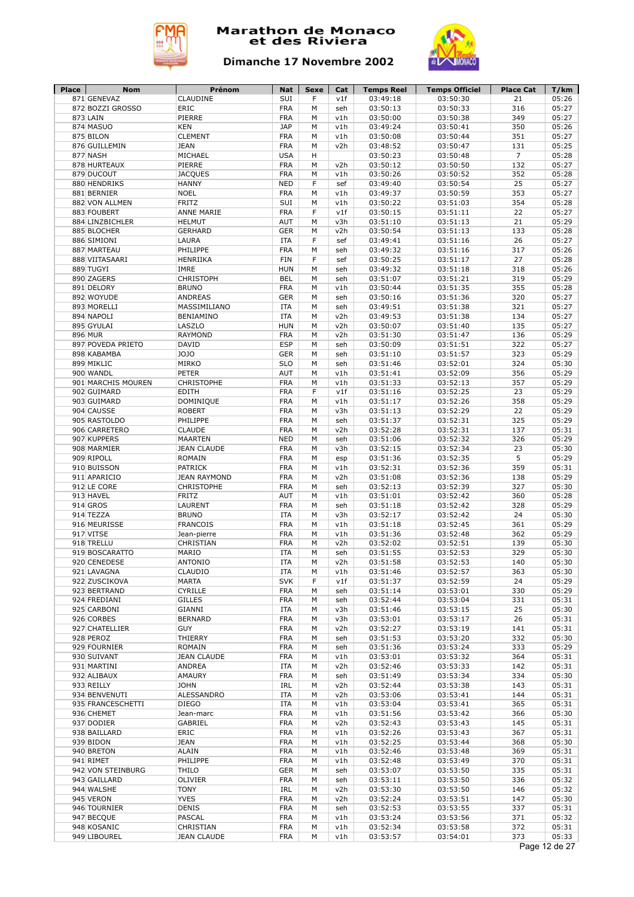# Marathon de Monaco et des Riviera

## Dimanche 17 Novembre 2002

| Place | Nom | Prénom | Nat | Sexe | Cat | Temps Reel | Temps Officiel | Place Cat | T/km |
|---|---|---|---|---|---|---|---|---|---|
| 871 | GENEVAZ | CLAUDINE | SUI | F | v1f | 03:49:18 | 03:50:30 | 21 | 05:26 |
| 872 | BOZZI GROSSO | ERIC | FRA | M | seh | 03:50:13 | 03:50:33 | 316 | 05:27 |
| 873 | LAIN | PIERRE | FRA | M | v1h | 03:50:00 | 03:50:38 | 349 | 05:27 |
| 874 | MASUO | KEN | JAP | M | v1h | 03:49:24 | 03:50:41 | 350 | 05:26 |
| 875 | BILON | CLEMENT | FRA | M | v1h | 03:50:08 | 03:50:44 | 351 | 05:27 |
| 876 | GUILLEMIN | JEAN | FRA | M | v2h | 03:48:52 | 03:50:47 | 131 | 05:25 |
| 877 | NASH | MICHAEL | USA | H | | 03:50:23 | 03:50:48 | 7 | 05:28 |
| 878 | HURTEAUX | PIERRE | FRA | M | v2h | 03:50:12 | 03:50:50 | 132 | 05:27 |
| 879 | DUCOUT | JACQUES | FRA | M | v1h | 03:50:26 | 03:50:52 | 352 | 05:28 |
| 880 | HENDRIKS | HANNY | NED | F | sef | 03:49:40 | 03:50:54 | 25 | 05:27 |
| 881 | BERNIER | NOEL | FRA | M | v1h | 03:49:37 | 03:50:59 | 353 | 05:27 |
| 882 | VON ALLMEN | FRITZ | SUI | M | v1h | 03:50:22 | 03:51:03 | 354 | 05:28 |
| 883 | FOUBERT | ANNE MARIE | FRA | F | v1f | 03:50:15 | 03:51:11 | 22 | 05:27 |
| 884 | LINZBICHLER | HELMUT | AUT | M | v3h | 03:51:10 | 03:51:13 | 21 | 05:29 |
| 885 | BLOCHER | GERHARD | GER | M | v2h | 03:50:54 | 03:51:13 | 133 | 05:28 |
| 886 | SIMIONI | LAURA | ITA | F | sef | 03:49:41 | 03:51:16 | 26 | 05:27 |
| 887 | MARTEAU | PHILIPPE | FRA | M | seh | 03:49:32 | 03:51:16 | 317 | 05:26 |
| 888 | VIITASAARI | HENRIIKA | FIN | F | sef | 03:50:25 | 03:51:17 | 27 | 05:28 |
| 889 | TUGYI | IMRE | HUN | M | seh | 03:49:32 | 03:51:18 | 318 | 05:26 |
| 890 | ZAGERS | CHRISTOPH | BEL | M | seh | 03:51:07 | 03:51:21 | 319 | 05:29 |
| 891 | DELORY | BRUNO | FRA | M | v1h | 03:50:44 | 03:51:35 | 355 | 05:28 |
| 892 | WOYUDE | ANDREAS | GER | M | seh | 03:50:16 | 03:51:36 | 320 | 05:27 |
| 893 | MORELLI | MASSIMILIANO | ITA | M | seh | 03:49:51 | 03:51:38 | 321 | 05:27 |
| 894 | NAPOLI | BENIAMINO | ITA | M | v2h | 03:49:53 | 03:51:38 | 134 | 05:27 |
| 895 | GYULAI | LASZLO | HUN | M | v2h | 03:50:07 | 03:51:40 | 135 | 05:27 |
| 896 | MUR | RAYMOND | FRA | M | v2h | 03:51:30 | 03:51:47 | 136 | 05:29 |
| 897 | POVEDA PRIETO | DAVID | ESP | M | seh | 03:50:09 | 03:51:51 | 322 | 05:27 |
| 898 | KABAMBA | JOJO | GER | M | seh | 03:51:10 | 03:51:57 | 323 | 05:29 |
| 899 | MIKLIC | MIRKO | SLO | M | seh | 03:51:46 | 03:52:01 | 324 | 05:30 |
| 900 | WANDL | PETER | AUT | M | v1h | 03:51:41 | 03:52:09 | 356 | 05:29 |
| 901 | MARCHIS MOUREN | CHRISTOPHE | FRA | M | v1h | 03:51:33 | 03:52:13 | 357 | 05:29 |
| 902 | GUIMARD | EDITH | FRA | F | v1f | 03:51:16 | 03:52:25 | 23 | 05:29 |
| 903 | GUIMARD | DOMINIQUE | FRA | M | v1h | 03:51:17 | 03:52:26 | 358 | 05:29 |
| 904 | CAUSSE | ROBERT | FRA | M | v3h | 03:51:13 | 03:52:29 | 22 | 05:29 |
| 905 | RASTOLDO | PHILIPPE | FRA | M | seh | 03:51:37 | 03:52:31 | 325 | 05:29 |
| 906 | CARRETERO | CLAUDE | FRA | M | v2h | 03:52:28 | 03:52:31 | 137 | 05:31 |
| 907 | KUPPERS | MAARTEN | NED | M | seh | 03:51:06 | 03:52:32 | 326 | 05:29 |
| 908 | MARMIER | JEAN CLAUDE | FRA | M | v3h | 03:52:15 | 03:52:34 | 23 | 05:30 |
| 909 | RIPOLL | ROMAIN | FRA | M | esp | 03:51:36 | 03:52:35 | 5 | 05:29 |
| 910 | BUISSON | PATRICK | FRA | M | v1h | 03:52:31 | 03:52:36 | 359 | 05:31 |
| 911 | APARICIO | JEAN RAYMOND | FRA | M | v2h | 03:51:08 | 03:52:36 | 138 | 05:29 |
| 912 | LE CORE | CHRISTOPHE | FRA | M | seh | 03:52:13 | 03:52:39 | 327 | 05:30 |
| 913 | HAVEL | FRITZ | AUT | M | v1h | 03:51:01 | 03:52:42 | 360 | 05:28 |
| 914 | GROS | LAURENT | FRA | M | seh | 03:51:18 | 03:52:42 | 328 | 05:29 |
| 914 | TEZZA | BRUNO | ITA | M | v3h | 03:52:17 | 03:52:42 | 24 | 05:30 |
| 916 | MEURISSE | FRANCOIS | FRA | M | v1h | 03:51:18 | 03:52:45 | 361 | 05:29 |
| 917 | VITSE | Jean-pierre | FRA | M | v1h | 03:51:36 | 03:52:48 | 362 | 05:29 |
| 918 | TRELLU | CHRISTIAN | FRA | M | v2h | 03:52:02 | 03:52:51 | 139 | 05:30 |
| 919 | BOSCARATTO | MARIO | ITA | M | seh | 03:51:55 | 03:52:53 | 329 | 05:30 |
| 920 | CENEDESE | ANTONIO | ITA | M | v2h | 03:51:58 | 03:52:53 | 140 | 05:30 |
| 921 | LAVAGNA | CLAUDIO | ITA | M | v1h | 03:51:46 | 03:52:57 | 363 | 05:30 |
| 922 | ZUSCIKOVA | MARTA | SVK | F | v1f | 03:51:37 | 03:52:59 | 24 | 05:29 |
| 923 | BERTRAND | CYRILLE | FRA | M | seh | 03:51:14 | 03:53:01 | 330 | 05:29 |
| 924 | FREDIANI | GILLES | FRA | M | seh | 03:52:44 | 03:53:04 | 331 | 05:31 |
| 925 | CARBONI | GIANNI | ITA | M | v3h | 03:51:46 | 03:53:15 | 25 | 05:30 |
| 926 | CORBES | BERNARD | FRA | M | v3h | 03:53:01 | 03:53:17 | 26 | 05:31 |
| 927 | CHATELLIER | GUY | FRA | M | v2h | 03:52:27 | 03:53:19 | 141 | 05:31 |
| 928 | PEROZ | THIERRY | FRA | M | seh | 03:51:53 | 03:53:20 | 332 | 05:30 |
| 929 | FOURNIER | ROMAIN | FRA | M | seh | 03:51:36 | 03:53:24 | 333 | 05:29 |
| 930 | SUIVANT | JEAN CLAUDE | FRA | M | v1h | 03:53:01 | 03:53:32 | 364 | 05:31 |
| 931 | MARTINI | ANDREA | ITA | M | v2h | 03:52:46 | 03:53:33 | 142 | 05:31 |
| 932 | ALIBAUX | AMAURY | FRA | M | seh | 03:51:49 | 03:53:34 | 334 | 05:30 |
| 933 | REILLY | JOHN | IRL | M | v2h | 03:52:44 | 03:53:38 | 143 | 05:31 |
| 934 | BENVENUTI | ALESSANDRO | ITA | M | v2h | 03:53:06 | 03:53:41 | 144 | 05:31 |
| 935 | FRANCESCHETTI | DIEGO | ITA | M | v1h | 03:53:04 | 03:53:41 | 365 | 05:31 |
| 936 | CHEMET | Jean-marc | FRA | M | v1h | 03:51:56 | 03:53:42 | 366 | 05:30 |
| 937 | DODIER | GABRIEL | FRA | M | v2h | 03:52:43 | 03:53:43 | 145 | 05:31 |
| 938 | BAILLARD | ERIC | FRA | M | v1h | 03:52:26 | 03:53:43 | 367 | 05:31 |
| 939 | BIDON | JEAN | FRA | M | v1h | 03:52:25 | 03:53:44 | 368 | 05:30 |
| 940 | BRETON | ALAIN | FRA | M | v1h | 03:52:46 | 03:53:48 | 369 | 05:31 |
| 941 | RIMET | PHILIPPE | FRA | M | v1h | 03:52:48 | 03:53:49 | 370 | 05:31 |
| 942 | VON STEINBURG | THILO | GER | M | seh | 03:53:07 | 03:53:50 | 335 | 05:31 |
| 943 | GAILLARD | OLIVIER | FRA | M | seh | 03:53:11 | 03:53:50 | 336 | 05:32 |
| 944 | WALSHE | TONY | IRL | M | v2h | 03:53:30 | 03:53:50 | 146 | 05:32 |
| 945 | VERON | YVES | FRA | M | v2h | 03:52:24 | 03:53:51 | 147 | 05:30 |
| 946 | TOURNIER | DENIS | FRA | M | seh | 03:52:53 | 03:53:55 | 337 | 05:31 |
| 947 | BECQUE | PASCAL | FRA | M | v1h | 03:53:24 | 03:53:56 | 371 | 05:32 |
| 948 | KOSANIC | CHRISTIAN | FRA | M | v1h | 03:52:34 | 03:53:58 | 372 | 05:31 |
| 949 | LIBOUREL | JEAN CLAUDE | FRA | M | v1h | 03:53:57 | 03:54:01 | 373 | 05:33 |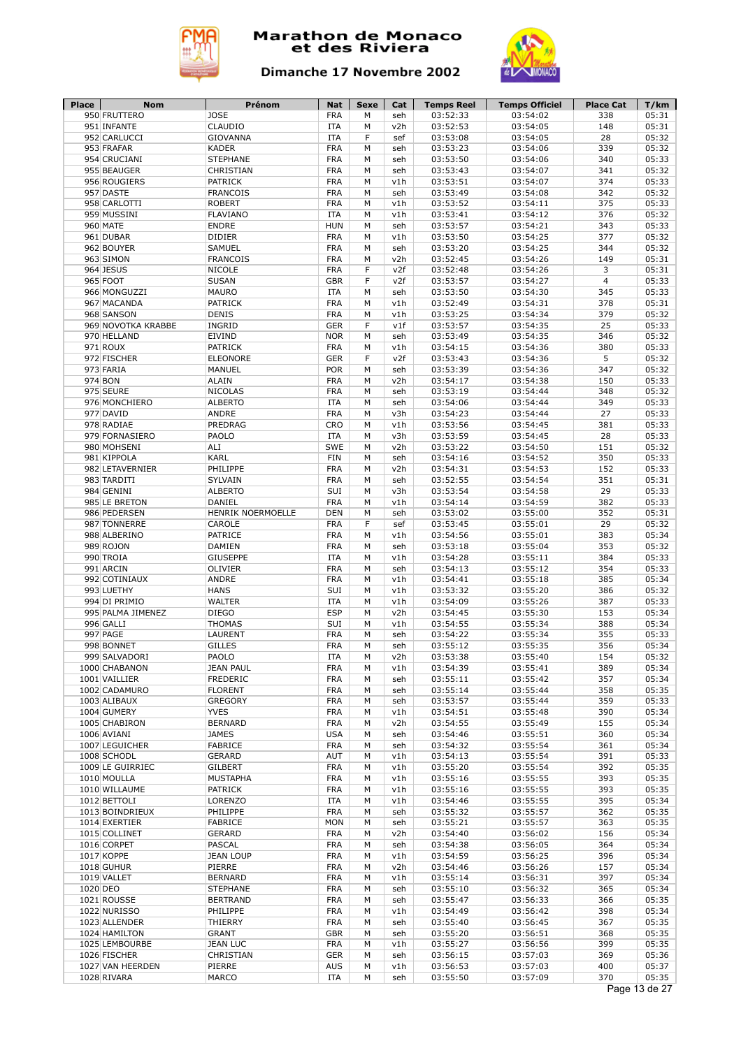# Marathon de Monaco et des Riviera

## Dimanche 17 Novembre 2002

| Place | Nom | Prénom | Nat | Sexe | Cat | Temps Reel | Temps Officiel | Place Cat | T/km |
|---|---|---|---|---|---|---|---|---|---|
| 950 | FRUTTERO | JOSE | FRA | M | seh | 03:52:33 | 03:54:02 | 338 | 05:31 |
| 951 | INFANTE | CLAUDIO | ITA | M | v2h | 03:52:53 | 03:54:05 | 148 | 05:31 |
| 952 | CARLUCCI | GIOVANNA | ITA | F | sef | 03:53:08 | 03:54:05 | 28 | 05:32 |
| 953 | FRAFAR | KADER | FRA | M | seh | 03:53:23 | 03:54:06 | 339 | 05:32 |
| 954 | CRUCIANI | STEPHANE | FRA | M | seh | 03:53:50 | 03:54:06 | 340 | 05:33 |
| 955 | BEAUGER | CHRISTIAN | FRA | M | seh | 03:53:43 | 03:54:07 | 341 | 05:32 |
| 956 | ROUGIERS | PATRICK | FRA | M | v1h | 03:53:51 | 03:54:07 | 374 | 05:33 |
| 957 | DASTE | FRANCOIS | FRA | M | seh | 03:53:49 | 03:54:08 | 342 | 05:32 |
| 958 | CARLOTTI | ROBERT | FRA | M | v1h | 03:53:52 | 03:54:11 | 375 | 05:33 |
| 959 | MUSSINI | FLAVIANO | ITA | M | v1h | 03:53:41 | 03:54:12 | 376 | 05:32 |
| 960 | MATE | ENDRE | HUN | M | seh | 03:53:57 | 03:54:21 | 343 | 05:33 |
| 961 | DUBAR | DIDIER | FRA | M | v1h | 03:53:50 | 03:54:25 | 377 | 05:32 |
| 962 | BOUYER | SAMUEL | FRA | M | seh | 03:53:20 | 03:54:25 | 344 | 05:32 |
| 963 | SIMON | FRANCOIS | FRA | M | v2h | 03:52:45 | 03:54:26 | 149 | 05:31 |
| 964 | JESUS | NICOLE | FRA | F | v2f | 03:52:48 | 03:54:26 | 3 | 05:31 |
| 965 | FOOT | SUSAN | GBR | F | v2f | 03:53:57 | 03:54:27 | 4 | 05:33 |
| 966 | MONGUZZI | MAURO | ITA | M | seh | 03:53:50 | 03:54:30 | 345 | 05:33 |
| 967 | MACANDA | PATRICK | FRA | M | v1h | 03:52:49 | 03:54:31 | 378 | 05:31 |
| 968 | SANSON | DENIS | FRA | M | v1h | 03:53:25 | 03:54:34 | 379 | 05:32 |
| 969 | NOVOTKA KRABBE | INGRID | GER | F | v1f | 03:53:57 | 03:54:35 | 25 | 05:33 |
| 970 | HELLAND | EIVIND | NOR | M | seh | 03:53:49 | 03:54:35 | 346 | 05:32 |
| 971 | ROUX | PATRICK | FRA | M | v1h | 03:54:15 | 03:54:36 | 380 | 05:33 |
| 972 | FISCHER | ELEONORE | GER | F | v2f | 03:53:43 | 03:54:36 | 5 | 05:32 |
| 973 | FARIA | MANUEL | POR | M | seh | 03:53:39 | 03:54:36 | 347 | 05:32 |
| 974 | BON | ALAIN | FRA | M | v2h | 03:54:17 | 03:54:38 | 150 | 05:33 |
| 975 | SEURE | NICOLAS | FRA | M | seh | 03:53:19 | 03:54:44 | 348 | 05:32 |
| 976 | MONCHIERO | ALBERTO | ITA | M | seh | 03:54:06 | 03:54:44 | 349 | 05:33 |
| 977 | DAVID | ANDRE | FRA | M | v3h | 03:54:23 | 03:54:44 | 27 | 05:33 |
| 978 | RADIAE | PREDRAG | CRO | M | v1h | 03:53:56 | 03:54:45 | 381 | 05:33 |
| 979 | FORNASIERO | PAOLO | ITA | M | v3h | 03:53:59 | 03:54:45 | 28 | 05:33 |
| 980 | MOHSENI | ALI | SWE | M | v2h | 03:53:22 | 03:54:50 | 151 | 05:32 |
| 981 | KIPPOLA | KARL | FIN | M | seh | 03:54:16 | 03:54:52 | 350 | 05:33 |
| 982 | LETAVERNIER | PHILIPPE | FRA | M | v2h | 03:54:31 | 03:54:53 | 152 | 05:33 |
| 983 | TARDITI | SYLVAIN | FRA | M | seh | 03:52:55 | 03:54:54 | 351 | 05:31 |
| 984 | GENINI | ALBERTO | SUI | M | v3h | 03:53:54 | 03:54:58 | 29 | 05:33 |
| 985 | LE BRETON | DANIEL | FRA | M | v1h | 03:54:14 | 03:54:59 | 382 | 05:33 |
| 986 | PEDERSEN | HENRIK NOERMOELLE | DEN | M | seh | 03:53:02 | 03:55:00 | 352 | 05:31 |
| 987 | TONNERRE | CAROLE | FRA | F | sef | 03:53:45 | 03:55:01 | 29 | 05:32 |
| 988 | ALBERINO | PATRICE | FRA | M | v1h | 03:54:56 | 03:55:01 | 383 | 05:34 |
| 989 | ROJON | DAMIEN | FRA | M | seh | 03:53:18 | 03:55:04 | 353 | 05:32 |
| 990 | TROIA | GIUSEPPE | ITA | M | v1h | 03:54:28 | 03:55:11 | 384 | 05:33 |
| 991 | ARCIN | OLIVIER | FRA | M | seh | 03:54:13 | 03:55:12 | 354 | 05:33 |
| 992 | COTINIAUX | ANDRE | FRA | M | v1h | 03:54:41 | 03:55:18 | 385 | 05:34 |
| 993 | LUETHY | HANS | SUI | M | v1h | 03:53:32 | 03:55:20 | 386 | 05:32 |
| 994 | DI PRIMIO | WALTER | ITA | M | v1h | 03:54:09 | 03:55:26 | 387 | 05:33 |
| 995 | PALMA JIMENEZ | DIEGO | ESP | M | v2h | 03:54:45 | 03:55:30 | 153 | 05:34 |
| 996 | GALLI | THOMAS | SUI | M | v1h | 03:54:55 | 03:55:34 | 388 | 05:34 |
| 997 | PAGE | LAURENT | FRA | M | seh | 03:54:22 | 03:55:34 | 355 | 05:33 |
| 998 | BONNET | GILLES | FRA | M | seh | 03:55:12 | 03:55:35 | 356 | 05:34 |
| 999 | SALVADORI | PAOLO | ITA | M | v2h | 03:53:38 | 03:55:40 | 154 | 05:32 |
| 1000 | CHABANON | JEAN PAUL | FRA | M | v1h | 03:54:39 | 03:55:41 | 389 | 05:34 |
| 1001 | VAILLIER | FREDERIC | FRA | M | seh | 03:55:11 | 03:55:42 | 357 | 05:34 |
| 1002 | CADAMURO | FLORENT | FRA | M | seh | 03:55:14 | 03:55:44 | 358 | 05:35 |
| 1003 | ALIBAUX | GREGORY | FRA | M | seh | 03:53:57 | 03:55:44 | 359 | 05:33 |
| 1004 | GUMERY | YVES | FRA | M | v1h | 03:54:51 | 03:55:48 | 390 | 05:34 |
| 1005 | CHABIRON | BERNARD | FRA | M | v2h | 03:54:55 | 03:55:49 | 155 | 05:34 |
| 1006 | AVIANI | JAMES | USA | M | seh | 03:54:46 | 03:55:51 | 360 | 05:34 |
| 1007 | LEGUICHER | FABRICE | FRA | M | seh | 03:54:32 | 03:55:54 | 361 | 05:34 |
| 1008 | SCHODL | GERARD | AUT | M | v1h | 03:54:13 | 03:55:54 | 391 | 05:33 |
| 1009 | LE GUIRRIEC | GILBERT | FRA | M | v1h | 03:55:20 | 03:55:54 | 392 | 05:35 |
| 1010 | MOULLA | MUSTAPHA | FRA | M | v1h | 03:55:16 | 03:55:55 | 393 | 05:35 |
| 1010 | WILLAUME | PATRICK | FRA | M | v1h | 03:55:16 | 03:55:55 | 393 | 05:35 |
| 1012 | BETTOLI | LORENZO | ITA | M | v1h | 03:54:46 | 03:55:55 | 395 | 05:34 |
| 1013 | BOINDRIEUX | PHILIPPE | FRA | M | seh | 03:55:32 | 03:55:57 | 362 | 05:35 |
| 1014 | EXERTIER | FABRICE | MON | M | seh | 03:55:21 | 03:55:57 | 363 | 05:35 |
| 1015 | COLLINET | GERARD | FRA | M | v2h | 03:54:40 | 03:56:02 | 156 | 05:34 |
| 1016 | CORPET | PASCAL | FRA | M | seh | 03:54:38 | 03:56:05 | 364 | 05:34 |
| 1017 | KOPPE | JEAN LOUP | FRA | M | v1h | 03:54:59 | 03:56:25 | 396 | 05:34 |
| 1018 | GUHUR | PIERRE | FRA | M | v2h | 03:54:46 | 03:56:26 | 157 | 05:34 |
| 1019 | VALLET | BERNARD | FRA | M | v1h | 03:55:14 | 03:56:31 | 397 | 05:34 |
| 1020 | DEO | STEPHANE | FRA | M | seh | 03:55:10 | 03:56:32 | 365 | 05:34 |
| 1021 | ROUSSE | BERTRAND | FRA | M | seh | 03:55:47 | 03:56:33 | 366 | 05:35 |
| 1022 | NURISSO | PHILIPPE | FRA | M | v1h | 03:54:49 | 03:56:42 | 398 | 05:34 |
| 1023 | ALLENDER | THIERRY | FRA | M | seh | 03:55:40 | 03:56:45 | 367 | 05:35 |
| 1024 | HAMILTON | GRANT | GBR | M | seh | 03:55:20 | 03:56:51 | 368 | 05:35 |
| 1025 | LEMBOURBE | JEAN LUC | FRA | M | v1h | 03:55:27 | 03:56:56 | 399 | 05:35 |
| 1026 | FISCHER | CHRISTIAN | GER | M | seh | 03:56:15 | 03:57:03 | 369 | 05:36 |
| 1027 | VAN HEERDEN | PIERRE | AUS | M | v1h | 03:56:53 | 03:57:03 | 400 | 05:37 |
| 1028 | RIVARA | MARCO | ITA | M | seh | 03:55:50 | 03:57:09 | 370 | 05:35 |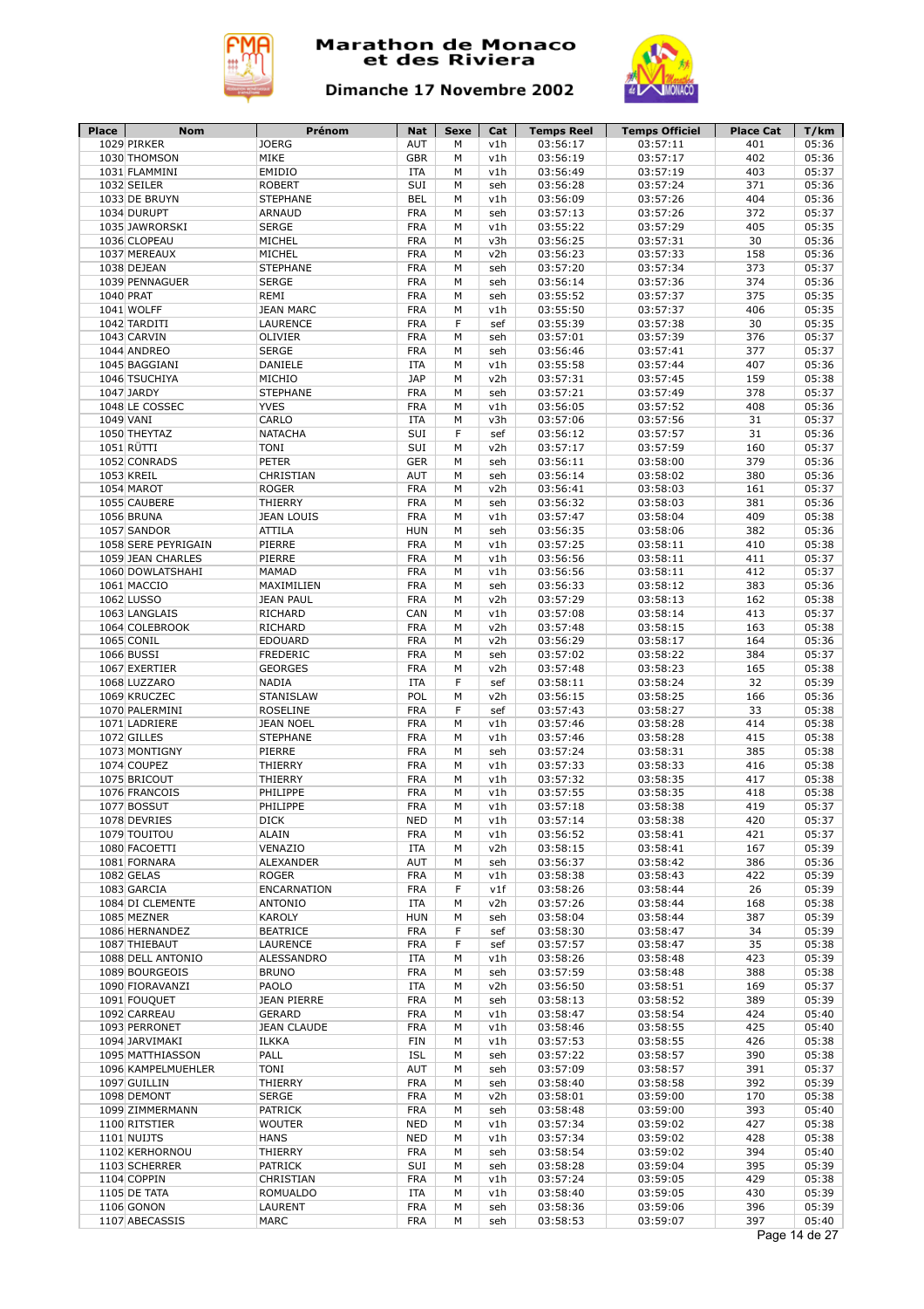# Marathon de Monaco et des Riviera

## Dimanche 17 Novembre 2002

| Place | Nom | Prénom | Nat | Sexe | Cat | Temps Reel | Temps Officiel | Place Cat | T/km |
|---|---|---|---|---|---|---|---|---|---|
| 1029 | PIRKER | JOERG | AUT | M | v1h | 03:56:17 | 03:57:11 | 401 | 05:36 |
| 1030 | THOMSON | MIKE | GBR | M | v1h | 03:56:19 | 03:57:17 | 402 | 05:36 |
| 1031 | FLAMMINI | EMIDIO | ITA | M | v1h | 03:56:49 | 03:57:19 | 403 | 05:37 |
| 1032 | SEILER | ROBERT | SUI | M | seh | 03:56:28 | 03:57:24 | 371 | 05:36 |
| 1033 | DE BRUYN | STEPHANE | BEL | M | v1h | 03:56:09 | 03:57:26 | 404 | 05:36 |
| 1034 | DURUPT | ARNAUD | FRA | M | seh | 03:57:13 | 03:57:26 | 372 | 05:37 |
| 1035 | JAWORSKI | SERGE | FRA | M | v1h | 03:55:22 | 03:57:29 | 405 | 05:35 |
| 1036 | CLOPEAU | MICHEL | FRA | M | v3h | 03:56:25 | 03:57:31 | 30 | 05:36 |
| 1037 | MEREAUX | MICHEL | FRA | M | v2h | 03:56:23 | 03:57:33 | 158 | 05:36 |
| 1038 | DEJEAN | STEPHANE | FRA | M | seh | 03:57:20 | 03:57:34 | 373 | 05:37 |
| 1039 | PENNAGUER | SERGE | FRA | M | seh | 03:56:14 | 03:57:36 | 374 | 05:36 |
| 1040 | PRAT | REMI | FRA | M | seh | 03:55:52 | 03:57:37 | 375 | 05:35 |
| 1041 | WOLFF | JEAN MARC | FRA | M | v1h | 03:55:50 | 03:57:37 | 406 | 05:35 |
| 1042 | TARDITI | LAURENCE | FRA | F | sef | 03:55:39 | 03:57:38 | 30 | 05:35 |
| 1043 | CARVIN | OLIVIER | FRA | M | seh | 03:57:01 | 03:57:39 | 376 | 05:37 |
| 1044 | ANDREO | SERGE | FRA | M | seh | 03:56:46 | 03:57:41 | 377 | 05:37 |
| 1045 | BAGGIANI | DANIELE | ITA | M | v1h | 03:55:58 | 03:57:44 | 407 | 05:36 |
| 1046 | TSUCHIYA | MICHIO | JAP | M | v2h | 03:57:31 | 03:57:45 | 159 | 05:38 |
| 1047 | JARDY | STEPHANE | FRA | M | seh | 03:57:21 | 03:57:49 | 378 | 05:37 |
| 1048 | LE COSSEC | YVES | FRA | M | v1h | 03:56:05 | 03:57:52 | 408 | 05:36 |
| 1049 | VANI | CARLO | ITA | M | v3h | 03:57:06 | 03:57:56 | 31 | 05:37 |
| 1050 | THEYTAZ | NATACHA | SUI | F | sef | 03:56:12 | 03:57:57 | 31 | 05:36 |
| 1051 | RÜTTI | TONI | SUI | M | v2h | 03:57:17 | 03:57:59 | 160 | 05:37 |
| 1052 | CONRADS | PETER | GER | M | seh | 03:56:11 | 03:58:00 | 379 | 05:36 |
| 1053 | KREIL | CHRISTIAN | AUT | M | seh | 03:56:14 | 03:58:02 | 380 | 05:36 |
| 1054 | MAROT | ROGER | FRA | M | v2h | 03:56:41 | 03:58:03 | 161 | 05:37 |
| 1055 | CAUBERE | THIERRY | FRA | M | seh | 03:56:32 | 03:58:03 | 381 | 05:36 |
| 1056 | BRUNA | JEAN LOUIS | FRA | M | v1h | 03:57:47 | 03:58:04 | 409 | 05:38 |
| 1057 | SANDOR | ATTILA | HUN | M | seh | 03:56:35 | 03:58:06 | 382 | 05:36 |
| 1058 | SERE PEYRIGAIN | PIERRE | FRA | M | v1h | 03:57:25 | 03:58:11 | 410 | 05:38 |
| 1059 | JEAN CHARLES | PIERRE | FRA | M | v1h | 03:56:56 | 03:58:11 | 411 | 05:37 |
| 1060 | DOWLATSHAHI | MAMAD | FRA | M | v1h | 03:56:56 | 03:58:11 | 412 | 05:37 |
| 1061 | MACCIO | MAXIMILIEN | FRA | M | seh | 03:56:33 | 03:58:12 | 383 | 05:36 |
| 1062 | LUSSO | JEAN PAUL | FRA | M | v2h | 03:57:29 | 03:58:13 | 162 | 05:38 |
| 1063 | LANGLAIS | RICHARD | CAN | M | v1h | 03:57:08 | 03:58:14 | 413 | 05:37 |
| 1064 | COLEBROOK | RICHARD | FRA | M | v2h | 03:57:48 | 03:58:15 | 163 | 05:38 |
| 1065 | CONIL | EDOUARD | FRA | M | v2h | 03:56:29 | 03:58:17 | 164 | 05:36 |
| 1066 | BUSSI | FREDERIC | FRA | M | seh | 03:57:02 | 03:58:22 | 384 | 05:37 |
| 1067 | EXERTIER | GEORGES | FRA | M | v2h | 03:57:48 | 03:58:23 | 165 | 05:38 |
| 1068 | LUZZARO | NADIA | ITA | F | sef | 03:58:11 | 03:58:24 | 32 | 05:39 |
| 1069 | KRUCZEC | STANISLAW | POL | M | v2h | 03:56:15 | 03:58:25 | 166 | 05:36 |
| 1070 | PALERMINI | ROSELINE | FRA | F | sef | 03:57:43 | 03:58:27 | 33 | 05:38 |
| 1071 | LADRIERE | JEAN NOEL | FRA | M | v1h | 03:57:46 | 03:58:28 | 414 | 05:38 |
| 1072 | GILLES | STEPHANE | FRA | M | v1h | 03:57:46 | 03:58:28 | 415 | 05:38 |
| 1073 | MONTIGNY | PIERRE | FRA | M | seh | 03:57:24 | 03:58:31 | 385 | 05:38 |
| 1074 | COUPEZ | THIERRY | FRA | M | v1h | 03:57:33 | 03:58:33 | 416 | 05:38 |
| 1075 | BRICOUT | THIERRY | FRA | M | v1h | 03:57:32 | 03:58:35 | 417 | 05:38 |
| 1076 | FRANCOIS | PHILIPPE | FRA | M | v1h | 03:57:55 | 03:58:35 | 418 | 05:38 |
| 1077 | BOSSUT | PHILIPPE | FRA | M | v1h | 03:57:18 | 03:58:38 | 419 | 05:37 |
| 1078 | DEVRIES | DICK | NED | M | v1h | 03:57:14 | 03:58:38 | 420 | 05:37 |
| 1079 | TOUITOU | ALAIN | FRA | M | v1h | 03:56:52 | 03:58:41 | 421 | 05:37 |
| 1080 | FACOETTI | VENAZIO | ITA | M | v2h | 03:58:15 | 03:58:41 | 167 | 05:39 |
| 1081 | FORNARA | ALEXANDER | AUT | M | seh | 03:56:37 | 03:58:42 | 386 | 05:36 |
| 1082 | GELAS | ROGER | FRA | M | v1h | 03:58:38 | 03:58:43 | 422 | 05:39 |
| 1083 | GARCIA | ENCARNATION | FRA | F | v1f | 03:58:26 | 03:58:44 | 26 | 05:39 |
| 1084 | DI CLEMENTE | ANTONIO | ITA | M | v2h | 03:57:26 | 03:58:44 | 168 | 05:38 |
| 1085 | MEZNER | KAROLY | HUN | M | seh | 03:58:04 | 03:58:44 | 387 | 05:39 |
| 1086 | HERNANDEZ | BEATRICE | FRA | F | sef | 03:58:30 | 03:58:47 | 34 | 05:39 |
| 1087 | THIEBAUT | LAURENCE | FRA | F | sef | 03:57:57 | 03:58:47 | 35 | 05:38 |
| 1088 | DELL ANTONIO | ALESSANDRO | ITA | M | v1h | 03:58:26 | 03:58:48 | 423 | 05:39 |
| 1089 | BOURGEOIS | BRUNO | FRA | M | seh | 03:57:59 | 03:58:48 | 388 | 05:38 |
| 1090 | FIORAVANZI | PAOLO | ITA | M | v2h | 03:56:50 | 03:58:51 | 169 | 05:37 |
| 1091 | FOUQUET | JEAN PIERRE | FRA | M | seh | 03:58:13 | 03:58:52 | 389 | 05:39 |
| 1092 | CARREAU | GERARD | FRA | M | v1h | 03:58:47 | 03:58:54 | 424 | 05:40 |
| 1093 | PERRONET | JEAN CLAUDE | FRA | M | v1h | 03:58:46 | 03:58:55 | 425 | 05:40 |
| 1094 | JARVIMAKI | ILKKA | FIN | M | v1h | 03:57:53 | 03:58:55 | 426 | 05:38 |
| 1095 | MATTHIASSON | PALL | ISL | M | seh | 03:57:22 | 03:58:57 | 390 | 05:38 |
| 1096 | KAMPELMUEHLER | TONI | AUT | M | seh | 03:57:09 | 03:58:57 | 391 | 05:37 |
| 1097 | GUILLIN | THIERRY | FRA | M | seh | 03:58:40 | 03:58:58 | 392 | 05:39 |
| 1098 | DEMONT | SERGE | FRA | M | v2h | 03:58:01 | 03:59:00 | 170 | 05:38 |
| 1099 | ZIMMERMANN | PATRICK | FRA | M | seh | 03:58:48 | 03:59:00 | 393 | 05:40 |
| 1100 | RITSTIER | WOUTER | NED | M | v1h | 03:57:34 | 03:59:02 | 427 | 05:38 |
| 1101 | NUIJTS | HANS | NED | M | v1h | 03:57:34 | 03:59:02 | 428 | 05:38 |
| 1102 | KERHORNOU | THIERRY | FRA | M | seh | 03:58:54 | 03:59:02 | 394 | 05:40 |
| 1103 | SCHERRER | PATRICK | SUI | M | seh | 03:58:28 | 03:59:04 | 395 | 05:39 |
| 1104 | COPPIN | CHRISTIAN | FRA | M | v1h | 03:57:24 | 03:59:05 | 429 | 05:38 |
| 1105 | DE TATA | ROMUALDO | ITA | M | v1h | 03:58:40 | 03:59:05 | 430 | 05:39 |
| 1106 | GONON | LAURENT | FRA | M | seh | 03:58:36 | 03:59:06 | 396 | 05:39 |
| 1107 | ABECASSIS | MARC | FRA | M | seh | 03:58:53 | 03:59:07 | 397 | 05:40 |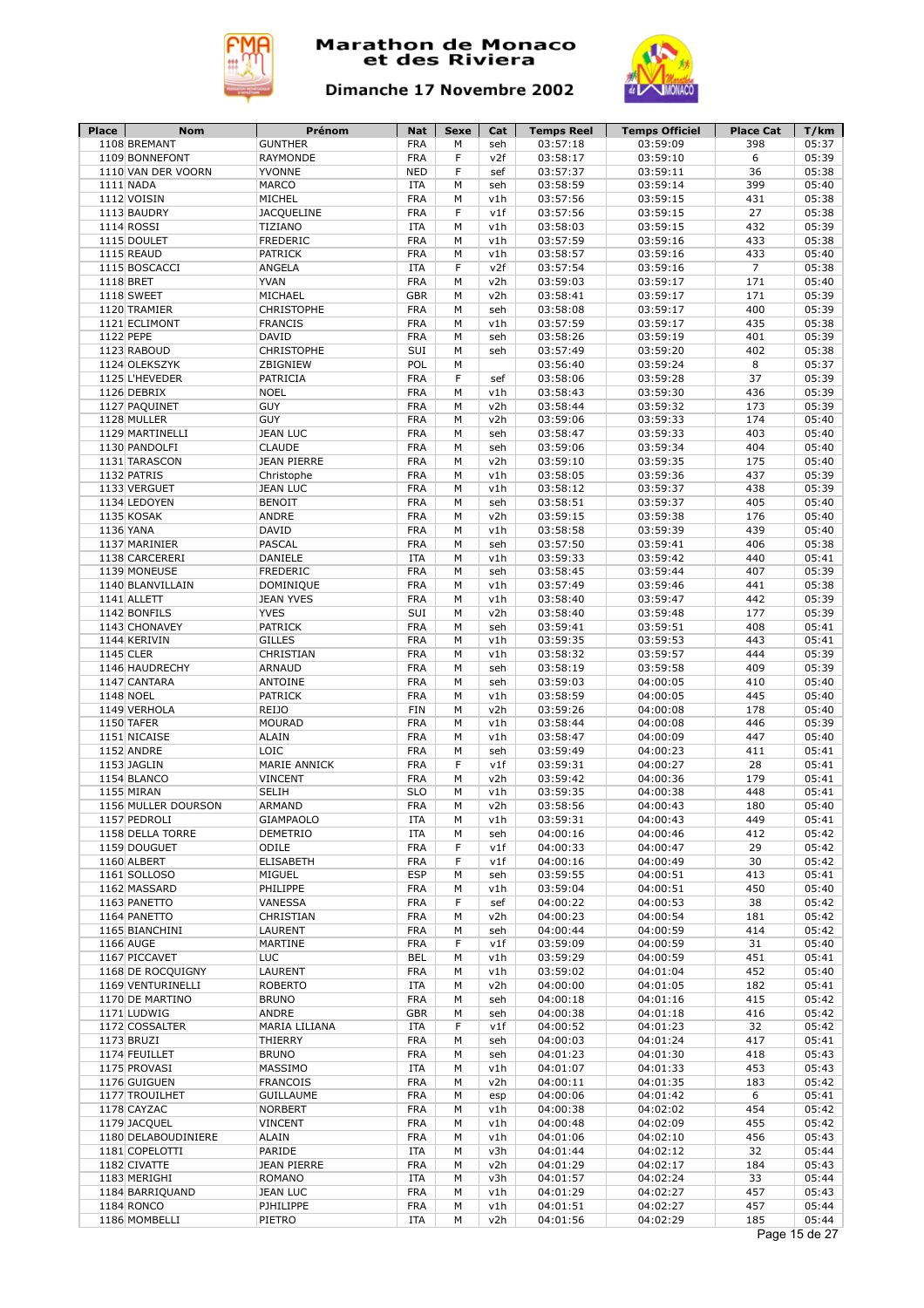# Marathon de Monaco et des Riviera

## Dimanche 17 Novembre 2002

| Place | Nom | Prénom | Nat | Sexe | Cat | Temps Reel | Temps Officiel | Place Cat | T/km |
|---|---|---|---|---|---|---|---|---|---|
| 1108 | BREMANT | GUNTHER | FRA | M | seh | 03:57:18 | 03:59:09 | 398 | 05:37 |
| 1109 | BONNEFONT | RAYMONDE | FRA | F | v2f | 03:58:17 | 03:59:10 | 6 | 05:39 |
| 1110 | VAN DER VOORN | YVONNE | NED | F | sef | 03:57:37 | 03:59:11 | 36 | 05:38 |
| 1111 | NADA | MARCO | ITA | M | seh | 03:58:59 | 03:59:14 | 399 | 05:40 |
| 1112 | VOISIN | MICHEL | FRA | M | v1h | 03:57:56 | 03:59:15 | 431 | 05:38 |
| 1113 | BAUDRY | JACQUELINE | FRA | F | v1f | 03:57:56 | 03:59:15 | 27 | 05:38 |
| 1114 | ROSSI | TIZIANO | ITA | M | v1h | 03:58:03 | 03:59:15 | 432 | 05:39 |
| 1115 | DOULET | FREDERIC | FRA | M | v1h | 03:57:59 | 03:59:16 | 433 | 05:38 |
| 1115 | REAUD | PATRICK | FRA | M | v1h | 03:58:57 | 03:59:16 | 433 | 05:40 |
| 1115 | BOSCACCI | ANGELA | ITA | F | v2f | 03:57:54 | 03:59:16 | 7 | 05:38 |
| 1118 | BRET | YVAN | FRA | M | v2h | 03:59:03 | 03:59:17 | 171 | 05:40 |
| 1118 | SWEET | MICHAEL | GBR | M | v2h | 03:58:41 | 03:59:17 | 171 | 05:39 |
| 1120 | TRAMIER | CHRISTOPHE | FRA | M | seh | 03:58:08 | 03:59:17 | 400 | 05:39 |
| 1121 | ECLIMONT | FRANCIS | FRA | M | v1h | 03:57:59 | 03:59:17 | 435 | 05:38 |
| 1122 | PEPE | DAVID | FRA | M | seh | 03:58:26 | 03:59:19 | 401 | 05:39 |
| 1123 | RABOUD | CHRISTOPHE | SUI | M | seh | 03:57:49 | 03:59:20 | 402 | 05:38 |
| 1124 | OLEKSZYK | ZBIGNIEW | POL | M | | 03:56:40 | 03:59:24 | 8 | 05:37 |
| 1125 | L'HEVEDER | PATRICIA | FRA | F | sef | 03:58:06 | 03:59:28 | 37 | 05:39 |
| 1126 | DEBRIX | NOEL | FRA | M | v1h | 03:58:43 | 03:59:30 | 436 | 05:39 |
| 1127 | PAQUINET | GUY | FRA | M | v2h | 03:58:44 | 03:59:32 | 173 | 05:39 |
| 1128 | MULLER | GUY | FRA | M | v2h | 03:59:06 | 03:59:33 | 174 | 05:40 |
| 1129 | MARTINELLI | JEAN LUC | FRA | M | seh | 03:58:47 | 03:59:33 | 403 | 05:40 |
| 1130 | PANDOLFI | CLAUDE | FRA | M | seh | 03:59:06 | 03:59:34 | 404 | 05:40 |
| 1131 | TARASCON | JEAN PIERRE | FRA | M | v2h | 03:59:10 | 03:59:35 | 175 | 05:40 |
| 1132 | PATRIS | Christophe | FRA | M | v1h | 03:58:05 | 03:59:36 | 437 | 05:39 |
| 1133 | VERGUET | JEAN LUC | FRA | M | v1h | 03:58:12 | 03:59:37 | 438 | 05:39 |
| 1134 | LEDOYEN | BENOIT | FRA | M | seh | 03:58:51 | 03:59:37 | 405 | 05:40 |
| 1135 | KOSAK | ANDRE | FRA | M | v2h | 03:59:15 | 03:59:38 | 176 | 05:40 |
| 1136 | YANA | DAVID | FRA | M | v1h | 03:58:58 | 03:59:39 | 439 | 05:40 |
| 1137 | MARINIER | PASCAL | FRA | M | seh | 03:57:50 | 03:59:41 | 406 | 05:38 |
| 1138 | CARCERERI | DANIELE | ITA | M | v1h | 03:59:33 | 03:59:42 | 440 | 05:41 |
| 1139 | MONEUSE | FREDERIC | FRA | M | seh | 03:58:45 | 03:59:44 | 407 | 05:39 |
| 1140 | BLANVILLAIN | DOMINIQUE | FRA | M | v1h | 03:57:49 | 03:59:46 | 441 | 05:38 |
| 1141 | ALLETT | JEAN YVES | FRA | M | v1h | 03:58:40 | 03:59:47 | 442 | 05:39 |
| 1142 | BONFILS | YVES | SUI | M | v2h | 03:58:40 | 03:59:48 | 177 | 05:39 |
| 1143 | CHONAVEY | PATRICK | FRA | M | seh | 03:59:41 | 03:59:51 | 408 | 05:41 |
| 1144 | KERIVIN | GILLES | FRA | M | v1h | 03:59:35 | 03:59:53 | 443 | 05:41 |
| 1145 | CLER | CHRISTIAN | FRA | M | v1h | 03:58:32 | 03:59:57 | 444 | 05:39 |
| 1146 | HAUDRECHY | ARNAUD | FRA | M | seh | 03:58:19 | 03:59:58 | 409 | 05:39 |
| 1147 | CANTARA | ANTOINE | FRA | M | seh | 03:59:03 | 04:00:05 | 410 | 05:40 |
| 1148 | NOEL | PATRICK | FRA | M | v1h | 03:58:59 | 04:00:05 | 445 | 05:40 |
| 1149 | VERHOLA | REIJO | FIN | M | v2h | 03:59:26 | 04:00:08 | 178 | 05:40 |
| 1150 | TAFER | MOURAD | FRA | M | v1h | 03:58:44 | 04:00:08 | 446 | 05:39 |
| 1151 | NICAISE | ALAIN | FRA | M | v1h | 03:58:47 | 04:00:09 | 447 | 05:40 |
| 1152 | ANDRE | LOIC | FRA | M | seh | 03:59:49 | 04:00:23 | 411 | 05:41 |
| 1153 | JAGLIN | MARIE ANNICK | FRA | F | v1f | 03:59:31 | 04:00:27 | 28 | 05:41 |
| 1154 | BLANCO | VINCENT | FRA | M | v2h | 03:59:42 | 04:00:36 | 179 | 05:41 |
| 1155 | MIRAN | SELIH | SLO | M | v1h | 03:59:35 | 04:00:38 | 448 | 05:41 |
| 1156 | MULLER DOURSON | ARMAND | FRA | M | v2h | 03:58:56 | 04:00:43 | 180 | 05:40 |
| 1157 | PEDROLI | GIAMPAOLO | ITA | M | v1h | 03:59:31 | 04:00:43 | 449 | 05:41 |
| 1158 | DELLA TORRE | DEMETRIO | ITA | M | seh | 04:00:16 | 04:00:46 | 412 | 05:42 |
| 1159 | DOUGUET | ODILE | FRA | F | v1f | 04:00:33 | 04:00:47 | 29 | 05:42 |
| 1160 | ALBERT | ELISABETH | FRA | F | v1f | 04:00:16 | 04:00:49 | 30 | 05:42 |
| 1161 | SOLLOSO | MIGUEL | ESP | M | seh | 03:59:55 | 04:00:51 | 413 | 05:41 |
| 1162 | MASSARD | PHILIPPE | FRA | M | v1h | 03:59:04 | 04:00:51 | 450 | 05:40 |
| 1163 | PANETTO | VANESSA | FRA | F | sef | 04:00:22 | 04:00:53 | 38 | 05:42 |
| 1164 | PANETTO | CHRISTIAN | FRA | M | v2h | 04:00:23 | 04:00:54 | 181 | 05:42 |
| 1165 | BIANCHINI | LAURENT | FRA | M | seh | 04:00:44 | 04:00:59 | 414 | 05:42 |
| 1166 | AUGE | MARTINE | FRA | F | v1f | 03:59:09 | 04:00:59 | 31 | 05:40 |
| 1167 | PICCAVET | LUC | BEL | M | v1h | 03:59:29 | 04:00:59 | 451 | 05:41 |
| 1168 | DE ROCQUIGNY | LAURENT | FRA | M | v1h | 03:59:02 | 04:01:04 | 452 | 05:40 |
| 1169 | VENTURINELLI | ROBERTO | ITA | M | v2h | 04:00:00 | 04:01:05 | 182 | 05:41 |
| 1170 | DE MARTINO | BRUNO | FRA | M | seh | 04:00:18 | 04:01:16 | 415 | 05:42 |
| 1171 | LUDWIG | ANDRE | GBR | M | seh | 04:00:38 | 04:01:18 | 416 | 05:42 |
| 1172 | COSSALTER | MARIA LILIANA | ITA | F | v1f | 04:00:52 | 04:01:23 | 32 | 05:42 |
| 1173 | BRUZI | THIERRY | FRA | M | seh | 04:00:03 | 04:01:24 | 417 | 05:41 |
| 1174 | FEUILLET | BRUNO | FRA | M | seh | 04:01:23 | 04:01:30 | 418 | 05:43 |
| 1175 | PROVASI | MASSIMO | ITA | M | v1h | 04:01:07 | 04:01:33 | 453 | 05:43 |
| 1176 | GUIGUEN | FRANCOIS | FRA | M | v2h | 04:00:11 | 04:01:35 | 183 | 05:42 |
| 1177 | TROUILHET | GUILLAUME | FRA | M | esp | 04:00:06 | 04:01:42 | 6 | 05:41 |
| 1178 | CAYZAC | NORBERT | FRA | M | v1h | 04:00:38 | 04:02:02 | 454 | 05:42 |
| 1179 | JACQUEL | VINCENT | FRA | M | v1h | 04:00:48 | 04:02:09 | 455 | 05:42 |
| 1180 | DELABOUDINIERE | ALAIN | FRA | M | v1h | 04:01:06 | 04:02:10 | 456 | 05:43 |
| 1181 | COPELOTTI | PARIDE | ITA | M | v3h | 04:01:44 | 04:02:12 | 32 | 05:44 |
| 1182 | CIVATTE | JEAN PIERRE | FRA | M | v2h | 04:01:29 | 04:02:17 | 184 | 05:43 |
| 1183 | MERIGHI | ROMANO | ITA | M | v3h | 04:01:57 | 04:02:24 | 33 | 05:44 |
| 1184 | BARRIQUAND | JEAN LUC | FRA | M | v1h | 04:01:29 | 04:02:27 | 457 | 05:43 |
| 1184 | RONCO | PJHILIPPE | FRA | M | v1h | 04:01:51 | 04:02:27 | 457 | 05:44 |
| 1186 | MOMBELLI | PIETRO | ITA | M | v2h | 04:01:56 | 04:02:29 | 185 | 05:44 |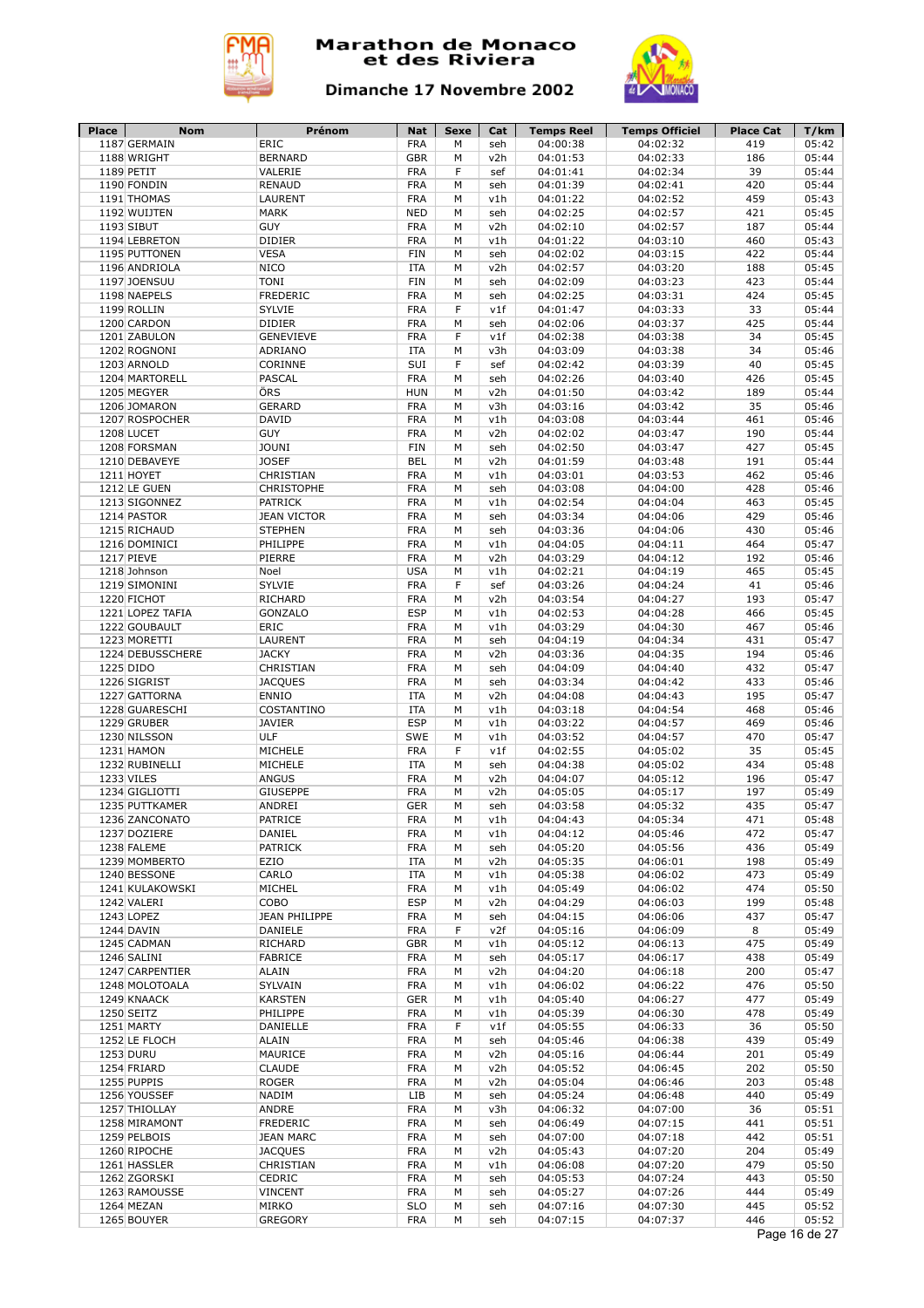# Marathon de Monaco et des Riviera

## Dimanche 17 Novembre 2002

| Place | Nom | Prénom | Nat | Sexe | Cat | Temps Reel | Temps Officiel | Place Cat | T/km |
|---|---|---|---|---|---|---|---|---|---|
| 1187 | GERMAIN | ERIC | FRA | M | seh | 04:00:38 | 04:02:32 | 419 | 05:42 |
| 1188 | WRIGHT | BERNARD | GBR | M | v2h | 04:01:53 | 04:02:33 | 186 | 05:44 |
| 1189 | PETIT | VALERIE | FRA | F | sef | 04:01:41 | 04:02:34 | 39 | 05:44 |
| 1190 | FONDIN | RENAUD | FRA | M | seh | 04:01:39 | 04:02:41 | 420 | 05:44 |
| 1191 | THOMAS | LAURENT | FRA | M | v1h | 04:01:22 | 04:02:52 | 459 | 05:43 |
| 1192 | WUIJTEN | MARK | NED | M | seh | 04:02:25 | 04:02:57 | 421 | 05:45 |
| 1193 | SIBUT | GUY | FRA | M | v2h | 04:02:10 | 04:02:57 | 187 | 05:44 |
| 1194 | LEBRETON | DIDIER | FRA | M | v1h | 04:01:22 | 04:03:10 | 460 | 05:43 |
| 1195 | PUTTONEN | VESA | FIN | M | seh | 04:02:02 | 04:03:15 | 422 | 05:44 |
| 1196 | ANDRIOLA | NICO | ITA | M | v2h | 04:02:57 | 04:03:20 | 188 | 05:45 |
| 1197 | JOENSUU | TONI | FIN | M | seh | 04:02:09 | 04:03:23 | 423 | 05:44 |
| 1198 | NAEPELS | FREDERIC | FRA | M | seh | 04:02:25 | 04:03:31 | 424 | 05:45 |
| 1199 | ROLLIN | SYLVIE | FRA | F | v1f | 04:01:47 | 04:03:33 | 33 | 05:44 |
| 1200 | CARDON | DIDIER | FRA | M | seh | 04:02:06 | 04:03:37 | 425 | 05:44 |
| 1201 | ZABULON | GENEVIEVE | FRA | F | v1f | 04:02:38 | 04:03:38 | 34 | 05:45 |
| 1202 | ROGNONI | ADRIANO | ITA | M | v3h | 04:03:09 | 04:03:38 | 34 | 05:46 |
| 1203 | ARNOLD | CORINNE | SUI | F | sef | 04:02:42 | 04:03:39 | 40 | 05:45 |
| 1204 | MARTORELL | PASCAL | FRA | M | seh | 04:02:26 | 04:03:40 | 426 | 05:45 |
| 1205 | MEGYER | ÖRS | HUN | M | v2h | 04:01:50 | 04:03:42 | 189 | 05:44 |
| 1206 | JOMARON | GERARD | FRA | M | v3h | 04:03:16 | 04:03:42 | 35 | 05:46 |
| 1207 | ROSPOCHER | DAVID | FRA | M | v1h | 04:03:08 | 04:03:44 | 461 | 05:46 |
| 1208 | LUCET | GUY | FRA | M | v2h | 04:02:02 | 04:03:47 | 190 | 05:44 |
| 1208 | FORSMAN | JOUNI | FIN | M | seh | 04:02:50 | 04:03:47 | 427 | 05:45 |
| 1210 | DEBAVEYE | JOSEF | BEL | M | v2h | 04:01:59 | 04:03:48 | 191 | 05:44 |
| 1211 | HOYET | CHRISTIAN | FRA | M | v1h | 04:03:01 | 04:03:53 | 462 | 05:46 |
| 1212 | LE GUEN | CHRISTOPHE | FRA | M | seh | 04:03:08 | 04:04:00 | 428 | 05:46 |
| 1213 | SIGONNEZ | PATRICK | FRA | M | v1h | 04:02:54 | 04:04:04 | 463 | 05:45 |
| 1214 | PASTOR | JEAN VICTOR | FRA | M | seh | 04:03:34 | 04:04:06 | 429 | 05:46 |
| 1215 | RICHAUD | STEPHEN | FRA | M | seh | 04:03:36 | 04:04:06 | 430 | 05:46 |
| 1216 | DOMINICI | PHILIPPE | FRA | M | v1h | 04:04:05 | 04:04:11 | 464 | 05:47 |
| 1217 | PIEVE | PIERRE | FRA | M | v2h | 04:03:29 | 04:04:12 | 192 | 05:46 |
| 1218 | Johnson | Noel | USA | M | v1h | 04:02:21 | 04:04:19 | 465 | 05:45 |
| 1219 | SIMONINI | SYLVIE | FRA | F | sef | 04:03:26 | 04:04:24 | 41 | 05:46 |
| 1220 | FICHOT | RICHARD | FRA | M | v2h | 04:03:54 | 04:04:27 | 193 | 05:47 |
| 1221 | LOPEZ TAFIA | GONZALO | ESP | M | v1h | 04:02:53 | 04:04:28 | 466 | 05:45 |
| 1222 | GOUBAULT | ERIC | FRA | M | v1h | 04:03:29 | 04:04:30 | 467 | 05:46 |
| 1223 | MORETTI | LAURENT | FRA | M | seh | 04:04:19 | 04:04:34 | 431 | 05:47 |
| 1224 | DEBUSSCHERE | JACKY | FRA | M | v2h | 04:03:36 | 04:04:35 | 194 | 05:46 |
| 1225 | DIDO | CHRISTIAN | FRA | M | seh | 04:04:09 | 04:04:40 | 432 | 05:47 |
| 1226 | SIGRIST | JACQUES | FRA | M | seh | 04:03:34 | 04:04:42 | 433 | 05:46 |
| 1227 | GATTORNA | ENNIO | ITA | M | v2h | 04:04:08 | 04:04:43 | 195 | 05:47 |
| 1228 | GUARESCHI | COSTANTINO | ITA | M | v1h | 04:03:18 | 04:04:54 | 468 | 05:46 |
| 1229 | GRUBER | JAVIER | ESP | M | v1h | 04:03:22 | 04:04:57 | 469 | 05:46 |
| 1230 | NILSSON | ULF | SWE | M | v1h | 04:03:52 | 04:04:57 | 470 | 05:47 |
| 1231 | HAMON | MICHELE | FRA | F | v1f | 04:02:55 | 04:05:02 | 35 | 05:45 |
| 1232 | RUBINELLI | MICHELE | ITA | M | seh | 04:04:38 | 04:05:02 | 434 | 05:48 |
| 1233 | VILES | ANGUS | FRA | M | v2h | 04:04:07 | 04:05:12 | 196 | 05:47 |
| 1234 | GIGLIOTTI | GIUSEPPE | FRA | M | v2h | 04:05:05 | 04:05:17 | 197 | 05:49 |
| 1235 | PUTTKAMER | ANDREI | GER | M | seh | 04:03:58 | 04:05:32 | 435 | 05:47 |
| 1236 | ZANCONATO | PATRICE | FRA | M | v1h | 04:04:43 | 04:05:34 | 471 | 05:48 |
| 1237 | DOZIERE | DANIEL | FRA | M | v1h | 04:04:12 | 04:05:46 | 472 | 05:47 |
| 1238 | FALEME | PATRICK | FRA | M | seh | 04:05:20 | 04:05:56 | 436 | 05:49 |
| 1239 | MOMBERTO | EZIO | ITA | M | v2h | 04:05:35 | 04:06:01 | 198 | 05:49 |
| 1240 | BESSONE | CARLO | ITA | M | v1h | 04:05:38 | 04:06:02 | 473 | 05:49 |
| 1241 | KULAKOWSKI | MICHEL | FRA | M | v1h | 04:05:49 | 04:06:02 | 474 | 05:50 |
| 1242 | VALERI | COBO | ESP | M | v2h | 04:04:29 | 04:06:03 | 199 | 05:48 |
| 1243 | LOPEZ | JEAN PHILIPPE | FRA | M | seh | 04:04:15 | 04:06:06 | 437 | 05:47 |
| 1244 | DAVIN | DANIELE | FRA | F | v2f | 04:05:16 | 04:06:09 | 8 | 05:49 |
| 1245 | CADMAN | RICHARD | GBR | M | v1h | 04:05:12 | 04:06:13 | 475 | 05:49 |
| 1246 | SALINI | FABRICE | FRA | M | seh | 04:05:17 | 04:06:17 | 438 | 05:49 |
| 1247 | CARPENTIER | ALAIN | FRA | M | v2h | 04:04:20 | 04:06:18 | 200 | 05:47 |
| 1248 | MOLOTOALA | SYLVAIN | FRA | M | v1h | 04:06:02 | 04:06:22 | 476 | 05:50 |
| 1249 | KNAACK | KARSTEN | GER | M | v1h | 04:05:40 | 04:06:27 | 477 | 05:49 |
| 1250 | SEITZ | PHILIPPE | FRA | M | v1h | 04:05:39 | 04:06:30 | 478 | 05:49 |
| 1251 | MARTY | DANIELLE | FRA | F | v1f | 04:05:55 | 04:06:33 | 36 | 05:50 |
| 1252 | LE FLOCH | ALAIN | FRA | M | seh | 04:05:46 | 04:06:38 | 439 | 05:49 |
| 1253 | DURU | MAURICE | FRA | M | v2h | 04:05:16 | 04:06:44 | 201 | 05:49 |
| 1254 | FRIARD | CLAUDE | FRA | M | v2h | 04:05:52 | 04:06:45 | 202 | 05:50 |
| 1255 | PUPPIS | ROGER | FRA | M | v2h | 04:05:04 | 04:06:46 | 203 | 05:48 |
| 1256 | YOUSSEF | NADIM | LIB | M | seh | 04:05:24 | 04:06:48 | 440 | 05:49 |
| 1257 | THIOLLAY | ANDRE | FRA | M | v3h | 04:06:32 | 04:07:00 | 36 | 05:51 |
| 1258 | MIRAMONT | FREDERIC | FRA | M | seh | 04:06:49 | 04:07:15 | 441 | 05:51 |
| 1259 | PELBOIS | JEAN MARC | FRA | M | seh | 04:07:00 | 04:07:18 | 442 | 05:51 |
| 1260 | RIPOCHE | JACQUES | FRA | M | v2h | 04:05:43 | 04:07:20 | 204 | 05:49 |
| 1261 | HASSLER | CHRISTIAN | FRA | M | v1h | 04:06:08 | 04:07:20 | 479 | 05:50 |
| 1262 | ZGORSKI | CEDRIC | FRA | M | seh | 04:05:53 | 04:07:24 | 443 | 05:50 |
| 1263 | RAMOUSSE | VINCENT | FRA | M | seh | 04:05:27 | 04:07:26 | 444 | 05:49 |
| 1264 | MEZAN | MIRKO | SLO | M | seh | 04:07:16 | 04:07:30 | 445 | 05:52 |
| 1265 | BOUYER | GREGORY | FRA | M | seh | 04:07:15 | 04:07:37 | 446 | 05:52 |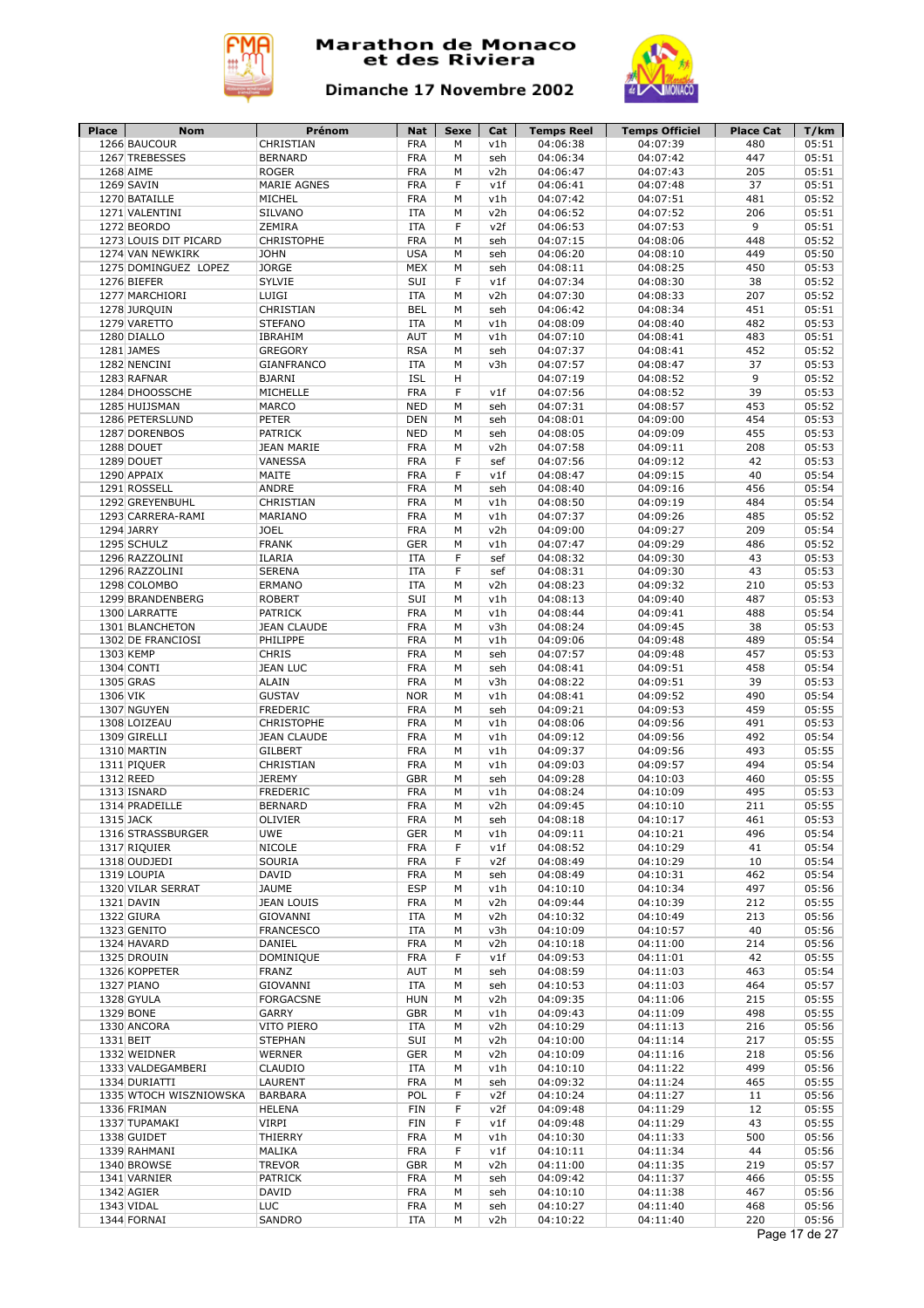# Marathon de Monaco et des Riviera

## Dimanche 17 Novembre 2002

| Place | Nom | Prénom | Nat | Sexe | Cat | Temps Reel | Temps Officiel | Place Cat | T/km |
|---|---|---|---|---|---|---|---|---|---|
| 1266 | BAUCOUR | CHRISTIAN | FRA | M | v1h | 04:06:38 | 04:07:39 | 480 | 05:51 |
| 1267 | TREBESSES | BERNARD | FRA | M | seh | 04:06:34 | 04:07:42 | 447 | 05:51 |
| 1268 | AIME | ROGER | FRA | M | v2h | 04:06:47 | 04:07:43 | 205 | 05:51 |
| 1269 | SAVIN | MARIE AGNES | FRA | F | v1f | 04:06:41 | 04:07:48 | 37 | 05:51 |
| 1270 | BATAILLE | MICHEL | FRA | M | v1h | 04:07:42 | 04:07:51 | 481 | 05:52 |
| 1271 | VALENTINI | SILVANO | ITA | M | v2h | 04:06:52 | 04:07:52 | 206 | 05:51 |
| 1272 | BEORDO | ZEMIRA | ITA | F | v2f | 04:06:53 | 04:07:53 | 9 | 05:51 |
| 1273 | LOUIS DIT PICARD | CHRISTOPHE | FRA | M | seh | 04:07:15 | 04:08:06 | 448 | 05:52 |
| 1274 | VAN NEWKIRK | JOHN | USA | M | seh | 04:06:20 | 04:08:10 | 449 | 05:50 |
| 1275 | DOMINGUEZ LOPEZ | JORGE | MEX | M | seh | 04:08:11 | 04:08:25 | 450 | 05:53 |
| 1276 | BIEFER | SYLVIE | SUI | F | v1f | 04:07:34 | 04:08:30 | 38 | 05:52 |
| 1277 | MARCHIORI | LUIGI | ITA | M | v2h | 04:07:30 | 04:08:33 | 207 | 05:52 |
| 1278 | JURQUIN | CHRISTIAN | BEL | M | seh | 04:06:42 | 04:08:34 | 451 | 05:51 |
| 1279 | VARETTO | STEFANO | ITA | M | v1h | 04:08:09 | 04:08:40 | 482 | 05:53 |
| 1280 | DIALLO | IBRAHIM | AUT | M | v1h | 04:07:10 | 04:08:41 | 483 | 05:51 |
| 1281 | JAMES | GREGORY | RSA | M | seh | 04:07:37 | 04:08:41 | 452 | 05:52 |
| 1282 | NENCINI | GIANFRANCO | ITA | M | v3h | 04:07:57 | 04:08:47 | 37 | 05:53 |
| 1283 | RAFNAR | BJARNI | ISL | H | | 04:07:19 | 04:08:52 | 9 | 05:52 |
| 1284 | DHOOSSCHE | MICHELLE | FRA | F | v1f | 04:07:56 | 04:08:52 | 39 | 05:53 |
| 1285 | HUIJSMAN | MARCO | NED | M | seh | 04:07:31 | 04:08:57 | 453 | 05:52 |
| 1286 | PETERSLUND | PETER | DEN | M | seh | 04:08:01 | 04:09:00 | 454 | 05:53 |
| 1287 | DORENBOS | PATRICK | NED | M | seh | 04:08:05 | 04:09:09 | 455 | 05:53 |
| 1288 | DOUET | JEAN MARIE | FRA | M | v2h | 04:07:58 | 04:09:11 | 208 | 05:53 |
| 1289 | DOUET | VANESSA | FRA | F | sef | 04:07:56 | 04:09:12 | 42 | 05:53 |
| 1290 | APPAIX | MAITE | FRA | F | v1f | 04:08:47 | 04:09:15 | 40 | 05:54 |
| 1291 | ROSSELL | ANDRE | FRA | M | seh | 04:08:40 | 04:09:16 | 456 | 05:54 |
| 1292 | GREYENBUHL | CHRISTIAN | FRA | M | v1h | 04:08:50 | 04:09:19 | 484 | 05:54 |
| 1293 | CARRERA-RAMI | MARIANO | FRA | M | v1h | 04:07:37 | 04:09:26 | 485 | 05:52 |
| 1294 | JARRY | JOEL | FRA | M | v2h | 04:09:00 | 04:09:27 | 209 | 05:54 |
| 1295 | SCHULZ | FRANK | GER | M | v1h | 04:07:47 | 04:09:29 | 486 | 05:52 |
| 1296 | RAZZOLINI | ILARIA | ITA | F | sef | 04:08:32 | 04:09:30 | 43 | 05:53 |
| 1296 | RAZZOLINI | SERENA | ITA | F | sef | 04:08:31 | 04:09:30 | 43 | 05:53 |
| 1298 | COLOMBO | ERMANO | ITA | M | v2h | 04:08:23 | 04:09:32 | 210 | 05:53 |
| 1299 | BRANDENBERG | ROBERT | SUI | M | v1h | 04:08:13 | 04:09:40 | 487 | 05:53 |
| 1300 | LARRATTE | PATRICK | FRA | M | v1h | 04:08:44 | 04:09:41 | 488 | 05:54 |
| 1301 | BLANCHETON | JEAN CLAUDE | FRA | M | v3h | 04:08:24 | 04:09:45 | 38 | 05:53 |
| 1302 | DE FRANCIOSI | PHILIPPE | FRA | M | v1h | 04:09:06 | 04:09:48 | 489 | 05:54 |
| 1303 | KEMP | CHRIS | FRA | M | seh | 04:07:57 | 04:09:48 | 457 | 05:53 |
| 1304 | CONTI | JEAN LUC | FRA | M | seh | 04:08:41 | 04:09:51 | 458 | 05:54 |
| 1305 | GRAS | ALAIN | FRA | M | v3h | 04:08:22 | 04:09:51 | 39 | 05:53 |
| 1306 | VIK | GUSTAV | NOR | M | v1h | 04:08:41 | 04:09:52 | 490 | 05:54 |
| 1307 | NGUYEN | FREDERIC | FRA | M | seh | 04:09:21 | 04:09:53 | 459 | 05:55 |
| 1308 | LOIZEAU | CHRISTOPHE | FRA | M | v1h | 04:08:06 | 04:09:56 | 491 | 05:53 |
| 1309 | GIRELLI | JEAN CLAUDE | FRA | M | v1h | 04:09:12 | 04:09:56 | 492 | 05:54 |
| 1310 | MARTIN | GILBERT | FRA | M | v1h | 04:09:37 | 04:09:56 | 493 | 05:55 |
| 1311 | PIQUER | CHRISTIAN | FRA | M | v1h | 04:09:03 | 04:09:57 | 494 | 05:54 |
| 1312 | REED | JEREMY | GBR | M | seh | 04:09:28 | 04:10:03 | 460 | 05:55 |
| 1313 | ISNARD | FREDERIC | FRA | M | v1h | 04:08:24 | 04:10:09 | 495 | 05:53 |
| 1314 | PRADEILLE | BERNARD | FRA | M | v2h | 04:09:45 | 04:10:10 | 211 | 05:55 |
| 1315 | JACK | OLIVIER | FRA | M | seh | 04:08:18 | 04:10:17 | 461 | 05:53 |
| 1316 | STRASSBURGER | UWE | GER | M | v1h | 04:09:11 | 04:10:21 | 496 | 05:54 |
| 1317 | RIQUIER | NICOLE | FRA | F | v1f | 04:08:52 | 04:10:29 | 41 | 05:54 |
| 1318 | OUDJEDI | SOURIA | FRA | F | v2f | 04:08:49 | 04:10:29 | 10 | 05:54 |
| 1319 | LOUPIA | DAVID | FRA | M | seh | 04:08:49 | 04:10:31 | 462 | 05:54 |
| 1320 | VILAR SERRAT | JAUME | ESP | M | v1h | 04:10:10 | 04:10:34 | 497 | 05:56 |
| 1321 | DAVIN | JEAN LOUIS | FRA | M | v2h | 04:09:44 | 04:10:39 | 212 | 05:55 |
| 1322 | GIURA | GIOVANNI | ITA | M | v2h | 04:10:32 | 04:10:49 | 213 | 05:56 |
| 1323 | GENITO | FRANCESCO | ITA | M | v3h | 04:10:09 | 04:10:57 | 40 | 05:56 |
| 1324 | HAVARD | DANIEL | FRA | M | v2h | 04:10:18 | 04:11:00 | 214 | 05:56 |
| 1325 | DROUIN | DOMINIQUE | FRA | F | v1f | 04:09:53 | 04:11:01 | 42 | 05:55 |
| 1326 | KOPPETER | FRANZ | AUT | M | seh | 04:08:59 | 04:11:03 | 463 | 05:54 |
| 1327 | PIANO | GIOVANNI | ITA | M | seh | 04:10:53 | 04:11:03 | 464 | 05:57 |
| 1328 | GYULA | FORGACSNE | HUN | M | v2h | 04:09:35 | 04:11:06 | 215 | 05:55 |
| 1329 | BONE | GARRY | GBR | M | v1h | 04:09:43 | 04:11:09 | 498 | 05:55 |
| 1330 | ANCORA | VITO PIERO | ITA | M | v2h | 04:10:29 | 04:11:13 | 216 | 05:56 |
| 1331 | BEIT | STEPHAN | SUI | M | v2h | 04:10:00 | 04:11:14 | 217 | 05:55 |
| 1332 | WEIDNER | WERNER | GER | M | v2h | 04:10:09 | 04:11:16 | 218 | 05:56 |
| 1333 | VALDEGAMBERI | CLAUDIO | ITA | M | v1h | 04:10:10 | 04:11:22 | 499 | 05:56 |
| 1334 | DURIATTI | LAURENT | FRA | M | seh | 04:09:32 | 04:11:24 | 465 | 05:55 |
| 1335 | WTOCH WISZNIOWSKA | BARBARA | POL | F | v2f | 04:10:24 | 04:11:27 | 11 | 05:56 |
| 1336 | FRIMAN | HELENA | FIN | F | v2f | 04:09:48 | 04:11:29 | 12 | 05:55 |
| 1337 | TUPAMAKI | VIRPI | FIN | F | v1f | 04:09:48 | 04:11:29 | 43 | 05:55 |
| 1338 | GUIDET | THIERRY | FRA | M | v1h | 04:10:30 | 04:11:33 | 500 | 05:56 |
| 1339 | RAHMANI | MALIKA | FRA | F | v1f | 04:10:11 | 04:11:34 | 44 | 05:56 |
| 1340 | BROWSE | TREVOR | GBR | M | v2h | 04:11:00 | 04:11:35 | 219 | 05:57 |
| 1341 | VARNIER | PATRICK | FRA | M | seh | 04:09:42 | 04:11:37 | 466 | 05:55 |
| 1342 | AGIER | DAVID | FRA | M | seh | 04:10:10 | 04:11:38 | 467 | 05:56 |
| 1343 | VIDAL | LUC | FRA | M | seh | 04:10:27 | 04:11:40 | 468 | 05:56 |
| 1344 | FORNAI | SANDRO | ITA | M | v2h | 04:10:22 | 04:11:40 | 220 | 05:56 |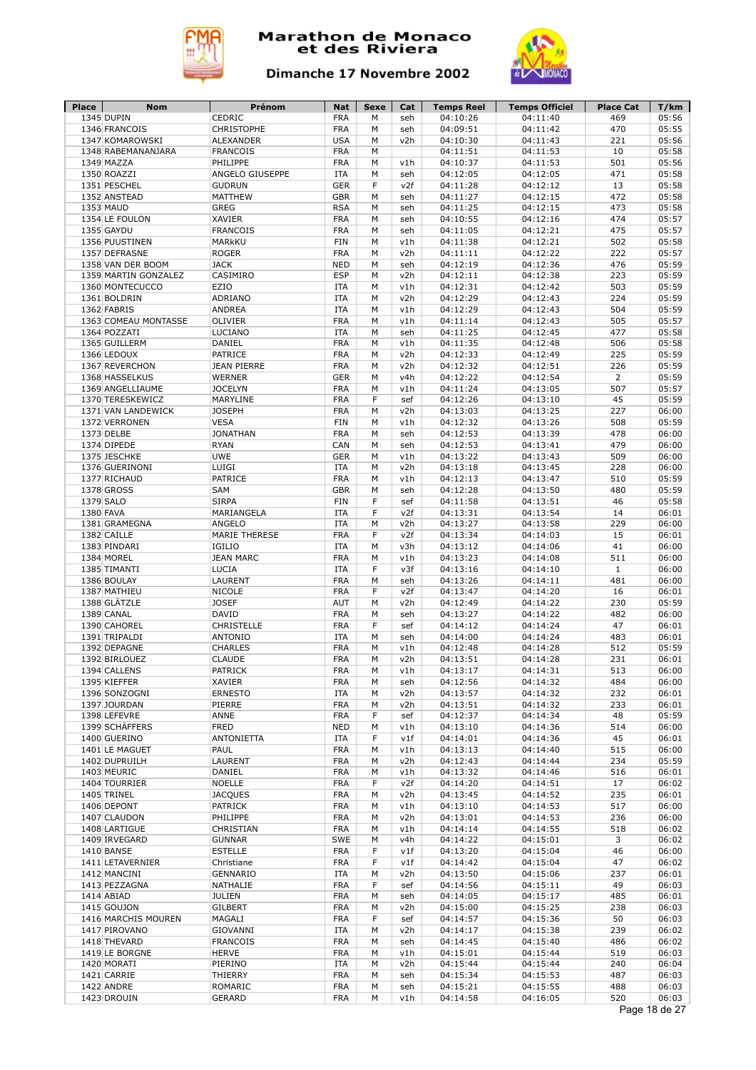# Marathon de Monaco et des Riviera

## Dimanche 17 Novembre 2002

| Place | Nom | Prénom | Nat | Sexe | Cat | Temps Reel | Temps Officiel | Place Cat | T/km |
|---|---|---|---|---|---|---|---|---|---|
| 1345 | DUPIN | CEDRIC | FRA | M | seh | 04:10:26 | 04:11:40 | 469 | 05:56 |
| 1346 | FRANCOIS | CHRISTOPHE | FRA | M | seh | 04:09:51 | 04:11:42 | 470 | 05:55 |
| 1347 | KOMAROWSKI | ALEXANDER | USA | M | v2h | 04:10:30 | 04:11:43 | 221 | 05:56 |
| 1348 | RABEMANANJARA | FRANCOIS | FRA | M | | 04:11:51 | 04:11:53 | 10 | 05:58 |
| 1349 | MAZZA | PHILIPPE | FRA | M | v1h | 04:10:37 | 04:11:53 | 501 | 05:56 |
| 1350 | ROAZZI | ANGELO GIUSEPPE | ITA | M | seh | 04:12:05 | 04:12:05 | 471 | 05:58 |
| 1351 | PESCHEL | GUDRUN | GER | F | v2f | 04:11:28 | 04:12:12 | 13 | 05:58 |
| 1352 | ANSTEAD | MATTHEW | GBR | M | seh | 04:11:27 | 04:12:15 | 472 | 05:58 |
| 1353 | MAUD | GREG | RSA | M | seh | 04:11:25 | 04:12:15 | 473 | 05:58 |
| 1354 | LE FOULON | XAVIER | FRA | M | seh | 04:10:55 | 04:12:16 | 474 | 05:57 |
| 1355 | GAYDU | FRANCOIS | FRA | M | seh | 04:11:05 | 04:12:21 | 475 | 05:57 |
| 1356 | PUUSTINEN | MARKKU | FIN | M | v1h | 04:11:38 | 04:12:21 | 502 | 05:58 |
| 1357 | DEFRASNE | ROGER | FRA | M | v2h | 04:11:11 | 04:12:22 | 222 | 05:57 |
| 1358 | VAN DER BOOM | JACK | NED | M | seh | 04:12:19 | 04:12:36 | 476 | 05:59 |
| 1359 | MARTIN GONZALEZ | CASIMIRO | ESP | M | v2h | 04:12:11 | 04:12:38 | 223 | 05:59 |
| 1360 | MONTECUCCO | EZIO | ITA | M | v1h | 04:12:31 | 04:12:42 | 503 | 05:59 |
| 1361 | BOLDRIN | ADRIANO | ITA | M | v2h | 04:12:29 | 04:12:43 | 224 | 05:59 |
| 1362 | FABRIS | ANDREA | ITA | M | v1h | 04:12:29 | 04:12:43 | 504 | 05:59 |
| 1363 | COMEAU MONTASSE | OLIVIER | FRA | M | v1h | 04:11:14 | 04:12:43 | 505 | 05:57 |
| 1364 | POZZATI | LUCIANO | ITA | M | seh | 04:11:25 | 04:12:45 | 477 | 05:58 |
| 1365 | GUILLERM | DANIEL | FRA | M | v1h | 04:11:35 | 04:12:48 | 506 | 05:58 |
| 1366 | LEDOUX | PATRICE | FRA | M | v2h | 04:12:33 | 04:12:49 | 225 | 05:59 |
| 1367 | REVERCHON | JEAN PIERRE | FRA | M | v2h | 04:12:32 | 04:12:51 | 226 | 05:59 |
| 1368 | HASSELKUS | WERNER | GER | M | v4h | 04:12:22 | 04:12:54 | 2 | 05:59 |
| 1369 | ANGELLIAUME | JOCELYN | FRA | M | v1h | 04:11:24 | 04:13:05 | 507 | 05:57 |
| 1370 | TERESKEWICZ | MARYLINE | FRA | F | sef | 04:12:26 | 04:13:10 | 45 | 05:59 |
| 1371 | VAN LANDEWICK | JOSEPH | FRA | M | v2h | 04:13:03 | 04:13:25 | 227 | 06:00 |
| 1372 | VERRONEN | VESA | FIN | M | v1h | 04:12:32 | 04:13:26 | 508 | 05:59 |
| 1373 | DELBE | JONATHAN | FRA | M | seh | 04:12:53 | 04:13:39 | 478 | 06:00 |
| 1374 | DIPEDE | RYAN | CAN | M | seh | 04:12:53 | 04:13:41 | 479 | 06:00 |
| 1375 | JESCHKE | UWE | GER | M | v1h | 04:13:22 | 04:13:43 | 509 | 06:00 |
| 1376 | GUERINONI | LUIGI | ITA | M | v2h | 04:13:18 | 04:13:45 | 228 | 06:00 |
| 1377 | RICHAUD | PATRICE | FRA | M | v1h | 04:12:13 | 04:13:47 | 510 | 05:59 |
| 1378 | GROSS | SAM | GBR | M | seh | 04:12:28 | 04:13:50 | 480 | 05:59 |
| 1379 | SALO | SIRPA | FIN | F | sef | 04:11:58 | 04:13:51 | 46 | 05:58 |
| 1380 | FAVA | MARIANGELA | ITA | F | v2f | 04:13:31 | 04:13:54 | 14 | 06:01 |
| 1381 | GRAMEGNA | ANGELO | ITA | M | v2h | 04:13:27 | 04:13:58 | 229 | 06:00 |
| 1382 | CAILLE | MARIE THERESE | FRA | F | v2f | 04:13:34 | 04:14:03 | 15 | 06:01 |
| 1383 | PINDARI | IGILIO | ITA | M | v3h | 04:13:12 | 04:14:06 | 41 | 06:00 |
| 1384 | MOREL | JEAN MARC | FRA | M | v1h | 04:13:23 | 04:14:08 | 511 | 06:00 |
| 1385 | TIMANTI | LUCIA | ITA | F | v3f | 04:13:16 | 04:14:10 | 1 | 06:00 |
| 1386 | BOULAY | LAURENT | FRA | M | seh | 04:13:26 | 04:14:11 | 481 | 06:00 |
| 1387 | MATHIEU | NICOLE | FRA | F | v2f | 04:13:47 | 04:14:20 | 16 | 06:01 |
| 1388 | GLÄTZLE | JOSEF | AUT | M | v2h | 04:12:49 | 04:14:22 | 230 | 05:59 |
| 1389 | CANAL | DAVID | FRA | M | seh | 04:13:27 | 04:14:22 | 482 | 06:00 |
| 1390 | CAHOREL | CHRISTELLE | FRA | F | sef | 04:14:12 | 04:14:24 | 47 | 06:01 |
| 1391 | TRIPALDI | ANTONIO | ITA | M | seh | 04:14:00 | 04:14:24 | 483 | 06:01 |
| 1392 | DEPAGNE | CHARLES | FRA | M | v1h | 04:12:48 | 04:14:28 | 512 | 05:59 |
| 1392 | BIRLOUEZ | CLAUDE | FRA | M | v2h | 04:13:51 | 04:14:28 | 231 | 06:01 |
| 1394 | CALLENS | PATRICK | FRA | M | v1h | 04:13:17 | 04:14:31 | 513 | 06:00 |
| 1395 | KIEFFER | XAVIER | FRA | M | seh | 04:12:56 | 04:14:32 | 484 | 06:00 |
| 1396 | SONZOGNI | ERNESTO | ITA | M | v2h | 04:13:57 | 04:14:32 | 232 | 06:01 |
| 1397 | JOURDAN | PIERRE | FRA | M | v2h | 04:13:51 | 04:14:32 | 233 | 06:01 |
| 1398 | LEFEVRE | ANNE | FRA | F | sef | 04:12:37 | 04:14:34 | 48 | 05:59 |
| 1399 | SCHÄFFERS | FRED | NED | M | v1h | 04:13:10 | 04:14:36 | 514 | 06:00 |
| 1400 | GUERINO | ANTONIETTA | ITA | F | v1f | 04:14:01 | 04:14:36 | 45 | 06:01 |
| 1401 | LE MAGUET | PAUL | FRA | M | v1h | 04:13:13 | 04:14:40 | 515 | 06:00 |
| 1402 | DUPRUILH | LAURENT | FRA | M | v2h | 04:12:43 | 04:14:44 | 234 | 05:59 |
| 1403 | MEURIC | DANIEL | FRA | M | v1h | 04:13:32 | 04:14:46 | 516 | 06:01 |
| 1404 | TOURRIER | NOELLE | FRA | F | v2f | 04:14:20 | 04:14:51 | 17 | 06:02 |
| 1405 | TRINEL | JACQUES | FRA | M | v2h | 04:13:45 | 04:14:52 | 235 | 06:01 |
| 1406 | DEPONT | PATRICK | FRA | M | v1h | 04:13:10 | 04:14:53 | 517 | 06:00 |
| 1407 | CLAUDON | PHILIPPE | FRA | M | v2h | 04:13:01 | 04:14:53 | 236 | 06:00 |
| 1408 | LARTIGUE | CHRISTIAN | FRA | M | v1h | 04:14:14 | 04:14:55 | 518 | 06:02 |
| 1409 | IRVEGARD | GUNNAR | SWE | M | v4h | 04:14:22 | 04:15:01 | 3 | 06:02 |
| 1410 | BANSE | ESTELLE | FRA | F | v1f | 04:13:20 | 04:15:04 | 46 | 06:00 |
| 1411 | LETAVERNIER | Christiane | FRA | F | v1f | 04:14:42 | 04:15:04 | 47 | 06:02 |
| 1412 | MANCINI | GENNARIO | ITA | M | v2h | 04:13:50 | 04:15:06 | 237 | 06:01 |
| 1413 | PEZZAGNA | NATHALIE | FRA | F | sef | 04:14:56 | 04:15:11 | 49 | 06:03 |
| 1414 | ABIAD | JULIEN | FRA | M | seh | 04:14:05 | 04:15:17 | 485 | 06:01 |
| 1415 | GOUJON | GILBERT | FRA | M | v2h | 04:15:00 | 04:15:25 | 238 | 06:03 |
| 1416 | MARCHIS MOUREN | MAGALI | FRA | F | sef | 04:14:57 | 04:15:36 | 50 | 06:03 |
| 1417 | PIROVANO | GIOVANNI | ITA | M | v2h | 04:14:17 | 04:15:38 | 239 | 06:02 |
| 1418 | THEVARD | FRANCOIS | FRA | M | seh | 04:14:45 | 04:15:40 | 486 | 06:02 |
| 1419 | LE BORGNE | HERVE | FRA | M | v1h | 04:15:01 | 04:15:44 | 519 | 06:03 |
| 1420 | MORATI | PIERINO | ITA | M | v2h | 04:15:44 | 04:15:44 | 240 | 06:04 |
| 1421 | CARRIE | THIERRY | FRA | M | seh | 04:15:34 | 04:15:53 | 487 | 06:03 |
| 1422 | ANDRE | ROMARIC | FRA | M | seh | 04:15:21 | 04:15:55 | 488 | 06:03 |
| 1423 | DROUIN | GERARD | FRA | M | v1h | 04:14:58 | 04:16:05 | 520 | 06:03 |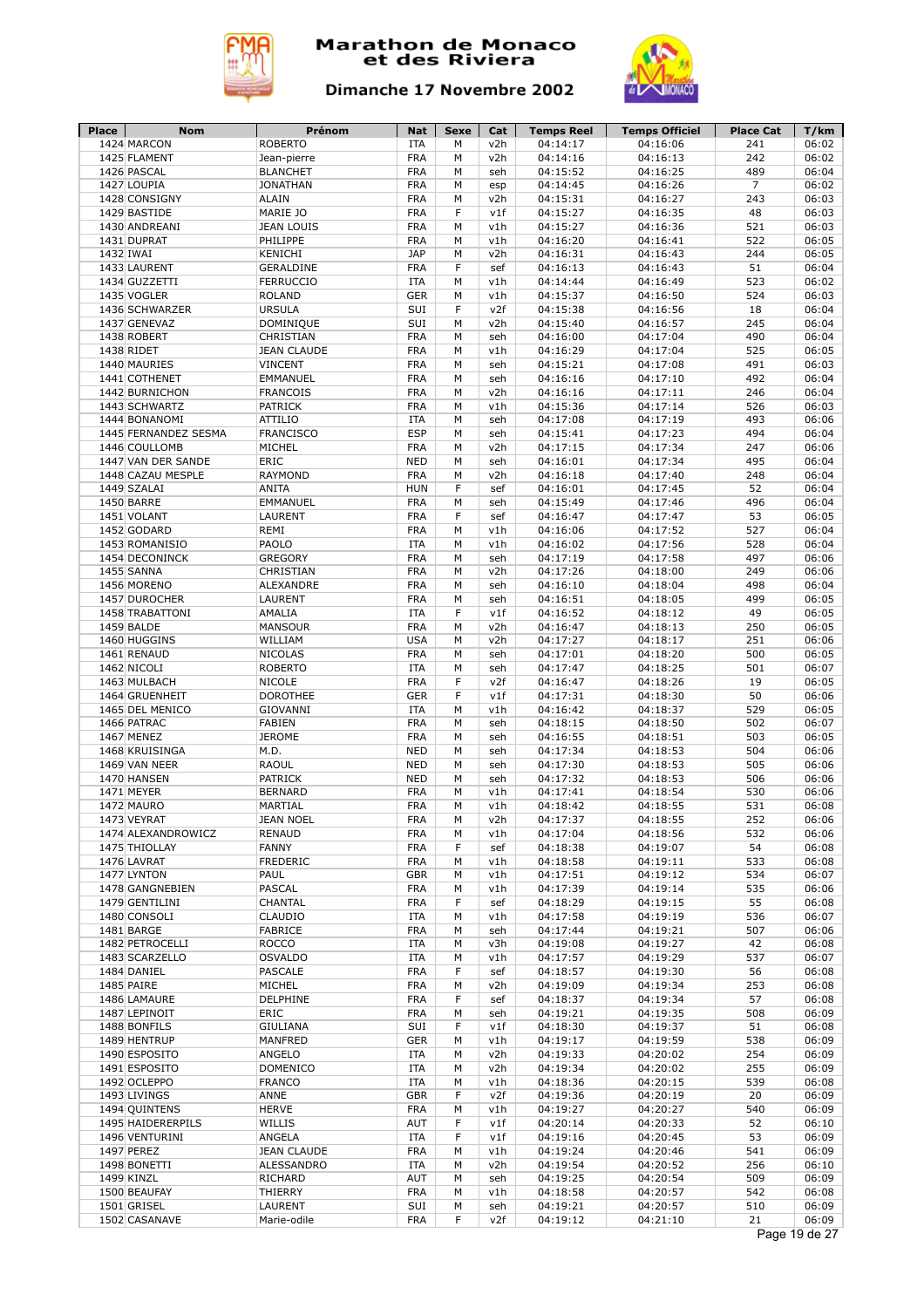# Marathon de Monaco et des Riviera

## Dimanche 17 Novembre 2002

| Place | Nom | Prénom | Nat | Sexe | Cat | Temps Reel | Temps Officiel | Place Cat | T/km |
|---|---|---|---|---|---|---|---|---|---|
| 1424 | MARCON | ROBERTO | ITA | M | v2h | 04:14:17 | 04:16:06 | 241 | 06:02 |
| 1425 | FLAMENT | Jean-pierre | FRA | M | v2h | 04:14:16 | 04:16:13 | 242 | 06:02 |
| 1426 | PASCAL | BLANCHET | FRA | M | seh | 04:15:52 | 04:16:25 | 489 | 06:04 |
| 1427 | LOUPIA | JONATHAN | FRA | M | esp | 04:14:45 | 04:16:26 | 7 | 06:02 |
| 1428 | CONSIGNY | ALAIN | FRA | M | v2h | 04:15:31 | 04:16:27 | 243 | 06:03 |
| 1429 | BASTIDE | MARIE JO | FRA | F | v1f | 04:15:27 | 04:16:35 | 48 | 06:03 |
| 1430 | ANDREANI | JEAN LOUIS | FRA | M | v1h | 04:15:27 | 04:16:36 | 521 | 06:03 |
| 1431 | DUPRAT | PHILIPPE | FRA | M | v1h | 04:16:20 | 04:16:41 | 522 | 06:05 |
| 1432 | IWAI | KENICHI | JAP | M | v2h | 04:16:31 | 04:16:43 | 244 | 06:05 |
| 1433 | LAURENT | GERALDINE | FRA | F | sef | 04:16:13 | 04:16:43 | 51 | 06:04 |
| 1434 | GUZZETTI | FERRUCCIO | ITA | M | v1h | 04:14:44 | 04:16:49 | 523 | 06:02 |
| 1435 | VOGLER | ROLAND | GER | M | v1h | 04:15:37 | 04:16:50 | 524 | 06:03 |
| 1436 | SCHWARZER | URSULA | SUI | F | v2f | 04:15:38 | 04:16:56 | 18 | 06:04 |
| 1437 | GENEVAZ | DOMINIQUE | SUI | M | v2h | 04:15:40 | 04:16:57 | 245 | 06:04 |
| 1438 | ROBERT | CHRISTIAN | FRA | M | seh | 04:16:00 | 04:17:04 | 490 | 06:04 |
| 1438 | RIDET | JEAN CLAUDE | FRA | M | v1h | 04:16:29 | 04:17:04 | 525 | 06:05 |
| 1440 | MAURIES | VINCENT | FRA | M | seh | 04:15:21 | 04:17:08 | 491 | 06:03 |
| 1441 | COTHENET | EMMANUEL | FRA | M | seh | 04:16:16 | 04:17:10 | 492 | 06:04 |
| 1442 | BURNICHON | FRANCOIS | FRA | M | v2h | 04:16:16 | 04:17:11 | 246 | 06:04 |
| 1443 | SCHWARTZ | PATRICK | FRA | M | v1h | 04:15:36 | 04:17:14 | 526 | 06:03 |
| 1444 | BONANOMI | ATTILIO | ITA | M | seh | 04:17:08 | 04:17:19 | 493 | 06:06 |
| 1445 | FERNANDEZ SESMA | FRANCISCO | ESP | M | seh | 04:15:41 | 04:17:23 | 494 | 06:04 |
| 1446 | COULLOMB | MICHEL | FRA | M | v2h | 04:17:15 | 04:17:34 | 247 | 06:06 |
| 1447 | VAN DER SANDE | ERIC | NED | M | seh | 04:16:01 | 04:17:34 | 495 | 06:04 |
| 1448 | CAZAU MESPLE | RAYMOND | FRA | M | v2h | 04:16:18 | 04:17:40 | 248 | 06:04 |
| 1449 | SZALAI | ANITA | HUN | F | sef | 04:16:01 | 04:17:45 | 52 | 06:04 |
| 1450 | BARRE | EMMANUEL | FRA | M | seh | 04:15:49 | 04:17:46 | 496 | 06:04 |
| 1451 | VOLANT | LAURENT | FRA | F | sef | 04:16:47 | 04:17:47 | 53 | 06:05 |
| 1452 | GODARD | REMI | FRA | M | v1h | 04:16:06 | 04:17:52 | 527 | 06:04 |
| 1453 | ROMANISIO | PAOLO | ITA | M | v1h | 04:16:02 | 04:17:56 | 528 | 06:04 |
| 1454 | DECONINCK | GREGORY | FRA | M | seh | 04:17:19 | 04:17:58 | 497 | 06:06 |
| 1455 | SANNA | CHRISTIAN | FRA | M | v2h | 04:17:26 | 04:18:00 | 249 | 06:06 |
| 1456 | MORENO | ALEXANDRE | FRA | M | seh | 04:16:10 | 04:18:04 | 498 | 06:04 |
| 1457 | DUROCHER | LAURENT | FRA | M | seh | 04:16:51 | 04:18:05 | 499 | 06:05 |
| 1458 | TRABATTONI | AMALIA | ITA | F | v1f | 04:16:52 | 04:18:12 | 49 | 06:05 |
| 1459 | BALDE | MANSOUR | FRA | M | v2h | 04:16:47 | 04:18:13 | 250 | 06:05 |
| 1460 | HUGGINS | WILLIAM | USA | M | v2h | 04:17:27 | 04:18:17 | 251 | 06:06 |
| 1461 | RENAUD | NICOLAS | FRA | M | seh | 04:17:01 | 04:18:20 | 500 | 06:05 |
| 1462 | NICOLI | ROBERTO | ITA | M | seh | 04:17:47 | 04:18:25 | 501 | 06:07 |
| 1463 | MULBACH | NICOLE | FRA | F | v2f | 04:16:47 | 04:18:26 | 19 | 06:05 |
| 1464 | GRUENHEIT | DOROTHEE | GER | F | v1f | 04:17:31 | 04:18:30 | 50 | 06:06 |
| 1465 | DEL MENICO | GIOVANNI | ITA | M | v1h | 04:16:42 | 04:18:37 | 529 | 06:05 |
| 1466 | PATRAC | FABIEN | FRA | M | seh | 04:18:15 | 04:18:50 | 502 | 06:07 |
| 1467 | MENEZ | JEROME | FRA | M | seh | 04:16:55 | 04:18:51 | 503 | 06:05 |
| 1468 | KRUISINGA | M.D. | NED | M | seh | 04:17:34 | 04:18:53 | 504 | 06:06 |
| 1469 | VAN NEER | RAOUL | NED | M | seh | 04:17:30 | 04:18:53 | 505 | 06:06 |
| 1470 | HANSEN | PATRICK | NED | M | seh | 04:17:32 | 04:18:53 | 506 | 06:06 |
| 1471 | MEYER | BERNARD | FRA | M | v1h | 04:17:41 | 04:18:54 | 530 | 06:06 |
| 1472 | MAURO | MARTIAL | FRA | M | v1h | 04:18:42 | 04:18:55 | 531 | 06:08 |
| 1473 | VEYRAT | JEAN NOEL | FRA | M | v2h | 04:17:37 | 04:18:55 | 252 | 06:06 |
| 1474 | ALEXANDROWICZ | RENAUD | FRA | M | v1h | 04:17:04 | 04:18:56 | 532 | 06:06 |
| 1475 | THIOLLAY | FANNY | FRA | F | sef | 04:18:38 | 04:19:07 | 54 | 06:08 |
| 1476 | LAVRAT | FREDERIC | FRA | M | v1h | 04:18:58 | 04:19:11 | 533 | 06:08 |
| 1477 | LYNTON | PAUL | GBR | M | v1h | 04:17:51 | 04:19:12 | 534 | 06:07 |
| 1478 | GANGNEBIEN | PASCAL | FRA | M | v1h | 04:17:39 | 04:19:14 | 535 | 06:06 |
| 1479 | GENTILINI | CHANTAL | FRA | F | sef | 04:18:29 | 04:19:15 | 55 | 06:08 |
| 1480 | CONSOLI | CLAUDIO | ITA | M | v1h | 04:17:58 | 04:19:19 | 536 | 06:07 |
| 1481 | BARGE | FABRICE | FRA | M | seh | 04:17:44 | 04:19:21 | 507 | 06:06 |
| 1482 | PETROCELLI | ROCCO | ITA | M | v3h | 04:19:08 | 04:19:27 | 42 | 06:08 |
| 1483 | SCARZELLO | OSVALDO | ITA | M | v1h | 04:17:57 | 04:19:29 | 537 | 06:07 |
| 1484 | DANIEL | PASCALE | FRA | F | sef | 04:18:57 | 04:19:30 | 56 | 06:08 |
| 1485 | PAIRE | MICHEL | FRA | M | v2h | 04:19:09 | 04:19:34 | 253 | 06:08 |
| 1486 | LAMAURE | DELPHINE | FRA | F | sef | 04:18:37 | 04:19:34 | 57 | 06:08 |
| 1487 | LEPINOIT | ERIC | FRA | M | seh | 04:19:21 | 04:19:35 | 508 | 06:09 |
| 1488 | BONFILS | GIULIANA | SUI | F | v1f | 04:18:30 | 04:19:37 | 51 | 06:08 |
| 1489 | HENTRUP | MANFRED | GER | M | v1h | 04:19:17 | 04:19:59 | 538 | 06:09 |
| 1490 | ESPOSITO | ANGELO | ITA | M | v2h | 04:19:33 | 04:20:02 | 254 | 06:09 |
| 1491 | ESPOSITO | DOMENICO | ITA | M | v2h | 04:19:34 | 04:20:02 | 255 | 06:09 |
| 1492 | OCLEPPO | FRANCO | ITA | M | v1h | 04:18:36 | 04:20:15 | 539 | 06:08 |
| 1493 | LIVINGS | ANNE | GBR | F | v2f | 04:19:36 | 04:20:19 | 20 | 06:09 |
| 1494 | QUINTENS | HERVE | FRA | M | v1h | 04:19:27 | 04:20:27 | 540 | 06:09 |
| 1495 | HAIDERERPILS | WILLIS | AUT | F | v1f | 04:20:14 | 04:20:33 | 52 | 06:10 |
| 1496 | VENTURINI | ANGELA | ITA | F | v1f | 04:19:16 | 04:20:45 | 53 | 06:09 |
| 1497 | PEREZ | JEAN CLAUDE | FRA | M | v1h | 04:19:24 | 04:20:46 | 541 | 06:09 |
| 1498 | BONETTI | ALESSANDRO | ITA | M | v2h | 04:19:54 | 04:20:52 | 256 | 06:10 |
| 1499 | KINZL | RICHARD | AUT | M | seh | 04:19:25 | 04:20:54 | 509 | 06:09 |
| 1500 | BEAUFAY | THIERRY | FRA | M | v1h | 04:18:58 | 04:20:57 | 542 | 06:08 |
| 1501 | GRISEL | LAURENT | SUI | M | seh | 04:19:21 | 04:20:57 | 510 | 06:09 |
| 1502 | CASANAVE | Marie-odile | FRA | F | v2f | 04:19:12 | 04:21:10 | 21 | 06:09 |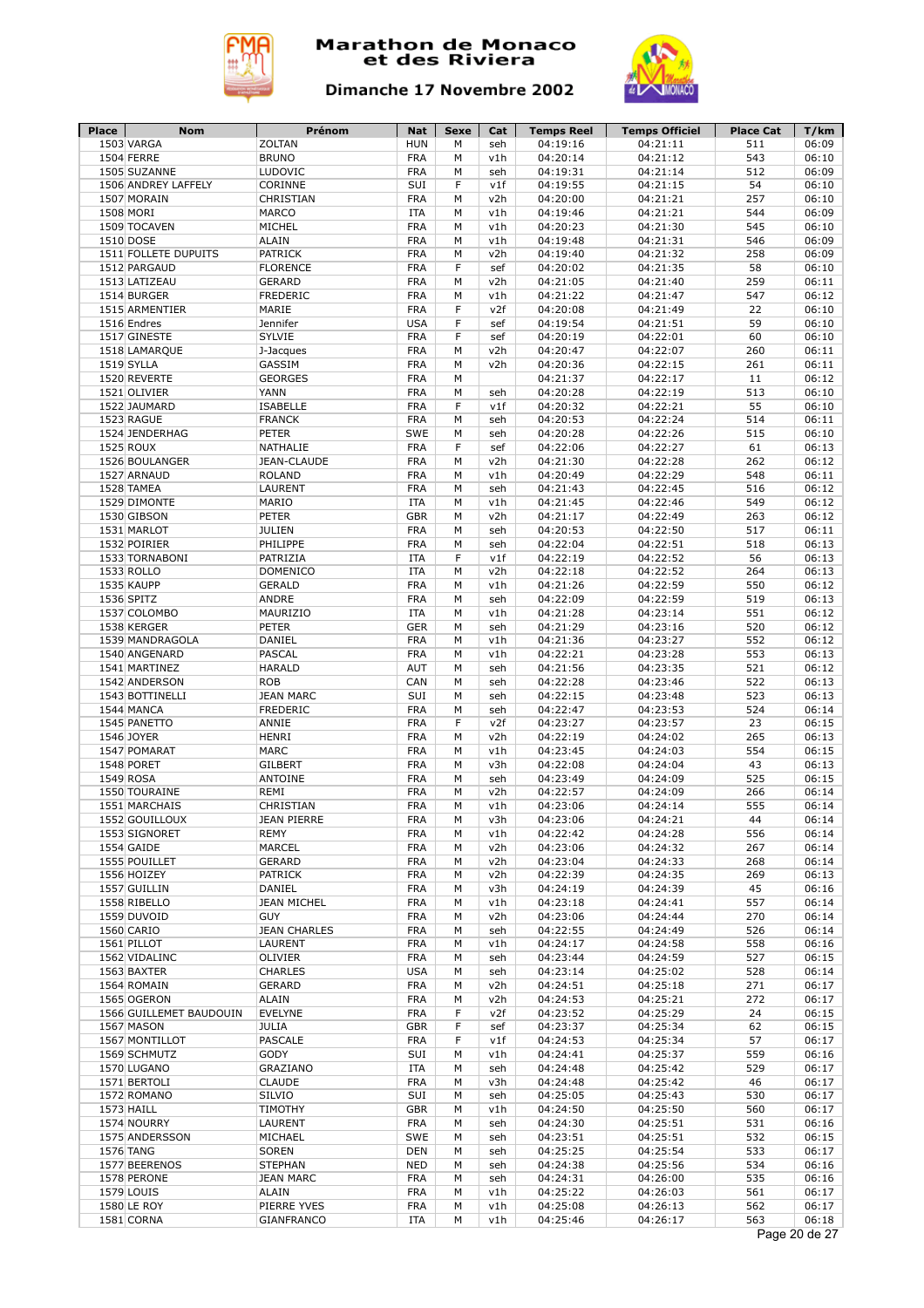# Marathon de Monaco et des Riviera

## Dimanche 17 Novembre 2002

| Place | Nom | Prénom | Nat | Sexe | Cat | Temps Reel | Temps Officiel | Place Cat | T/km |
|---|---|---|---|---|---|---|---|---|---|
| 1503 | VARGA | ZOLTAN | HUN | M | seh | 04:19:16 | 04:21:11 | 511 | 06:09 |
| 1504 | FERRE | BRUNO | FRA | M | v1h | 04:20:14 | 04:21:12 | 543 | 06:10 |
| 1505 | SUZANNE | LUDOVIC | FRA | M | seh | 04:19:31 | 04:21:14 | 512 | 06:09 |
| 1506 | ANDREY LAFFELY | CORINNE | SUI | F | v1f | 04:19:55 | 04:21:15 | 54 | 06:10 |
| 1507 | MORAIN | CHRISTIAN | FRA | M | v2h | 04:20:00 | 04:21:21 | 257 | 06:10 |
| 1508 | MORI | MARCO | ITA | M | v1h | 04:19:46 | 04:21:21 | 544 | 06:09 |
| 1509 | TOCAVEN | MICHEL | FRA | M | v1h | 04:20:23 | 04:21:30 | 545 | 06:10 |
| 1510 | DOSE | ALAIN | FRA | M | v1h | 04:19:48 | 04:21:31 | 546 | 06:09 |
| 1511 | FOLLETE DUPUITS | PATRICK | FRA | M | v2h | 04:19:40 | 04:21:32 | 258 | 06:09 |
| 1512 | PARGAUD | FLORENCE | FRA | F | sef | 04:20:02 | 04:21:35 | 58 | 06:10 |
| 1513 | LATIZEAU | GERARD | FRA | M | v2h | 04:21:05 | 04:21:40 | 259 | 06:11 |
| 1514 | BURGER | FREDERIC | FRA | M | v1h | 04:21:22 | 04:21:47 | 547 | 06:12 |
| 1515 | ARMENTIER | MARIE | FRA | F | v2f | 04:20:08 | 04:21:49 | 22 | 06:10 |
| 1516 | Endres | Jennifer | USA | F | sef | 04:19:54 | 04:21:51 | 59 | 06:10 |
| 1517 | GINESTE | SYLVIE | FRA | F | sef | 04:20:19 | 04:22:01 | 60 | 06:10 |
| 1518 | LAMARQUE | J-Jacques | FRA | M | v2h | 04:20:47 | 04:22:07 | 260 | 06:11 |
| 1519 | SYLLA | GASSIM | FRA | M | v2h | 04:20:36 | 04:22:15 | 261 | 06:11 |
| 1520 | REVERTE | GEORGES | FRA | M | | 04:21:37 | 04:22:17 | 11 | 06:12 |
| 1521 | OLIVIER | YANN | FRA | M | seh | 04:20:28 | 04:22:19 | 513 | 06:10 |
| 1522 | JAUMARD | ISABELLE | FRA | F | v1f | 04:20:32 | 04:22:21 | 55 | 06:10 |
| 1523 | RAGUE | FRANCK | FRA | M | seh | 04:20:53 | 04:22:24 | 514 | 06:11 |
| 1524 | JENDERHAG | PETER | SWE | M | seh | 04:20:28 | 04:22:26 | 515 | 06:10 |
| 1525 | ROUX | NATHALIE | FRA | F | sef | 04:22:06 | 04:22:27 | 61 | 06:13 |
| 1526 | BOULANGER | JEAN-CLAUDE | FRA | M | v2h | 04:21:30 | 04:22:28 | 262 | 06:12 |
| 1527 | ARNAUD | ROLAND | FRA | M | v1h | 04:20:49 | 04:22:29 | 548 | 06:11 |
| 1528 | TAMEA | LAURENT | FRA | M | seh | 04:21:43 | 04:22:45 | 516 | 06:12 |
| 1529 | DIMONTE | MARIO | ITA | M | v1h | 04:21:45 | 04:22:46 | 549 | 06:12 |
| 1530 | GIBSON | PETER | GBR | M | v2h | 04:21:17 | 04:22:49 | 263 | 06:12 |
| 1531 | MARLOT | JULIEN | FRA | M | seh | 04:20:53 | 04:22:50 | 517 | 06:11 |
| 1532 | POIRIER | PHILIPPE | FRA | M | seh | 04:22:04 | 04:22:51 | 518 | 06:13 |
| 1533 | TORNABONI | PATRIZIA | ITA | F | v1f | 04:22:19 | 04:22:52 | 56 | 06:13 |
| 1533 | ROLLO | DOMENICO | ITA | M | v2h | 04:22:18 | 04:22:52 | 264 | 06:13 |
| 1535 | KAUPP | GERALD | FRA | M | v1h | 04:21:26 | 04:22:59 | 550 | 06:12 |
| 1536 | SPITZ | ANDRE | FRA | M | seh | 04:22:09 | 04:22:59 | 519 | 06:13 |
| 1537 | COLOMBO | MAURIZIO | ITA | M | v1h | 04:21:28 | 04:23:14 | 551 | 06:12 |
| 1538 | KERGER | PETER | GER | M | seh | 04:21:29 | 04:23:16 | 520 | 06:12 |
| 1539 | MANDRAGOLA | DANIEL | FRA | M | v1h | 04:21:36 | 04:23:27 | 552 | 06:12 |
| 1540 | ANGENARD | PASCAL | FRA | M | v1h | 04:22:21 | 04:23:28 | 553 | 06:13 |
| 1541 | MARTINEZ | HARALD | AUT | M | seh | 04:21:56 | 04:23:35 | 521 | 06:12 |
| 1542 | ANDERSON | ROB | CAN | M | seh | 04:22:28 | 04:23:46 | 522 | 06:13 |
| 1543 | BOTTINELLI | JEAN MARC | SUI | M | seh | 04:22:15 | 04:23:48 | 523 | 06:13 |
| 1544 | MANCA | FREDERIC | FRA | M | seh | 04:22:47 | 04:23:53 | 524 | 06:14 |
| 1545 | PANETTO | ANNIE | FRA | F | v2f | 04:23:27 | 04:23:57 | 23 | 06:15 |
| 1546 | JOYER | HENRI | FRA | M | v2h | 04:22:19 | 04:24:02 | 265 | 06:13 |
| 1547 | POMARAT | MARC | FRA | M | v1h | 04:23:45 | 04:24:03 | 554 | 06:15 |
| 1548 | PORET | GILBERT | FRA | M | v3h | 04:22:08 | 04:24:04 | 43 | 06:13 |
| 1549 | ROSA | ANTOINE | FRA | M | seh | 04:23:49 | 04:24:09 | 525 | 06:15 |
| 1550 | TOURAINE | REMI | FRA | M | v2h | 04:22:57 | 04:24:09 | 266 | 06:14 |
| 1551 | MARCHAIS | CHRISTIAN | FRA | M | v1h | 04:23:06 | 04:24:14 | 555 | 06:14 |
| 1552 | GOUILLOUX | JEAN PIERRE | FRA | M | v3h | 04:23:06 | 04:24:21 | 44 | 06:14 |
| 1553 | SIGNORET | REMY | FRA | M | v1h | 04:22:42 | 04:24:28 | 556 | 06:14 |
| 1554 | GAIDE | MARCEL | FRA | M | v2h | 04:23:06 | 04:24:32 | 267 | 06:14 |
| 1555 | POUILLET | GERARD | FRA | M | v2h | 04:23:04 | 04:24:33 | 268 | 06:14 |
| 1556 | HOIZEY | PATRICK | FRA | M | v2h | 04:22:39 | 04:24:35 | 269 | 06:13 |
| 1557 | GUILLIN | DANIEL | FRA | M | v3h | 04:24:19 | 04:24:39 | 45 | 06:16 |
| 1558 | RIBELLO | JEAN MICHEL | FRA | M | v1h | 04:23:18 | 04:24:41 | 557 | 06:14 |
| 1559 | DUVOID | GUY | FRA | M | v2h | 04:23:06 | 04:24:44 | 270 | 06:14 |
| 1560 | CARIO | JEAN CHARLES | FRA | M | seh | 04:22:55 | 04:24:49 | 526 | 06:14 |
| 1561 | PILLOT | LAURENT | FRA | M | v1h | 04:24:17 | 04:24:58 | 558 | 06:16 |
| 1562 | VIDALINC | OLIVIER | FRA | M | seh | 04:23:44 | 04:24:59 | 527 | 06:15 |
| 1563 | BAXTER | CHARLES | USA | M | seh | 04:23:14 | 04:25:02 | 528 | 06:14 |
| 1564 | ROMAIN | GERARD | FRA | M | v2h | 04:24:51 | 04:25:18 | 271 | 06:17 |
| 1565 | OGERON | ALAIN | FRA | M | v2h | 04:24:53 | 04:25:21 | 272 | 06:17 |
| 1566 | GUILLEMET BAUDOUIN | EVELYNE | FRA | F | v2f | 04:23:52 | 04:25:29 | 24 | 06:15 |
| 1567 | MASON | JULIA | GBR | F | sef | 04:23:37 | 04:25:34 | 62 | 06:15 |
| 1567 | MONTILLOT | PASCALE | FRA | F | v1f | 04:24:53 | 04:25:34 | 57 | 06:17 |
| 1569 | SCHMUTZ | GODY | SUI | M | v1h | 04:24:41 | 04:25:37 | 559 | 06:16 |
| 1570 | LUGANO | GRAZIANO | ITA | M | seh | 04:24:48 | 04:25:42 | 529 | 06:17 |
| 1571 | BERTOLI | CLAUDE | FRA | M | v3h | 04:24:48 | 04:25:42 | 46 | 06:17 |
| 1572 | ROMANO | SILVIO | SUI | M | seh | 04:25:05 | 04:25:43 | 530 | 06:17 |
| 1573 | HAILL | TIMOTHY | GBR | M | v1h | 04:24:50 | 04:25:50 | 560 | 06:17 |
| 1574 | NOURRY | LAURENT | FRA | M | seh | 04:24:30 | 04:25:51 | 531 | 06:16 |
| 1575 | ANDERSSON | MICHAEL | SWE | M | seh | 04:23:51 | 04:25:51 | 532 | 06:15 |
| 1576 | TANG | SOREN | DEN | M | seh | 04:25:25 | 04:25:54 | 533 | 06:17 |
| 1577 | BEERENOS | STEPHAN | NED | M | seh | 04:24:38 | 04:25:56 | 534 | 06:16 |
| 1578 | PERONE | JEAN MARC | FRA | M | seh | 04:24:31 | 04:26:00 | 535 | 06:16 |
| 1579 | LOUIS | ALAIN | FRA | M | v1h | 04:25:22 | 04:26:03 | 561 | 06:17 |
| 1580 | LE ROY | PIERRE YVES | FRA | M | v1h | 04:25:08 | 04:26:13 | 562 | 06:17 |
| 1581 | CORNA | GIANFRANCO | ITA | M | v1h | 04:25:46 | 04:26:17 | 563 | 06:18 |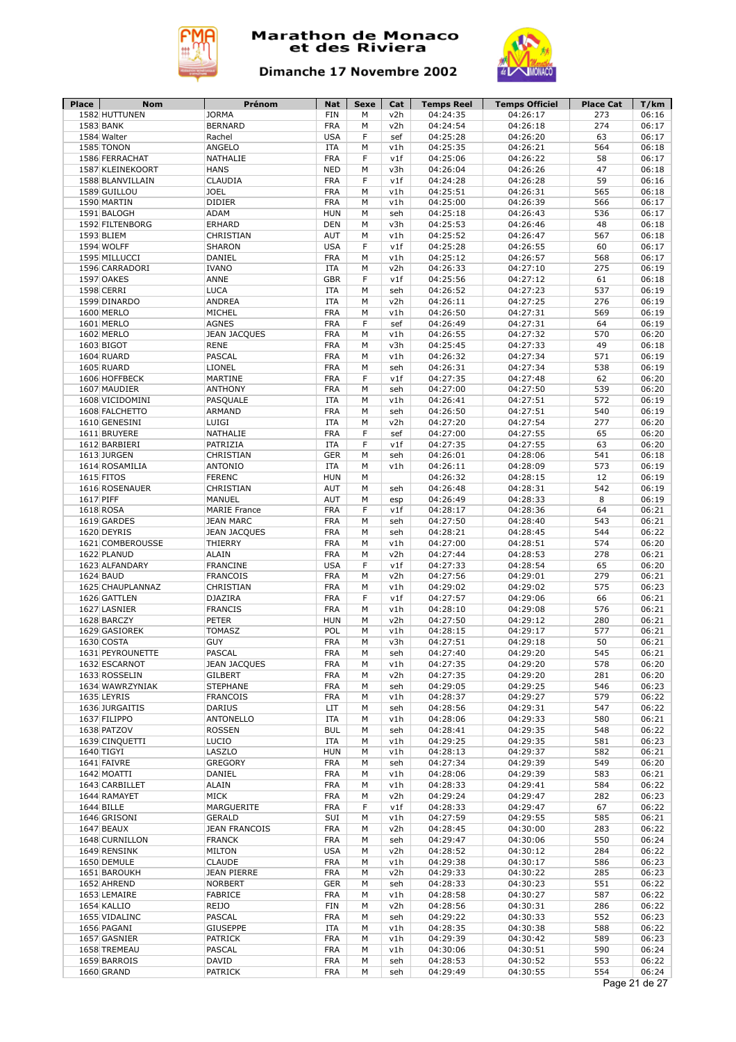# Marathon de Monaco et des Riviera

## Dimanche 17 Novembre 2002

| Place | Nom | Prénom | Nat | Sexe | Cat | Temps Reel | Temps Officiel | Place Cat | T/km |
|---|---|---|---|---|---|---|---|---|---|
| 1582 | HUTTUNEN | JORMA | FIN | M | v2h | 04:24:35 | 04:26:17 | 273 | 06:16 |
| 1583 | BANK | BERNARD | FRA | M | v2h | 04:24:54 | 04:26:18 | 274 | 06:17 |
| 1584 | Walter | Rachel | USA | F | sef | 04:25:28 | 04:26:20 | 63 | 06:17 |
| 1585 | TONON | ANGELO | ITA | M | v1h | 04:25:35 | 04:26:21 | 564 | 06:18 |
| 1586 | FERRACHAT | NATHALIE | FRA | F | v1f | 04:25:06 | 04:26:22 | 58 | 06:17 |
| 1587 | KLEINEKOORT | HANS | NED | M | v3h | 04:26:04 | 04:26:26 | 47 | 06:18 |
| 1588 | BLANVILLAIN | CLAUDIA | FRA | F | v1f | 04:24:28 | 04:26:28 | 59 | 06:16 |
| 1589 | GUILLOU | JOEL | FRA | M | v1h | 04:25:51 | 04:26:31 | 565 | 06:18 |
| 1590 | MARTIN | DIDIER | FRA | M | v1h | 04:25:00 | 04:26:39 | 566 | 06:17 |
| 1591 | BALOGH | ADAM | HUN | M | seh | 04:25:18 | 04:26:43 | 536 | 06:17 |
| 1592 | FILTENBORG | ERHARD | DEN | M | v3h | 04:25:53 | 04:26:46 | 48 | 06:18 |
| 1593 | BLIEM | CHRISTIAN | AUT | M | v1h | 04:25:52 | 04:26:47 | 567 | 06:18 |
| 1594 | WOLFF | SHARON | USA | F | v1f | 04:25:28 | 04:26:55 | 60 | 06:17 |
| 1595 | MILLUCCI | DANIEL | FRA | M | v1h | 04:25:12 | 04:26:57 | 568 | 06:17 |
| 1596 | CARRADORI | IVANO | ITA | M | v2h | 04:26:33 | 04:27:10 | 275 | 06:19 |
| 1597 | OAKES | ANNE | GBR | F | v1f | 04:25:56 | 04:27:12 | 61 | 06:18 |
| 1598 | CERRI | LUCA | ITA | M | seh | 04:26:52 | 04:27:23 | 537 | 06:19 |
| 1599 | DINARDO | ANDREA | ITA | M | v2h | 04:26:11 | 04:27:25 | 276 | 06:19 |
| 1600 | MERLO | MICHEL | FRA | M | v1h | 04:26:50 | 04:27:31 | 569 | 06:19 |
| 1601 | MERLO | AGNES | FRA | F | sef | 04:26:49 | 04:27:31 | 64 | 06:19 |
| 1602 | MERLO | JEAN JACQUES | FRA | M | v1h | 04:26:55 | 04:27:32 | 570 | 06:20 |
| 1603 | BIGOT | RENE | FRA | M | v3h | 04:25:45 | 04:27:33 | 49 | 06:18 |
| 1604 | RUARD | PASCAL | FRA | M | v1h | 04:26:32 | 04:27:34 | 571 | 06:19 |
| 1605 | RUARD | LIONEL | FRA | M | seh | 04:26:31 | 04:27:34 | 538 | 06:19 |
| 1606 | HOFFBECK | MARTINE | FRA | F | v1f | 04:27:35 | 04:27:48 | 62 | 06:20 |
| 1607 | MAUDIER | ANTHONY | FRA | M | seh | 04:27:00 | 04:27:50 | 539 | 06:20 |
| 1608 | VICIDOMINI | PASQUALE | ITA | M | v1h | 04:26:41 | 04:27:51 | 572 | 06:19 |
| 1608 | FALCHETTO | ARMAND | FRA | M | seh | 04:26:50 | 04:27:51 | 540 | 06:19 |
| 1610 | GENESINI | LUIGI | ITA | M | v2h | 04:27:20 | 04:27:54 | 277 | 06:20 |
| 1611 | BRUYERE | NATHALIE | FRA | F | sef | 04:27:00 | 04:27:55 | 65 | 06:20 |
| 1612 | BARBIERI | PATRIZIA | ITA | F | v1f | 04:27:35 | 04:27:55 | 63 | 06:20 |
| 1613 | JURGEN | CHRISTIAN | GER | M | seh | 04:26:01 | 04:28:06 | 541 | 06:18 |
| 1614 | ROSAMILIA | ANTONIO | ITA | M | v1h | 04:26:11 | 04:28:09 | 573 | 06:19 |
| 1615 | FITOS | FERENC | HUN | M | | 04:26:32 | 04:28:15 | 12 | 06:19 |
| 1616 | ROSENAUER | CHRISTIAN | AUT | M | seh | 04:26:48 | 04:28:31 | 542 | 06:19 |
| 1617 | PIFF | MANUEL | AUT | M | esp | 04:26:49 | 04:28:33 | 8 | 06:19 |
| 1618 | ROSA | MARIE France | FRA | F | v1f | 04:28:17 | 04:28:36 | 64 | 06:21 |
| 1619 | GARDES | JEAN MARC | FRA | M | seh | 04:27:50 | 04:28:40 | 543 | 06:21 |
| 1620 | DEYRIS | JEAN JACQUES | FRA | M | seh | 04:28:21 | 04:28:45 | 544 | 06:22 |
| 1621 | COMBEROUSSE | THIERRY | FRA | M | v1h | 04:27:00 | 04:28:51 | 574 | 06:20 |
| 1622 | PLANUD | ALAIN | FRA | M | v2h | 04:27:44 | 04:28:53 | 278 | 06:21 |
| 1623 | ALFANDARY | FRANCINE | USA | F | v1f | 04:27:33 | 04:28:54 | 65 | 06:20 |
| 1624 | BAUD | FRANCOIS | FRA | M | v2h | 04:27:56 | 04:29:01 | 279 | 06:21 |
| 1625 | CHAUPLANNAZ | CHRISTIAN | FRA | M | v1h | 04:29:02 | 04:29:02 | 575 | 06:23 |
| 1626 | GATTLEN | DJAZIRA | FRA | F | v1f | 04:27:57 | 04:29:06 | 66 | 06:21 |
| 1627 | LASNIER | FRANCIS | FRA | M | v1h | 04:28:10 | 04:29:08 | 576 | 06:21 |
| 1628 | BARCZY | PETER | HUN | M | v2h | 04:27:50 | 04:29:12 | 280 | 06:21 |
| 1629 | GASIOREK | TOMASZ | POL | M | v1h | 04:28:15 | 04:29:17 | 577 | 06:21 |
| 1630 | COSTA | GUY | FRA | M | v3h | 04:27:51 | 04:29:18 | 50 | 06:21 |
| 1631 | PEYROUNETTE | PASCAL | FRA | M | seh | 04:27:40 | 04:29:20 | 545 | 06:21 |
| 1632 | ESCARNOT | JEAN JACQUES | FRA | M | v1h | 04:27:35 | 04:29:20 | 578 | 06:20 |
| 1633 | ROSSELIN | GILBERT | FRA | M | v2h | 04:27:35 | 04:29:20 | 281 | 06:20 |
| 1634 | WAWRZYNIAK | STEPHANE | FRA | M | seh | 04:29:05 | 04:29:25 | 546 | 06:23 |
| 1635 | LEYRIS | FRANCOIS | FRA | M | v1h | 04:28:37 | 04:29:27 | 579 | 06:22 |
| 1636 | JURGAITIS | DARIUS | LIT | M | seh | 04:28:56 | 04:29:31 | 547 | 06:22 |
| 1637 | FILIPPO | ANTONELLO | ITA | M | v1h | 04:28:06 | 04:29:33 | 580 | 06:21 |
| 1638 | PATZOV | ROSSEN | BUL | M | seh | 04:28:41 | 04:29:35 | 548 | 06:22 |
| 1639 | CINQUETTI | LUCIO | ITA | M | v1h | 04:29:25 | 04:29:35 | 581 | 06:23 |
| 1640 | TIGYI | LASZLO | HUN | M | v1h | 04:28:13 | 04:29:37 | 582 | 06:21 |
| 1641 | FAIVRE | GREGORY | FRA | M | seh | 04:27:34 | 04:29:39 | 549 | 06:20 |
| 1642 | MOATTI | DANIEL | FRA | M | v1h | 04:28:06 | 04:29:39 | 583 | 06:21 |
| 1643 | CARBILLET | ALAIN | FRA | M | v1h | 04:28:33 | 04:29:41 | 584 | 06:22 |
| 1644 | RAMAYET | MICK | FRA | M | v2h | 04:29:24 | 04:29:47 | 282 | 06:23 |
| 1644 | BILLE | MARGUERITE | FRA | F | v1f | 04:28:33 | 04:29:47 | 67 | 06:22 |
| 1646 | GRISONI | GERALD | SUI | M | v1h | 04:27:59 | 04:29:55 | 585 | 06:21 |
| 1647 | BEAUX | JEAN FRANCOIS | FRA | M | v2h | 04:28:45 | 04:30:00 | 283 | 06:22 |
| 1648 | CURNILLON | FRANCK | FRA | M | seh | 04:29:47 | 04:30:06 | 550 | 06:24 |
| 1649 | RENSINK | MILTON | USA | M | v2h | 04:28:52 | 04:30:12 | 284 | 06:22 |
| 1650 | DEMULE | CLAUDE | FRA | M | v1h | 04:29:38 | 04:30:17 | 586 | 06:23 |
| 1651 | BAROUKH | JEAN PIERRE | FRA | M | v2h | 04:29:33 | 04:30:22 | 285 | 06:23 |
| 1652 | AHREND | NORBERT | GER | M | seh | 04:28:33 | 04:30:23 | 551 | 06:22 |
| 1653 | LEMAIRE | FABRICE | FRA | M | v1h | 04:28:58 | 04:30:27 | 587 | 06:22 |
| 1654 | KALLIO | REIJO | FIN | M | v2h | 04:28:56 | 04:30:31 | 286 | 06:22 |
| 1655 | VIDALINC | PASCAL | FRA | M | seh | 04:29:22 | 04:30:33 | 552 | 06:23 |
| 1656 | PAGANI | GIUSEPPE | ITA | M | v1h | 04:28:35 | 04:30:38 | 588 | 06:22 |
| 1657 | GASNIER | PATRICK | FRA | M | v1h | 04:29:39 | 04:30:42 | 589 | 06:23 |
| 1658 | TREMEAU | PASCAL | FRA | M | v1h | 04:30:06 | 04:30:51 | 590 | 06:24 |
| 1659 | BARROIS | DAVID | FRA | M | seh | 04:28:53 | 04:30:52 | 553 | 06:22 |
| 1660 | GRAND | PATRICK | FRA | M | seh | 04:29:49 | 04:30:55 | 554 | 06:24 |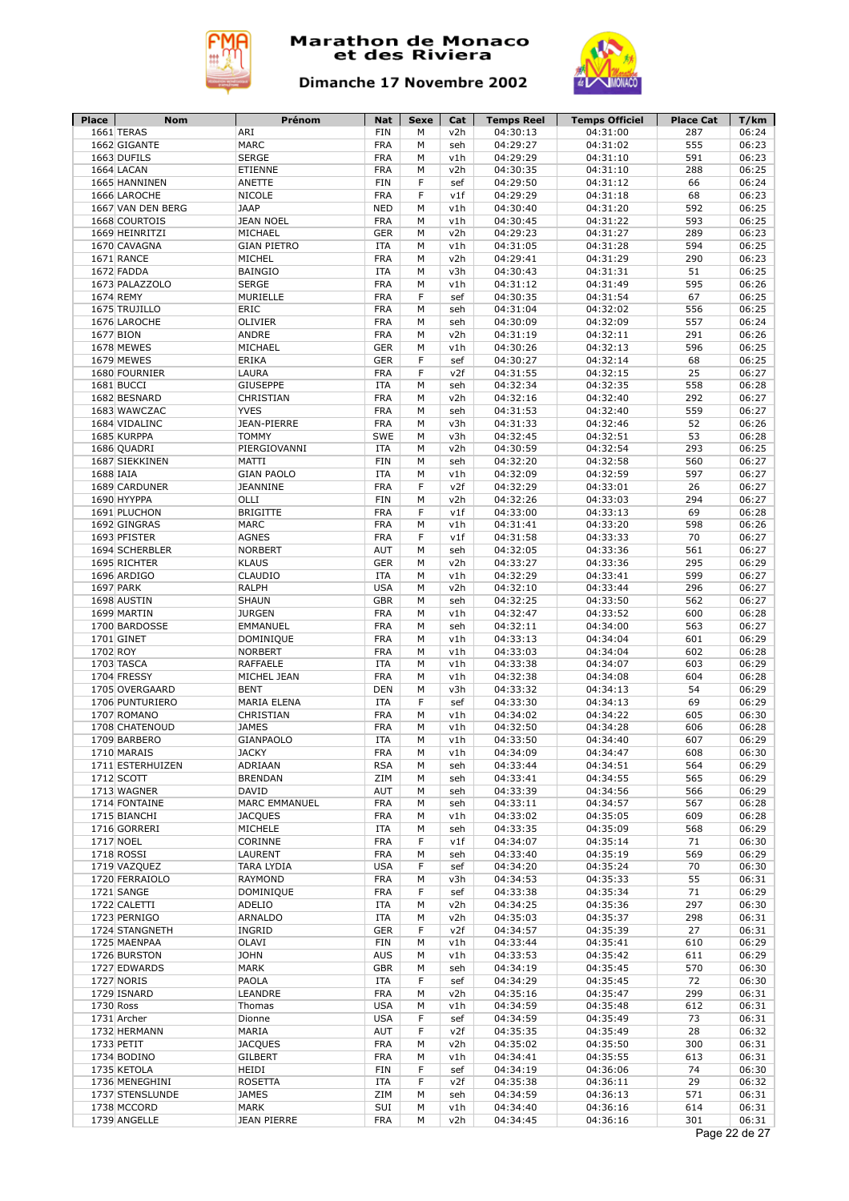# Marathon de Monaco et des Riviera

## Dimanche 17 Novembre 2002

| Place | Nom | Prénom | Nat | Sexe | Cat | Temps Reel | Temps Officiel | Place Cat | T/km |
|---|---|---|---|---|---|---|---|---|---|
| 1661 | TERAS | ARI | FIN | M | v2h | 04:30:13 | 04:31:00 | 287 | 06:24 |
| 1662 | GIGANTE | MARC | FRA | M | seh | 04:29:27 | 04:31:02 | 555 | 06:23 |
| 1663 | DUFILS | SERGE | FRA | M | v1h | 04:29:29 | 04:31:10 | 591 | 06:23 |
| 1664 | LACAN | ETIENNE | FRA | M | v2h | 04:30:35 | 04:31:10 | 288 | 06:25 |
| 1665 | HANNINEN | ANETTE | FIN | F | sef | 04:29:50 | 04:31:12 | 66 | 06:24 |
| 1666 | LAROCHE | NICOLE | FRA | F | v1f | 04:29:29 | 04:31:18 | 68 | 06:23 |
| 1667 | VAN DEN BERG | JAAP | NED | M | v1h | 04:30:40 | 04:31:20 | 592 | 06:25 |
| 1668 | COURTOIS | JEAN NOEL | FRA | M | v1h | 04:30:45 | 04:31:22 | 593 | 06:25 |
| 1669 | HEINRITZI | MICHAEL | GER | M | v2h | 04:29:23 | 04:31:27 | 289 | 06:23 |
| 1670 | CAVAGNA | GIAN PIETRO | ITA | M | v1h | 04:31:05 | 04:31:28 | 594 | 06:25 |
| 1671 | RANCE | MICHEL | FRA | M | v2h | 04:29:41 | 04:31:29 | 290 | 06:23 |
| 1672 | FADDA | BAINGIO | ITA | M | v3h | 04:30:43 | 04:31:31 | 51 | 06:25 |
| 1673 | PALAZZOLO | SERGE | FRA | M | v1h | 04:31:12 | 04:31:49 | 595 | 06:26 |
| 1674 | REMY | MURIELLE | FRA | F | sef | 04:30:35 | 04:31:54 | 67 | 06:25 |
| 1675 | TRUJILLO | ERIC | FRA | M | seh | 04:31:04 | 04:32:02 | 556 | 06:25 |
| 1676 | LAROCHE | OLIVIER | FRA | M | seh | 04:30:09 | 04:32:09 | 557 | 06:24 |
| 1677 | BION | ANDRE | FRA | M | v2h | 04:31:19 | 04:32:11 | 291 | 06:26 |
| 1678 | MEWES | MICHAEL | GER | M | v1h | 04:30:26 | 04:32:13 | 596 | 06:25 |
| 1679 | MEWES | ERIKA | GER | F | sef | 04:30:27 | 04:32:14 | 68 | 06:25 |
| 1680 | FOURNIER | LAURA | FRA | F | v2f | 04:31:55 | 04:32:15 | 25 | 06:27 |
| 1681 | BUCCI | GIUSEPPE | ITA | M | seh | 04:32:34 | 04:32:35 | 558 | 06:28 |
| 1682 | BESNARD | CHRISTIAN | FRA | M | v2h | 04:32:16 | 04:32:40 | 292 | 06:27 |
| 1683 | WAWCZAC | YVES | FRA | M | seh | 04:31:53 | 04:32:40 | 559 | 06:27 |
| 1684 | VIDALINC | JEAN-PIERRE | FRA | M | v3h | 04:31:33 | 04:32:46 | 52 | 06:26 |
| 1685 | KURPPA | TOMMY | SWE | M | v3h | 04:32:45 | 04:32:51 | 53 | 06:28 |
| 1686 | QUADRI | PIERGIOVANNI | ITA | M | v2h | 04:30:59 | 04:32:54 | 293 | 06:25 |
| 1687 | SIEKKINEN | MATTI | FIN | M | seh | 04:32:20 | 04:32:58 | 560 | 06:27 |
| 1688 | IAIA | GIAN PAOLO | ITA | M | v1h | 04:32:09 | 04:32:59 | 597 | 06:27 |
| 1689 | CARDUNER | JEANNINE | FRA | F | v2f | 04:32:29 | 04:33:01 | 26 | 06:27 |
| 1690 | HYYPPA | OLLI | FIN | M | v2h | 04:32:26 | 04:33:03 | 294 | 06:27 |
| 1691 | PLUCHON | BRIGITTE | FRA | F | v1f | 04:33:00 | 04:33:13 | 69 | 06:28 |
| 1692 | GINGRAS | MARC | FRA | M | v1h | 04:31:41 | 04:33:20 | 598 | 06:26 |
| 1693 | PFISTER | AGNES | FRA | F | v1f | 04:31:58 | 04:33:33 | 70 | 06:27 |
| 1694 | SCHERBLER | NORBERT | AUT | M | seh | 04:32:05 | 04:33:36 | 561 | 06:27 |
| 1695 | RICHTER | KLAUS | GER | M | v2h | 04:33:27 | 04:33:36 | 295 | 06:29 |
| 1696 | ARDIGO | CLAUDIO | ITA | M | v1h | 04:32:29 | 04:33:41 | 599 | 06:27 |
| 1697 | PARK | RALPH | USA | M | v2h | 04:32:10 | 04:33:44 | 296 | 06:27 |
| 1698 | AUSTIN | SHAUN | GBR | M | seh | 04:32:25 | 04:33:50 | 562 | 06:27 |
| 1699 | MARTIN | JURGEN | FRA | M | v1h | 04:32:47 | 04:33:52 | 600 | 06:28 |
| 1700 | BARDOSSE | EMMANUEL | FRA | M | seh | 04:32:11 | 04:34:00 | 563 | 06:27 |
| 1701 | GINET | DOMINIQUE | FRA | M | v1h | 04:33:13 | 04:34:04 | 601 | 06:29 |
| 1702 | ROY | NORBERT | FRA | M | v1h | 04:33:03 | 04:34:04 | 602 | 06:28 |
| 1703 | TASCA | RAFFAELE | ITA | M | v1h | 04:33:38 | 04:34:07 | 603 | 06:29 |
| 1704 | FRESSY | MICHEL JEAN | FRA | M | v1h | 04:32:38 | 04:34:08 | 604 | 06:28 |
| 1705 | OVERGAARD | BENT | DEN | M | v3h | 04:33:32 | 04:34:13 | 54 | 06:29 |
| 1706 | PUNTURIERO | MARIA ELENA | ITA | F | sef | 04:33:30 | 04:34:13 | 69 | 06:29 |
| 1707 | ROMANO | CHRISTIAN | FRA | M | v1h | 04:34:02 | 04:34:22 | 605 | 06:30 |
| 1708 | CHATENOUD | JAMES | FRA | M | v1h | 04:32:50 | 04:34:28 | 606 | 06:28 |
| 1709 | BARBERO | GIANPAOLO | ITA | M | v1h | 04:33:50 | 04:34:40 | 607 | 06:29 |
| 1710 | MARAIS | JACKY | FRA | M | v1h | 04:34:09 | 04:34:47 | 608 | 06:30 |
| 1711 | ESTERHUIZEN | ADRIAAN | RSA | M | seh | 04:33:44 | 04:34:51 | 564 | 06:29 |
| 1712 | SCOTT | BRENDAN | ZIM | M | seh | 04:33:41 | 04:34:55 | 565 | 06:29 |
| 1713 | WAGNER | DAVID | AUT | M | seh | 04:33:39 | 04:34:56 | 566 | 06:29 |
| 1714 | FONTAINE | MARC EMMANUEL | FRA | M | seh | 04:33:11 | 04:34:57 | 567 | 06:28 |
| 1715 | BIANCHI | JACQUES | FRA | M | v1h | 04:33:02 | 04:35:05 | 609 | 06:28 |
| 1716 | GORRERI | MICHELE | ITA | M | seh | 04:33:35 | 04:35:09 | 568 | 06:29 |
| 1717 | NOEL | CORINNE | FRA | F | v1f | 04:34:07 | 04:35:14 | 71 | 06:30 |
| 1718 | ROSSI | LAURENT | FRA | M | seh | 04:33:40 | 04:35:19 | 569 | 06:29 |
| 1719 | VAZQUEZ | TARA LYDIA | USA | F | sef | 04:34:20 | 04:35:24 | 70 | 06:30 |
| 1720 | FERRAIOLO | RAYMOND | FRA | M | v3h | 04:34:53 | 04:35:33 | 55 | 06:31 |
| 1721 | SANGE | DOMINIQUE | FRA | F | sef | 04:33:38 | 04:35:34 | 71 | 06:29 |
| 1722 | CALETTI | ADELIO | ITA | M | v2h | 04:34:25 | 04:35:36 | 297 | 06:30 |
| 1723 | PERNIGO | ARNALDO | ITA | M | v2h | 04:35:03 | 04:35:37 | 298 | 06:31 |
| 1724 | STANGNETH | INGRID | GER | F | v2f | 04:34:57 | 04:35:39 | 27 | 06:31 |
| 1725 | MAENPAA | OLAVI | FIN | M | v1h | 04:33:44 | 04:35:41 | 610 | 06:29 |
| 1726 | BURSTON | JOHN | AUS | M | v1h | 04:33:53 | 04:35:42 | 611 | 06:29 |
| 1727 | EDWARDS | MARK | GBR | M | seh | 04:34:19 | 04:35:45 | 570 | 06:30 |
| 1727 | NORIS | PAOLA | ITA | F | sef | 04:34:29 | 04:35:45 | 72 | 06:30 |
| 1729 | ISNARD | LEANDRE | FRA | M | v2h | 04:35:16 | 04:35:47 | 299 | 06:31 |
| 1730 | Ross | Thomas | USA | M | v1h | 04:34:59 | 04:35:48 | 612 | 06:31 |
| 1731 | Archer | Dionne | USA | F | sef | 04:34:59 | 04:35:49 | 73 | 06:31 |
| 1732 | HERMANN | MARIA | AUT | F | v2f | 04:35:35 | 04:35:49 | 28 | 06:32 |
| 1733 | PETIT | JACQUES | FRA | M | v2h | 04:35:02 | 04:35:50 | 300 | 06:31 |
| 1734 | BODINO | GILBERT | FRA | M | v1h | 04:34:41 | 04:35:55 | 613 | 06:31 |
| 1735 | KETOLA | HEIDI | FIN | F | sef | 04:34:19 | 04:36:06 | 74 | 06:30 |
| 1736 | MENEGHINI | ROSETTA | ITA | F | v2f | 04:35:38 | 04:36:11 | 29 | 06:32 |
| 1737 | STENSLUNDE | JAMES | ZIM | M | seh | 04:34:59 | 04:36:13 | 571 | 06:31 |
| 1738 | MCCORD | MARK | SUI | M | v1h | 04:34:40 | 04:36:16 | 614 | 06:31 |
| 1739 | ANGELLE | JEAN PIERRE | FRA | M | v2h | 04:34:45 | 04:36:16 | 301 | 06:31 |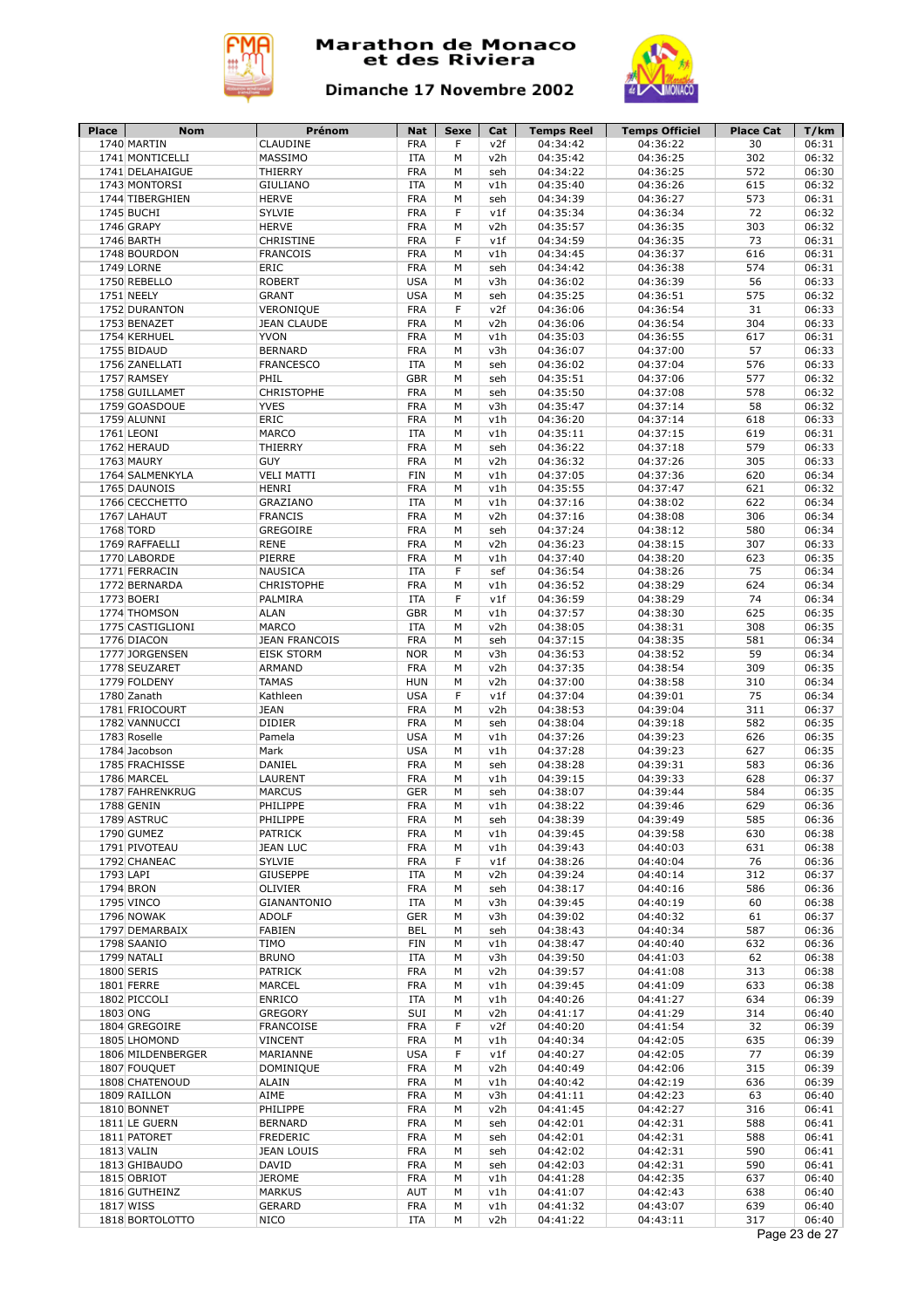# Marathon de Monaco et des Riviera

## Dimanche 17 Novembre 2002

| Place | Nom | Prénom | Nat | Sexe | Cat | Temps Reel | Temps Officiel | Place Cat | T/km |
|---|---|---|---|---|---|---|---|---|---|
| 1740 | MARTIN | CLAUDINE | FRA | F | v2f | 04:34:42 | 04:36:22 | 30 | 06:31 |
| 1741 | MONTICELLI | MASSIMO | ITA | M | v2h | 04:35:42 | 04:36:25 | 302 | 06:32 |
| 1741 | DELAHAIGUE | THIERRY | FRA | M | seh | 04:34:22 | 04:36:25 | 572 | 06:30 |
| 1743 | MONTORSI | GIULIANO | ITA | M | v1h | 04:35:40 | 04:36:26 | 615 | 06:32 |
| 1744 | TIBERGHIEN | HERVE | FRA | M | seh | 04:34:39 | 04:36:27 | 573 | 06:31 |
| 1745 | BUCHI | SYLVIE | FRA | F | v1f | 04:35:34 | 04:36:34 | 72 | 06:32 |
| 1746 | GRAPY | HERVE | FRA | M | v2h | 04:35:57 | 04:36:35 | 303 | 06:32 |
| 1746 | BARTH | CHRISTINE | FRA | F | v1f | 04:34:59 | 04:36:35 | 73 | 06:31 |
| 1748 | BOURDON | FRANCOIS | FRA | M | v1h | 04:34:45 | 04:36:37 | 616 | 06:31 |
| 1749 | LORNE | ERIC | FRA | M | seh | 04:34:42 | 04:36:38 | 574 | 06:31 |
| 1750 | REBELLO | ROBERT | USA | M | v3h | 04:36:02 | 04:36:39 | 56 | 06:33 |
| 1751 | NEELY | GRANT | USA | M | seh | 04:35:25 | 04:36:51 | 575 | 06:32 |
| 1752 | DURANTON | VERONIQUE | FRA | F | v2f | 04:36:06 | 04:36:54 | 31 | 06:33 |
| 1753 | BENAZET | JEAN CLAUDE | FRA | M | v2h | 04:36:06 | 04:36:54 | 304 | 06:33 |
| 1754 | KERHUEL | YVON | FRA | M | v1h | 04:35:03 | 04:36:55 | 617 | 06:31 |
| 1755 | BIDAUD | BERNARD | FRA | M | v3h | 04:36:07 | 04:37:00 | 57 | 06:33 |
| 1756 | ZANELLATI | FRANCESCO | ITA | M | seh | 04:36:02 | 04:37:04 | 576 | 06:33 |
| 1757 | RAMSEY | PHIL | GBR | M | seh | 04:35:51 | 04:37:06 | 577 | 06:32 |
| 1758 | GUILLAMET | CHRISTOPHE | FRA | M | seh | 04:35:50 | 04:37:08 | 578 | 06:32 |
| 1759 | GOASDOUE | YVES | FRA | M | v3h | 04:35:47 | 04:37:14 | 58 | 06:32 |
| 1759 | ALUNNI | ERIC | FRA | M | v1h | 04:36:20 | 04:37:14 | 618 | 06:33 |
| 1761 | LEONI | MARCO | ITA | M | v1h | 04:35:11 | 04:37:15 | 619 | 06:31 |
| 1762 | HERAUD | THIERRY | FRA | M | seh | 04:36:22 | 04:37:18 | 579 | 06:33 |
| 1763 | MAURY | GUY | FRA | M | v2h | 04:36:32 | 04:37:26 | 305 | 06:33 |
| 1764 | SALMENKYLA | VELI MATTI | FIN | M | v1h | 04:37:05 | 04:37:36 | 620 | 06:34 |
| 1765 | DAUNOIS | HENRI | FRA | M | v1h | 04:35:55 | 04:37:47 | 621 | 06:32 |
| 1766 | CECCHETTO | GRAZIANO | ITA | M | v1h | 04:37:16 | 04:38:02 | 622 | 06:34 |
| 1767 | LAHAUT | FRANCIS | FRA | M | v2h | 04:37:16 | 04:38:08 | 306 | 06:34 |
| 1768 | TORD | GREGOIRE | FRA | M | seh | 04:37:24 | 04:38:12 | 580 | 06:34 |
| 1769 | RAFFAELLI | RENE | FRA | M | v2h | 04:36:23 | 04:38:15 | 307 | 06:33 |
| 1770 | LABORDE | PIERRE | FRA | M | v1h | 04:37:40 | 04:38:20 | 623 | 06:35 |
| 1771 | FERRACIN | NAUSICA | ITA | F | sef | 04:36:54 | 04:38:26 | 75 | 06:34 |
| 1772 | BERNARDA | CHRISTOPHE | FRA | M | v1h | 04:36:52 | 04:38:29 | 624 | 06:34 |
| 1773 | BOERI | PALMIRA | ITA | F | v1f | 04:36:59 | 04:38:29 | 74 | 06:34 |
| 1774 | THOMSON | ALAN | GBR | M | v1h | 04:37:57 | 04:38:30 | 625 | 06:35 |
| 1775 | CASTIGLIONI | MARCO | ITA | M | v2h | 04:38:05 | 04:38:31 | 308 | 06:35 |
| 1776 | DIACON | JEAN FRANCOIS | FRA | M | seh | 04:37:15 | 04:38:35 | 581 | 06:34 |
| 1777 | JORGENSEN | EISK STORM | NOR | M | v3h | 04:36:53 | 04:38:52 | 59 | 06:34 |
| 1778 | SEUZARET | ARMAND | FRA | M | v2h | 04:37:35 | 04:38:54 | 309 | 06:35 |
| 1779 | FOLDENY | TAMAS | HUN | M | v2h | 04:37:00 | 04:38:58 | 310 | 06:34 |
| 1780 | Zanath | Kathleen | USA | F | v1f | 04:37:04 | 04:39:01 | 75 | 06:34 |
| 1781 | FRIOCOURT | JEAN | FRA | M | v2h | 04:38:53 | 04:39:04 | 311 | 06:37 |
| 1782 | VANNUCCI | DIDIER | FRA | M | seh | 04:38:04 | 04:39:18 | 582 | 06:35 |
| 1783 | Roselle | Pamela | USA | M | v1h | 04:37:26 | 04:39:23 | 626 | 06:35 |
| 1784 | Jacobson | Mark | USA | M | v1h | 04:37:28 | 04:39:23 | 627 | 06:35 |
| 1785 | FRACHISSE | DANIEL | FRA | M | seh | 04:38:28 | 04:39:31 | 583 | 06:36 |
| 1786 | MARCEL | LAURENT | FRA | M | v1h | 04:39:15 | 04:39:33 | 628 | 06:37 |
| 1787 | FAHRENKRUG | MARCUS | GER | M | seh | 04:38:07 | 04:39:44 | 584 | 06:35 |
| 1788 | GENIN | PHILIPPE | FRA | M | v1h | 04:38:22 | 04:39:46 | 629 | 06:36 |
| 1789 | ASTRUC | PHILIPPE | FRA | M | seh | 04:38:39 | 04:39:49 | 585 | 06:36 |
| 1790 | GUMEZ | PATRICK | FRA | M | v1h | 04:39:45 | 04:39:58 | 630 | 06:38 |
| 1791 | PIVOTEAU | JEAN LUC | FRA | M | v1h | 04:39:43 | 04:40:03 | 631 | 06:38 |
| 1792 | CHANEAC | SYLVIE | FRA | F | v1f | 04:38:26 | 04:40:04 | 76 | 06:36 |
| 1793 | LAPI | GIUSEPPE | ITA | M | v2h | 04:39:24 | 04:40:14 | 312 | 06:37 |
| 1794 | BRON | OLIVIER | FRA | M | seh | 04:38:17 | 04:40:16 | 586 | 06:36 |
| 1795 | VINCO | GIANANTONIO | ITA | M | v3h | 04:39:45 | 04:40:19 | 60 | 06:38 |
| 1796 | NOWAK | ADOLF | GER | M | v3h | 04:39:02 | 04:40:32 | 61 | 06:37 |
| 1797 | DEMARBAIX | FABIEN | BEL | M | seh | 04:38:43 | 04:40:34 | 587 | 06:36 |
| 1798 | SAANIO | TIMO | FIN | M | v1h | 04:38:47 | 04:40:40 | 632 | 06:36 |
| 1799 | NATALI | BRUNO | ITA | M | v3h | 04:39:50 | 04:41:03 | 62 | 06:38 |
| 1800 | SERIS | PATRICK | FRA | M | v2h | 04:39:57 | 04:41:08 | 313 | 06:38 |
| 1801 | FERRE | MARCEL | FRA | M | v1h | 04:39:45 | 04:41:09 | 633 | 06:38 |
| 1802 | PICCOLI | ENRICO | ITA | M | v1h | 04:40:26 | 04:41:27 | 634 | 06:39 |
| 1803 | ONG | GREGORY | SUI | M | v2h | 04:41:17 | 04:41:29 | 314 | 06:40 |
| 1804 | GREGOIRE | FRANCOISE | FRA | F | v2f | 04:40:20 | 04:41:54 | 32 | 06:39 |
| 1805 | LHOMOND | VINCENT | FRA | M | v1h | 04:40:34 | 04:42:05 | 635 | 06:39 |
| 1806 | MILDENBERGER | MARIANNE | USA | F | v1f | 04:40:27 | 04:42:05 | 77 | 06:39 |
| 1807 | FOUQUET | DOMINIQUE | FRA | M | v2h | 04:40:49 | 04:42:06 | 315 | 06:39 |
| 1808 | CHATENOUD | ALAIN | FRA | M | v1h | 04:40:42 | 04:42:19 | 636 | 06:39 |
| 1809 | RAILLON | AIME | FRA | M | v3h | 04:41:11 | 04:42:23 | 63 | 06:40 |
| 1810 | BONNET | PHILIPPE | FRA | M | v2h | 04:41:45 | 04:42:27 | 316 | 06:41 |
| 1811 | LE GUERN | BERNARD | FRA | M | seh | 04:42:01 | 04:42:31 | 588 | 06:41 |
| 1811 | PATORET | FREDERIC | FRA | M | seh | 04:42:01 | 04:42:31 | 588 | 06:41 |
| 1813 | VALIN | JEAN LOUIS | FRA | M | seh | 04:42:02 | 04:42:31 | 590 | 06:41 |
| 1813 | GHIBAUDO | DAVID | FRA | M | seh | 04:42:03 | 04:42:31 | 590 | 06:41 |
| 1815 | OBRIOT | JEROME | FRA | M | v1h | 04:41:28 | 04:42:35 | 637 | 06:40 |
| 1816 | GUTHEINZ | MARKUS | AUT | M | v1h | 04:41:07 | 04:42:43 | 638 | 06:40 |
| 1817 | WISS | GERARD | FRA | M | v1h | 04:41:32 | 04:43:07 | 639 | 06:40 |
| 1818 | BORTOLOTTO | NICO | ITA | M | v2h | 04:41:22 | 04:43:11 | 317 | 06:40 |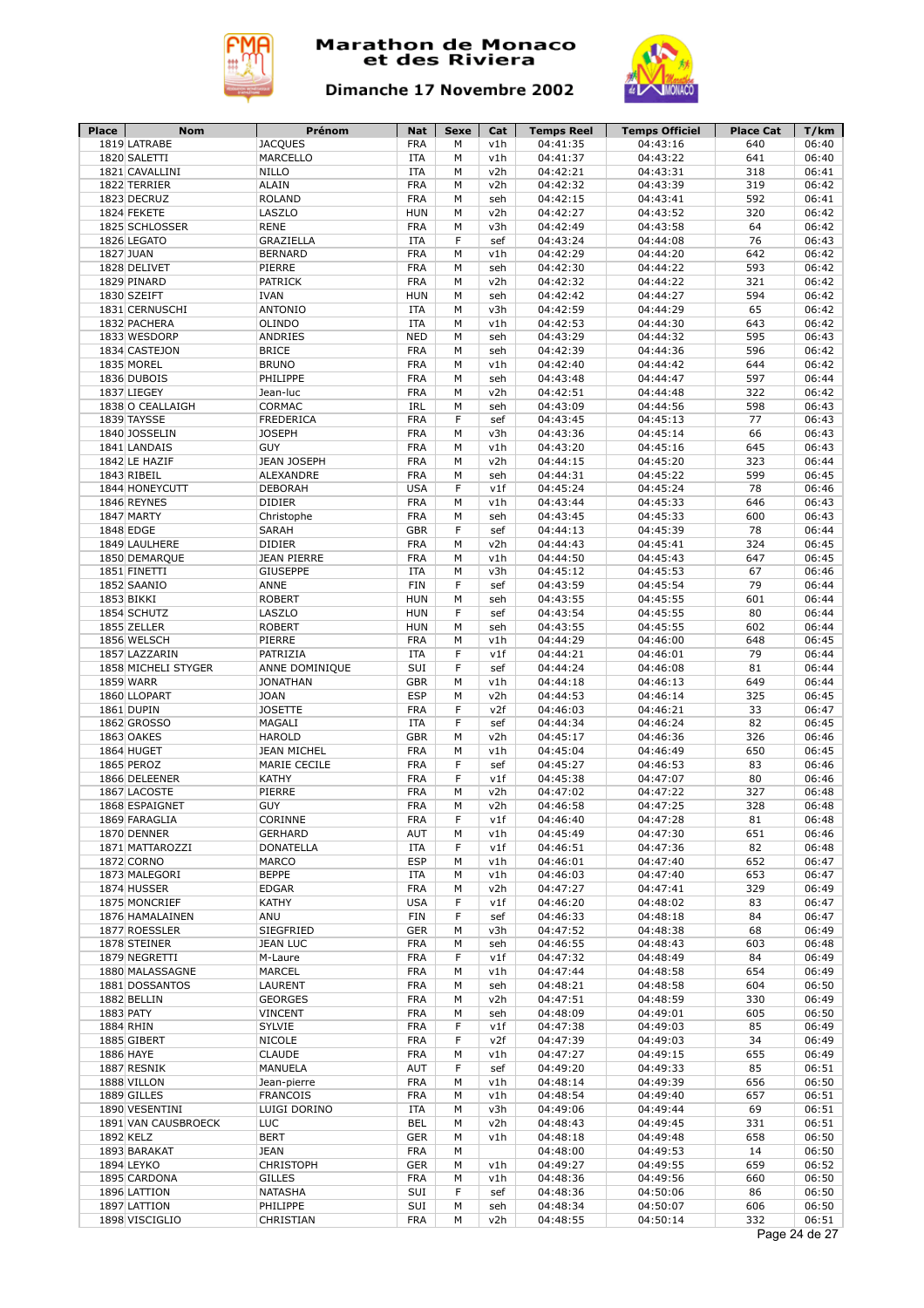# Marathon de Monaco et des Riviera

## Dimanche 17 Novembre 2002

| Place | Nom | Prénom | Nat | Sexe | Cat | Temps Reel | Temps Officiel | Place Cat | T/km |
|---|---|---|---|---|---|---|---|---|---|
| 1819 | LATRABE | JACQUES | FRA | M | v1h | 04:41:35 | 04:43:16 | 640 | 06:40 |
| 1820 | SALETTI | MARCELLO | ITA | M | v1h | 04:41:37 | 04:43:22 | 641 | 06:40 |
| 1821 | CAVALLINI | NILLO | ITA | M | v2h | 04:42:21 | 04:43:31 | 318 | 06:41 |
| 1822 | TERRIER | ALAIN | FRA | M | v2h | 04:42:32 | 04:43:39 | 319 | 06:42 |
| 1823 | DECRUZ | ROLAND | FRA | M | seh | 04:42:15 | 04:43:41 | 592 | 06:41 |
| 1824 | FEKETE | LASZLO | HUN | M | v2h | 04:42:27 | 04:43:52 | 320 | 06:42 |
| 1825 | SCHLOSSER | RENE | FRA | M | v3h | 04:42:49 | 04:43:58 | 64 | 06:42 |
| 1826 | LEGATO | GRAZIELLA | ITA | F | sef | 04:43:24 | 04:44:08 | 76 | 06:43 |
| 1827 | JUAN | BERNARD | FRA | M | v1h | 04:42:29 | 04:44:20 | 642 | 06:42 |
| 1828 | DELIVET | PIERRE | FRA | M | seh | 04:42:30 | 04:44:22 | 593 | 06:42 |
| 1829 | PINARD | PATRICK | FRA | M | v2h | 04:42:32 | 04:44:22 | 321 | 06:42 |
| 1830 | SZEIFT | IVAN | HUN | M | seh | 04:42:42 | 04:44:27 | 594 | 06:42 |
| 1831 | CERNUSCHI | ANTONIO | ITA | M | v3h | 04:42:59 | 04:44:29 | 65 | 06:42 |
| 1832 | PACHERA | OLINDO | ITA | M | v1h | 04:42:53 | 04:44:30 | 643 | 06:42 |
| 1833 | WESDORP | ANDRIES | NED | M | seh | 04:43:29 | 04:44:32 | 595 | 06:43 |
| 1834 | CASTEJON | BRICE | FRA | M | seh | 04:42:39 | 04:44:36 | 596 | 06:42 |
| 1835 | MOREL | BRUNO | FRA | M | v1h | 04:42:40 | 04:44:42 | 644 | 06:42 |
| 1836 | DUBOIS | PHILIPPE | FRA | M | seh | 04:43:48 | 04:44:47 | 597 | 06:44 |
| 1837 | LIEGEY | Jean-luc | FRA | M | v2h | 04:42:51 | 04:44:48 | 322 | 06:42 |
| 1838 | O CEALLAIGH | CORMAC | IRL | M | seh | 04:43:09 | 04:44:56 | 598 | 06:43 |
| 1839 | TAYSSE | FREDERICA | FRA | F | sef | 04:43:45 | 04:45:13 | 77 | 06:43 |
| 1840 | JOSSELIN | JOSEPH | FRA | M | v3h | 04:43:36 | 04:45:14 | 66 | 06:43 |
| 1841 | LANDAIS | GUY | FRA | M | v1h | 04:43:20 | 04:45:16 | 645 | 06:43 |
| 1842 | LE HAZIF | JEAN JOSEPH | FRA | M | v2h | 04:44:15 | 04:45:20 | 323 | 06:44 |
| 1843 | RIBEIL | ALEXANDRE | FRA | M | seh | 04:44:31 | 04:45:22 | 599 | 06:45 |
| 1844 | HONEYCUTT | DEBORAH | USA | F | v1f | 04:45:24 | 04:45:24 | 78 | 06:46 |
| 1846 | REYNES | DIDIER | FRA | M | v1h | 04:43:44 | 04:45:33 | 646 | 06:43 |
| 1847 | MARTY | Christophe | FRA | M | seh | 04:43:45 | 04:45:33 | 600 | 06:43 |
| 1848 | EDGE | SARAH | GBR | F | sef | 04:44:13 | 04:45:39 | 78 | 06:44 |
| 1849 | LAULHERE | DIDIER | FRA | M | v2h | 04:44:43 | 04:45:41 | 324 | 06:45 |
| 1850 | DEMARQUE | JEAN PIERRE | FRA | M | v1h | 04:44:50 | 04:45:43 | 647 | 06:45 |
| 1851 | FINETTI | GIUSEPPE | ITA | M | v3h | 04:45:12 | 04:45:53 | 67 | 06:46 |
| 1852 | SAANIO | ANNE | FIN | F | sef | 04:43:59 | 04:45:54 | 79 | 06:44 |
| 1853 | BIKKI | ROBERT | HUN | M | seh | 04:43:55 | 04:45:55 | 601 | 06:44 |
| 1854 | SCHUTZ | LASZLO | HUN | F | sef | 04:43:54 | 04:45:55 | 80 | 06:44 |
| 1855 | ZELLER | ROBERT | HUN | M | seh | 04:43:55 | 04:45:55 | 602 | 06:44 |
| 1856 | WELSCH | PIERRE | FRA | M | v1h | 04:44:29 | 04:46:00 | 648 | 06:45 |
| 1857 | LAZZARIN | PATRIZIA | ITA | F | v1f | 04:44:21 | 04:46:01 | 79 | 06:44 |
| 1858 | MICHELI STYGER | ANNE DOMINIQUE | SUI | F | sef | 04:44:24 | 04:46:08 | 81 | 06:44 |
| 1859 | WARR | JONATHAN | GBR | M | v1h | 04:44:18 | 04:46:13 | 649 | 06:44 |
| 1860 | LLOPART | JOAN | ESP | M | v2h | 04:44:53 | 04:46:14 | 325 | 06:45 |
| 1861 | DUPIN | JOSETTE | FRA | F | v2f | 04:46:03 | 04:46:21 | 33 | 06:47 |
| 1862 | GROSSO | MAGALI | ITA | F | sef | 04:44:34 | 04:46:24 | 82 | 06:45 |
| 1863 | OAKES | HAROLD | GBR | M | v2h | 04:45:17 | 04:46:36 | 326 | 06:46 |
| 1864 | HUGET | JEAN MICHEL | FRA | M | v1h | 04:45:04 | 04:46:49 | 650 | 06:45 |
| 1865 | PEROZ | MARIE CECILE | FRA | F | sef | 04:45:27 | 04:46:53 | 83 | 06:46 |
| 1866 | DELEENER | KATHY | FRA | F | v1f | 04:45:38 | 04:47:07 | 80 | 06:46 |
| 1867 | LACOSTE | PIERRE | FRA | M | v2h | 04:47:02 | 04:47:22 | 327 | 06:48 |
| 1868 | ESPAIGNET | GUY | FRA | M | v2h | 04:46:58 | 04:47:25 | 328 | 06:48 |
| 1869 | FARAGLIA | CORINNE | FRA | F | v1f | 04:46:40 | 04:47:28 | 81 | 06:48 |
| 1870 | DENNER | GERHARD | AUT | M | v1h | 04:45:49 | 04:47:30 | 651 | 06:46 |
| 1871 | MATTAROZZI | DONATELLA | ITA | F | v1f | 04:46:51 | 04:47:36 | 82 | 06:48 |
| 1872 | CORNO | MARCO | ESP | M | v1h | 04:46:01 | 04:47:40 | 652 | 06:47 |
| 1873 | MALEGORI | BEPPE | ITA | M | v1h | 04:46:03 | 04:47:40 | 653 | 06:47 |
| 1874 | HUSSER | EDGAR | FRA | M | v2h | 04:47:27 | 04:47:41 | 329 | 06:49 |
| 1875 | MONCRIEF | KATHY | USA | F | v1f | 04:46:20 | 04:48:02 | 83 | 06:47 |
| 1876 | HAMALAINEN | ANU | FIN | F | sef | 04:46:33 | 04:48:18 | 84 | 06:47 |
| 1877 | ROESSLER | SIEGFRIED | GER | M | v3h | 04:47:52 | 04:48:38 | 68 | 06:49 |
| 1878 | STEINER | JEAN LUC | FRA | M | seh | 04:46:55 | 04:48:43 | 603 | 06:48 |
| 1879 | NEGRETTI | M-Laure | FRA | F | v1f | 04:47:32 | 04:48:49 | 84 | 06:49 |
| 1880 | MALASSAGNE | MARCEL | FRA | M | v1h | 04:47:44 | 04:48:58 | 654 | 06:49 |
| 1881 | DOSSANTOS | LAURENT | FRA | M | seh | 04:48:21 | 04:48:58 | 604 | 06:50 |
| 1882 | BELLIN | GEORGES | FRA | M | v2h | 04:47:51 | 04:48:59 | 330 | 06:49 |
| 1883 | PATY | VINCENT | FRA | M | seh | 04:48:09 | 04:49:01 | 605 | 06:50 |
| 1884 | RHIN | SYLVIE | FRA | F | v1f | 04:47:38 | 04:49:03 | 85 | 06:49 |
| 1885 | GIBERT | NICOLE | FRA | F | v2f | 04:47:39 | 04:49:03 | 34 | 06:49 |
| 1886 | HAYE | CLAUDE | FRA | M | v1h | 04:47:27 | 04:49:15 | 655 | 06:49 |
| 1887 | RESNIK | MANUELA | AUT | F | sef | 04:49:20 | 04:49:33 | 85 | 06:51 |
| 1888 | VILLON | Jean-pierre | FRA | M | v1h | 04:48:14 | 04:49:39 | 656 | 06:50 |
| 1889 | GILLES | FRANCOIS | FRA | M | v1h | 04:48:54 | 04:49:40 | 657 | 06:51 |
| 1890 | VESENTINI | LUIGI DORINO | ITA | M | v3h | 04:49:06 | 04:49:44 | 69 | 06:51 |
| 1891 | VAN CAUSBROECK | LUC | BEL | M | v2h | 04:48:43 | 04:49:45 | 331 | 06:51 |
| 1892 | KELZ | BERT | GER | M | v1h | 04:48:18 | 04:49:48 | 658 | 06:50 |
| 1893 | BARAKAT | JEAN | FRA | M | | 04:48:00 | 04:49:53 | 14 | 06:50 |
| 1894 | LEYKO | CHRISTOPH | GER | M | v1h | 04:49:27 | 04:49:55 | 659 | 06:52 |
| 1895 | CARDONA | GILLES | FRA | M | v1h | 04:48:36 | 04:49:56 | 660 | 06:50 |
| 1896 | LATTION | NATASHA | SUI | F | sef | 04:48:36 | 04:50:06 | 86 | 06:50 |
| 1897 | LATTION | PHILIPPE | SUI | M | seh | 04:48:34 | 04:50:07 | 606 | 06:50 |
| 1898 | VISCIGLIO | CHRISTIAN | FRA | M | v2h | 04:48:55 | 04:50:14 | 332 | 06:51 |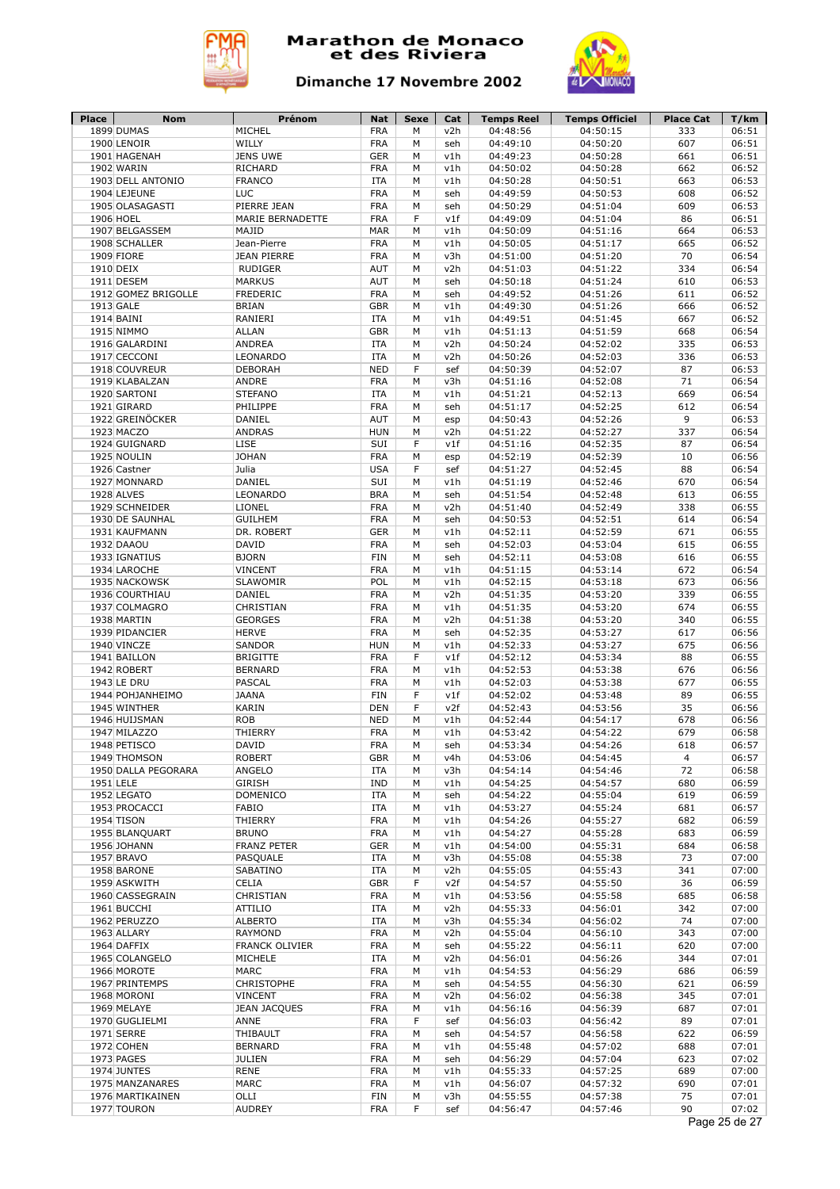# Marathon de Monaco et des Riviera

## Dimanche 17 Novembre 2002

| Place | Nom | Prénom | Nat | Sexe | Cat | Temps Reel | Temps Officiel | Place Cat | T/km |
|---|---|---|---|---|---|---|---|---|---|
| 1899 | DUMAS | MICHEL | FRA | M | v2h | 04:48:56 | 04:50:15 | 333 | 06:51 |
| 1900 | LENOIR | WILLY | FRA | M | seh | 04:49:10 | 04:50:20 | 607 | 06:51 |
| 1901 | HAGENAH | JENS UWE | GER | M | v1h | 04:49:23 | 04:50:28 | 661 | 06:51 |
| 1902 | WARIN | RICHARD | FRA | M | v1h | 04:50:02 | 04:50:28 | 662 | 06:52 |
| 1903 | DELL ANTONIO | FRANCO | ITA | M | v1h | 04:50:28 | 04:50:51 | 663 | 06:53 |
| 1904 | LEJEUNE | LUC | FRA | M | seh | 04:49:59 | 04:50:53 | 608 | 06:52 |
| 1905 | OLASAGASTI | PIERRE JEAN | FRA | M | seh | 04:50:29 | 04:51:04 | 609 | 06:53 |
| 1906 | HOEL | MARIE BERNADETTE | FRA | F | v1f | 04:49:09 | 04:51:04 | 86 | 06:51 |
| 1907 | BELGASSEM | MAJID | MAR | M | v1h | 04:50:09 | 04:51:16 | 664 | 06:53 |
| 1908 | SCHALLER | Jean-Pierre | FRA | M | v1h | 04:50:05 | 04:51:17 | 665 | 06:52 |
| 1909 | FIORE | JEAN PIERRE | FRA | M | v3h | 04:51:00 | 04:51:20 | 70 | 06:54 |
| 1910 | DEIX | RUDIGER | AUT | M | v2h | 04:51:03 | 04:51:22 | 334 | 06:54 |
| 1911 | DESEM | MARKUS | AUT | M | seh | 04:50:18 | 04:51:24 | 610 | 06:53 |
| 1912 | GOMEZ BRIGOLLE | FREDERIC | FRA | M | seh | 04:49:52 | 04:51:26 | 611 | 06:52 |
| 1913 | GALE | BRIAN | GBR | M | v1h | 04:49:30 | 04:51:26 | 666 | 06:52 |
| 1914 | BAINI | RANIERI | ITA | M | v1h | 04:49:51 | 04:51:45 | 667 | 06:52 |
| 1915 | NIMMO | ALLAN | GBR | M | v1h | 04:51:13 | 04:51:59 | 668 | 06:54 |
| 1916 | GALARDINI | ANDREA | ITA | M | v2h | 04:50:24 | 04:52:02 | 335 | 06:53 |
| 1917 | CECCONI | LEONARDO | ITA | M | v2h | 04:50:26 | 04:52:03 | 336 | 06:53 |
| 1918 | COUVREUR | DEBORAH | NED | F | sef | 04:50:39 | 04:52:07 | 87 | 06:53 |
| 1919 | KLABALZAN | ANDRE | FRA | M | v3h | 04:51:16 | 04:52:08 | 71 | 06:54 |
| 1920 | SARTONI | STEFANO | ITA | M | v1h | 04:51:21 | 04:52:13 | 669 | 06:54 |
| 1921 | GIRARD | PHILIPPE | FRA | M | seh | 04:51:17 | 04:52:25 | 612 | 06:54 |
| 1922 | GREINÖCKER | DANIEL | AUT | M | esp | 04:50:43 | 04:52:26 | 9 | 06:53 |
| 1923 | MACZO | ANDRAS | HUN | M | v2h | 04:51:22 | 04:52:27 | 337 | 06:54 |
| 1924 | GUIGNARD | LISE | SUI | F | v1f | 04:51:16 | 04:52:35 | 87 | 06:54 |
| 1925 | NOULIN | JOHAN | FRA | M | esp | 04:52:19 | 04:52:39 | 10 | 06:56 |
| 1926 | Castner | Julia | USA | F | sef | 04:51:27 | 04:52:45 | 88 | 06:54 |
| 1927 | MONNARD | DANIEL | SUI | M | v1h | 04:51:19 | 04:42:46 | 670 | 06:54 |
| 1928 | ALVES | LEONARDO | BRA | M | seh | 04:51:54 | 04:52:48 | 613 | 06:55 |
| 1929 | SCHNEIDER | LIONEL | FRA | M | v2h | 04:51:40 | 04:52:49 | 338 | 06:55 |
| 1930 | DE SAUNHAL | GUILHEM | FRA | M | seh | 04:50:53 | 04:52:51 | 614 | 06:54 |
| 1931 | KAUFMANN | DR. ROBERT | GER | M | v1h | 04:52:11 | 04:52:59 | 671 | 06:55 |
| 1932 | DAAOU | DAVID | FRA | M | seh | 04:52:03 | 04:53:04 | 615 | 06:55 |
| 1933 | IGNATIUS | BJORN | FIN | M | seh | 04:52:11 | 04:53:08 | 616 | 06:55 |
| 1934 | LAROCHE | VINCENT | FRA | M | v1h | 04:51:15 | 04:53:14 | 672 | 06:54 |
| 1935 | NACKOWSK | SLAWOMIR | POL | M | v1h | 04:52:15 | 04:53:18 | 673 | 06:56 |
| 1936 | COURTHIAU | DANIEL | FRA | M | v2h | 04:51:35 | 04:53:20 | 339 | 06:55 |
| 1937 | COLMAGRO | CHRISTIAN | FRA | M | v1h | 04:51:35 | 04:53:20 | 674 | 06:55 |
| 1938 | MARTIN | GEORGES | FRA | M | v2h | 04:51:38 | 04:53:20 | 340 | 06:55 |
| 1939 | PIDANCIER | HERVE | FRA | M | seh | 04:52:35 | 04:53:27 | 617 | 06:56 |
| 1940 | VINCZE | SANDOR | HUN | M | v1h | 04:52:33 | 04:53:27 | 675 | 06:56 |
| 1941 | BAILLON | BRIGITTE | FRA | F | v1f | 04:52:12 | 04:53:34 | 88 | 06:55 |
| 1942 | ROBERT | BERNARD | FRA | M | v1h | 04:52:53 | 04:53:38 | 676 | 06:56 |
| 1943 | LE DRU | PASCAL | FRA | M | v1h | 04:52:03 | 04:53:38 | 677 | 06:55 |
| 1944 | POHJANHEIMO | JAANA | FIN | F | v1f | 04:52:02 | 04:53:48 | 89 | 06:55 |
| 1945 | WINTHER | KARIN | DEN | F | v2f | 04:52:43 | 04:53:56 | 35 | 06:56 |
| 1946 | HUIJSMAN | ROB | NED | M | v1h | 04:52:44 | 04:54:17 | 678 | 06:56 |
| 1947 | MILAZZO | THIERRY | FRA | M | v1h | 04:53:42 | 04:54:22 | 679 | 06:58 |
| 1948 | PETISCO | DAVID | FRA | M | seh | 04:53:34 | 04:54:26 | 618 | 06:57 |
| 1949 | THOMSON | ROBERT | GBR | M | v4h | 04:53:06 | 04:54:45 | 4 | 06:57 |
| 1950 | DALLA PEGORARA | ANGELO | ITA | M | v3h | 04:54:14 | 04:54:46 | 72 | 06:58 |
| 1951 | LELE | GIRISH | IND | M | v1h | 04:54:25 | 04:54:57 | 680 | 06:59 |
| 1952 | LEGATO | DOMENICO | ITA | M | seh | 04:54:22 | 04:55:04 | 619 | 06:59 |
| 1953 | PROCACCI | FABIO | ITA | M | v1h | 04:53:27 | 04:55:24 | 681 | 06:57 |
| 1954 | TISON | THIERRY | FRA | M | v1h | 04:54:26 | 04:55:27 | 682 | 06:59 |
| 1955 | BLANQUART | BRUNO | FRA | M | v1h | 04:54:27 | 04:55:28 | 683 | 06:59 |
| 1956 | JOHANN | FRANZ PETER | GER | M | v1h | 04:54:00 | 04:55:31 | 684 | 06:58 |
| 1957 | BRAVO | PASQUALE | ITA | M | v3h | 04:55:08 | 04:55:38 | 73 | 07:00 |
| 1958 | BARONE | SABATINO | ITA | M | v2h | 04:55:05 | 04:55:43 | 341 | 07:00 |
| 1959 | ASKWITH | CELIA | GBR | F | v2f | 04:54:57 | 04:55:50 | 36 | 06:59 |
| 1960 | CASSEGRAIN | CHRISTIAN | FRA | M | v1h | 04:53:56 | 04:55:58 | 685 | 06:58 |
| 1961 | BUCCHI | ATTILIO | ITA | M | v2h | 04:55:33 | 04:56:01 | 342 | 07:00 |
| 1962 | PERUZZO | ALBERTO | ITA | M | v3h | 04:55:34 | 04:56:02 | 74 | 07:00 |
| 1963 | ALLARY | RAYMOND | FRA | M | v2h | 04:55:04 | 04:56:10 | 343 | 07:00 |
| 1964 | DAFFIX | FRANCK OLIVIER | FRA | M | seh | 04:55:22 | 04:56:11 | 620 | 07:00 |
| 1965 | COLANGELO | MICHELE | ITA | M | v2h | 04:56:01 | 04:56:26 | 344 | 07:01 |
| 1966 | MOROTE | MARC | FRA | M | v1h | 04:54:53 | 04:56:29 | 686 | 06:59 |
| 1967 | PRINTEMPS | CHRISTOPHE | FRA | M | seh | 04:54:55 | 04:56:30 | 621 | 06:59 |
| 1968 | MORONI | VINCENT | FRA | M | v2h | 04:56:02 | 04:56:38 | 345 | 07:01 |
| 1969 | MELAYE | JEAN JACQUES | FRA | M | v1h | 04:56:16 | 04:56:39 | 687 | 07:01 |
| 1970 | GUGLIELMI | ANNE | FRA | F | sef | 04:56:03 | 04:56:42 | 89 | 07:01 |
| 1971 | SERRE | THIBAULT | FRA | M | seh | 04:54:57 | 04:56:58 | 622 | 06:59 |
| 1972 | COHEN | BERNARD | FRA | M | v1h | 04:55:48 | 04:57:02 | 688 | 07:01 |
| 1973 | PAGES | JULIEN | FRA | M | seh | 04:56:29 | 04:57:04 | 623 | 07:02 |
| 1974 | JUNTES | RENE | FRA | M | v1h | 04:55:33 | 04:57:25 | 689 | 07:00 |
| 1975 | MANZANARES | MARC | FRA | M | v1h | 04:56:07 | 04:57:32 | 690 | 07:01 |
| 1976 | MARTIKAINEN | OLLI | FIN | M | v3h | 04:55:55 | 04:57:38 | 75 | 07:01 |
| 1977 | TOURON | AUDREY | FRA | F | sef | 04:56:47 | 04:57:46 | 90 | 07:02 |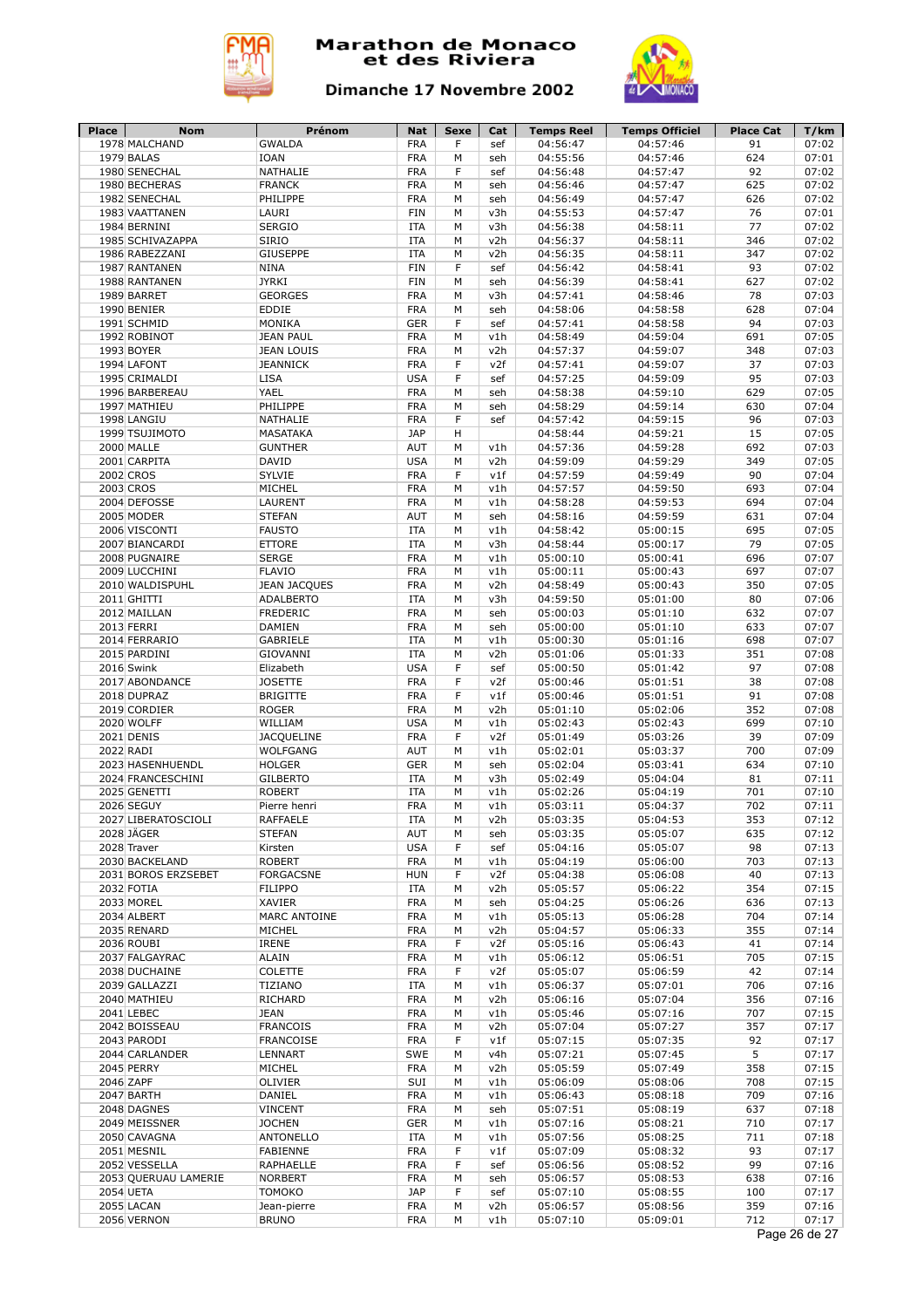# Marathon de Monaco et des Riviera

## Dimanche 17 Novembre 2002

| Place | Nom | Prénom | Nat | Sexe | Cat | Temps Reel | Temps Officiel | Place Cat | T/km |
|---|---|---|---|---|---|---|---|---|---|
| 1978 | MALCHAND | GWALDA | FRA | F | sef | 04:56:47 | 04:57:46 | 91 | 07:02 |
| 1979 | BALAS | IOAN | FRA | M | seh | 04:55:56 | 04:57:46 | 624 | 07:01 |
| 1980 | SENECHAL | NATHALIE | FRA | F | sef | 04:56:48 | 04:57:47 | 92 | 07:02 |
| 1980 | BECHERAS | FRANCK | FRA | M | seh | 04:56:46 | 04:57:47 | 625 | 07:02 |
| 1982 | SENECHAL | PHILIPPE | FRA | M | seh | 04:56:49 | 04:57:47 | 626 | 07:02 |
| 1983 | VAATTANEN | LAURI | FIN | M | v3h | 04:55:53 | 04:57:47 | 76 | 07:01 |
| 1984 | BERNINI | SERGIO | ITA | M | v3h | 04:56:38 | 04:58:11 | 77 | 07:02 |
| 1985 | SCHIVAZAPPA | SIRIO | ITA | M | v2h | 04:56:37 | 04:58:11 | 346 | 07:02 |
| 1986 | RABEZZANI | GIUSEPPE | ITA | M | v2h | 04:56:35 | 04:58:11 | 347 | 07:02 |
| 1987 | RANTANEN | NINA | FIN | F | sef | 04:56:42 | 04:58:41 | 93 | 07:02 |
| 1988 | RANTANEN | JYRKI | FIN | M | seh | 04:56:39 | 04:58:41 | 627 | 07:02 |
| 1989 | BARRET | GEORGES | FRA | M | v3h | 04:57:41 | 04:58:46 | 78 | 07:03 |
| 1990 | BENIER | EDDIE | FRA | M | seh | 04:58:06 | 04:58:58 | 628 | 07:04 |
| 1991 | SCHMID | MONIKA | GER | F | sef | 04:57:41 | 04:58:58 | 94 | 07:03 |
| 1992 | ROBINOT | JEAN PAUL | FRA | M | v1h | 04:58:49 | 04:59:04 | 691 | 07:05 |
| 1993 | BOYER | JEAN LOUIS | FRA | M | v2h | 04:57:37 | 04:59:07 | 348 | 07:03 |
| 1994 | LAFONT | JEANNICK | FRA | F | v2f | 04:57:41 | 04:59:07 | 37 | 07:03 |
| 1995 | CRIMALDI | LISA | USA | F | sef | 04:57:25 | 04:59:09 | 95 | 07:03 |
| 1996 | BARBEREAU | YAEL | FRA | M | seh | 04:58:38 | 04:59:10 | 629 | 07:05 |
| 1997 | MATHIEU | PHILIPPE | FRA | M | seh | 04:58:29 | 04:59:14 | 630 | 07:04 |
| 1998 | LANGIU | NATHALIE | FRA | F | sef | 04:57:42 | 04:59:15 | 96 | 07:03 |
| 1999 | TSUJIMOTO | MASATAKA | JAP | H | | 04:58:44 | 04:59:21 | 15 | 07:05 |
| 2000 | MALLE | GUNTHER | AUT | M | v1h | 04:57:36 | 04:59:28 | 692 | 07:03 |
| 2001 | CARPITA | DAVID | USA | M | v2h | 04:59:09 | 04:59:29 | 349 | 07:05 |
| 2002 | CROS | SYLVIE | FRA | F | v1f | 04:57:59 | 04:59:49 | 90 | 07:04 |
| 2003 | CROS | MICHEL | FRA | M | v1h | 04:57:57 | 04:59:50 | 693 | 07:04 |
| 2004 | DEFOSSE | LAURENT | FRA | M | v1h | 04:58:28 | 04:59:53 | 694 | 07:04 |
| 2005 | MODER | STEFAN | AUT | M | seh | 04:58:16 | 04:59:59 | 631 | 07:04 |
| 2006 | VISCONTI | FAUSTO | ITA | M | v1h | 04:58:42 | 05:00:15 | 695 | 07:05 |
| 2007 | BIANCARDI | ETTORE | ITA | M | v3h | 04:58:44 | 05:00:17 | 79 | 07:05 |
| 2008 | PUGNAIRE | SERGE | FRA | M | v1h | 05:00:10 | 05:00:41 | 696 | 07:07 |
| 2009 | LUCCHINI | FLAVIO | FRA | M | v1h | 05:00:11 | 05:00:43 | 697 | 07:07 |
| 2010 | WALDISPUHL | JEAN JACQUES | FRA | M | v2h | 04:58:49 | 05:00:43 | 350 | 07:05 |
| 2011 | GHITTI | ADALBERTO | ITA | M | v3h | 04:59:50 | 05:01:00 | 80 | 07:06 |
| 2012 | MAILLAN | FREDERIC | FRA | M | seh | 05:00:03 | 05:01:10 | 632 | 07:07 |
| 2013 | FERRI | DAMIEN | FRA | M | seh | 05:00:00 | 05:01:10 | 633 | 07:07 |
| 2014 | FERRARIO | GABRIELE | ITA | M | v1h | 05:00:30 | 05:01:16 | 698 | 07:07 |
| 2015 | PARDINI | GIOVANNI | ITA | M | v2h | 05:01:06 | 05:01:33 | 351 | 07:08 |
| 2016 | Swink | Elizabeth | USA | F | sef | 05:00:50 | 05:01:42 | 97 | 07:08 |
| 2017 | ABONDANCE | JOSETTE | FRA | F | v2f | 05:00:46 | 05:01:51 | 38 | 07:08 |
| 2018 | DUPRAZ | BRIGITTE | FRA | F | v1f | 05:00:46 | 05:01:51 | 91 | 07:08 |
| 2019 | CORDIER | ROGER | FRA | M | v2h | 05:01:10 | 05:02:06 | 352 | 07:08 |
| 2020 | WOLFF | WILLIAM | USA | M | v1h | 05:02:43 | 05:02:43 | 699 | 07:10 |
| 2021 | DENIS | JACQUELINE | FRA | F | v2f | 05:01:49 | 05:03:26 | 39 | 07:09 |
| 2022 | RADI | WOLFGANG | AUT | M | v1h | 05:02:01 | 05:03:37 | 700 | 07:09 |
| 2023 | HASENHUENDL | HOLGER | GER | M | seh | 05:02:04 | 05:03:41 | 634 | 07:10 |
| 2024 | FRANCESCHINI | GILBERTO | ITA | M | v3h | 05:02:49 | 05:04:04 | 81 | 07:11 |
| 2025 | GENETTI | ROBERT | ITA | M | v1h | 05:02:26 | 05:04:19 | 701 | 07:10 |
| 2026 | SEGUY | Pierre henri | FRA | M | v1h | 05:03:11 | 05:04:37 | 702 | 07:11 |
| 2027 | LIBERATOSCIOLI | RAFFAELE | ITA | M | v2h | 05:03:35 | 05:04:53 | 353 | 07:12 |
| 2028 | JÄGER | STEFAN | AUT | M | seh | 05:03:35 | 05:05:07 | 635 | 07:12 |
| 2028 | Traver | Kirsten | USA | F | sef | 05:04:16 | 05:05:07 | 98 | 07:13 |
| 2030 | BACKELAND | ROBERT | FRA | M | v1h | 05:04:19 | 05:06:00 | 703 | 07:13 |
| 2031 | BOROS ERZSEBET | FORGACSNE | HUN | F | v2f | 05:04:38 | 05:06:08 | 40 | 07:13 |
| 2032 | FOTIA | FILIPPO | ITA | M | v2h | 05:05:57 | 05:06:22 | 354 | 07:15 |
| 2033 | MOREL | XAVIER | FRA | M | seh | 05:04:25 | 05:06:26 | 636 | 07:13 |
| 2034 | ALBERT | MARC ANTOINE | FRA | M | v1h | 05:05:13 | 05:06:28 | 704 | 07:14 |
| 2035 | RENARD | MICHEL | FRA | M | v2h | 05:04:57 | 05:06:33 | 355 | 07:14 |
| 2036 | ROUBI | IRENE | FRA | F | v2f | 05:05:16 | 05:06:43 | 41 | 07:14 |
| 2037 | FALGAYRAC | ALAIN | FRA | M | v1h | 05:06:12 | 05:06:51 | 705 | 07:15 |
| 2038 | DUCHAINE | COLETTE | FRA | F | v2f | 05:05:07 | 05:06:59 | 42 | 07:14 |
| 2039 | GALLAZZI | TIZIANO | ITA | M | v1h | 05:06:37 | 05:07:01 | 706 | 07:16 |
| 2040 | MATHIEU | RICHARD | FRA | M | v2h | 05:06:16 | 05:07:04 | 356 | 07:16 |
| 2041 | LEBEC | JEAN | FRA | M | v1h | 05:05:46 | 05:07:16 | 707 | 07:15 |
| 2042 | BOISSEAU | FRANCOIS | FRA | M | v2h | 05:07:04 | 05:07:27 | 357 | 07:17 |
| 2043 | PARODI | FRANCOISE | FRA | F | v1f | 05:07:15 | 05:07:35 | 92 | 07:17 |
| 2044 | CARLANDER | LENNART | SWE | M | v4h | 05:07:21 | 05:07:45 | 5 | 07:17 |
| 2045 | PERRY | MICHEL | FRA | M | v2h | 05:05:59 | 05:07:49 | 358 | 07:15 |
| 2046 | ZAPF | OLIVIER | SUI | M | v1h | 05:06:09 | 05:08:06 | 708 | 07:15 |
| 2047 | BARTH | DANIEL | FRA | M | v1h | 05:06:43 | 05:08:18 | 709 | 07:16 |
| 2048 | DAGNES | VINCENT | FRA | M | seh | 05:07:51 | 05:08:19 | 637 | 07:18 |
| 2049 | MEISSNER | JOCHEN | GER | M | v1h | 05:07:16 | 05:08:21 | 710 | 07:17 |
| 2050 | CAVAGNA | ANTONELLO | ITA | M | v1h | 05:07:56 | 05:08:25 | 711 | 07:18 |
| 2051 | MESNIL | FABIENNE | FRA | F | v1f | 05:07:09 | 05:08:32 | 93 | 07:17 |
| 2052 | VESSELLA | RAPHAELLE | FRA | F | sef | 05:06:56 | 05:08:52 | 99 | 07:16 |
| 2053 | QUERUAU LAMERIE | NORBERT | FRA | M | seh | 05:06:57 | 05:08:53 | 638 | 07:16 |
| 2054 | UETA | TOMOKO | JAP | F | sef | 05:07:10 | 05:08:55 | 100 | 07:17 |
| 2055 | LACAN | Jean-pierre | FRA | M | v2h | 05:06:57 | 05:08:56 | 359 | 07:16 |
| 2056 | VERNON | BRUNO | FRA | M | v1h | 05:07:10 | 05:09:01 | 712 | 07:17 |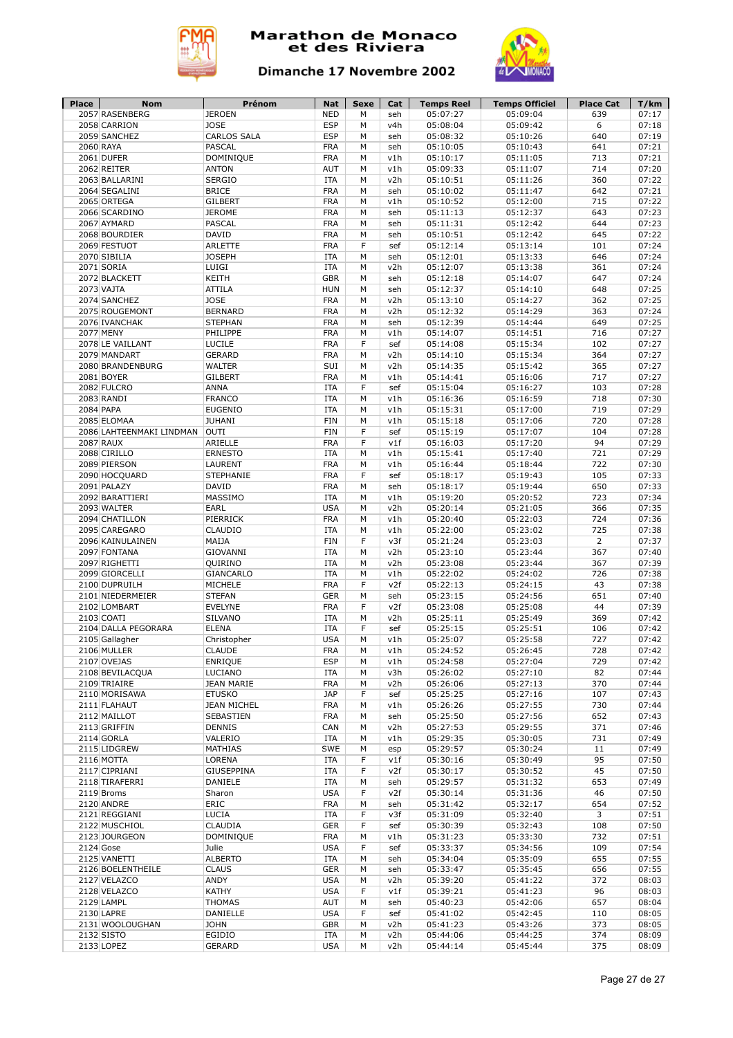# Marathon de Monaco et des Riviera

## Dimanche 17 Novembre 2002

| Place | Nom | Prénom | Nat | Sexe | Cat | Temps Reel | Temps Officiel | Place Cat | T/km |
|---|---|---|---|---|---|---|---|---|---|
| 2057 | RASENBERG | JEROEN | NED | M | seh | 05:07:27 | 05:09:04 | 639 | 07:17 |
| 2058 | CARRION | JOSE | ESP | M | v4h | 05:08:04 | 05:09:42 | 6 | 07:18 |
| 2059 | SANCHEZ | CARLOS SALA | ESP | M | seh | 05:08:32 | 05:10:26 | 640 | 07:19 |
| 2060 | RAYA | PASCAL | FRA | M | seh | 05:10:05 | 05:10:43 | 641 | 07:21 |
| 2061 | DUFER | DOMINIQUE | FRA | M | v1h | 05:10:17 | 05:11:05 | 713 | 07:21 |
| 2062 | REITER | ANTON | AUT | M | v1h | 05:09:33 | 05:11:07 | 714 | 07:20 |
| 2063 | BALLARINI | SERGIO | ITA | M | v2h | 05:10:51 | 05:11:26 | 360 | 07:22 |
| 2064 | SEGALINI | BRICE | FRA | M | seh | 05:10:02 | 05:11:47 | 642 | 07:21 |
| 2065 | ORTEGA | GILBERT | FRA | M | v1h | 05:10:52 | 05:12:00 | 715 | 07:22 |
| 2066 | SCARDINO | JEROME | FRA | M | seh | 05:11:13 | 05:12:37 | 643 | 07:23 |
| 2067 | AYMARD | PASCAL | FRA | M | seh | 05:11:31 | 05:12:42 | 644 | 07:23 |
| 2068 | BOURDIER | DAVID | FRA | M | seh | 05:10:51 | 05:12:42 | 645 | 07:22 |
| 2069 | FESTUOT | ARLETTE | FRA | F | sef | 05:12:14 | 05:13:14 | 101 | 07:24 |
| 2070 | SIBILIA | JOSEPH | ITA | M | seh | 05:12:01 | 05:13:33 | 646 | 07:24 |
| 2071 | SORIA | LUIGI | ITA | M | v2h | 05:12:07 | 05:13:38 | 361 | 07:24 |
| 2072 | BLACKETT | KEITH | GBR | M | seh | 05:12:18 | 05:14:07 | 647 | 07:24 |
| 2073 | VAJTA | ATTILA | HUN | M | seh | 05:12:37 | 05:14:10 | 648 | 07:25 |
| 2074 | SANCHEZ | JOSE | FRA | M | v2h | 05:13:10 | 05:14:27 | 362 | 07:25 |
| 2075 | ROUGEMONT | BERNARD | FRA | M | v2h | 05:12:32 | 05:14:29 | 363 | 07:24 |
| 2076 | IVANCHAK | STEPHAN | FRA | M | seh | 05:12:39 | 05:14:44 | 649 | 07:25 |
| 2077 | MENY | PHILIPPE | FRA | M | v1h | 05:14:07 | 05:14:51 | 716 | 07:27 |
| 2078 | LE VAILLANT | LUCILE | FRA | F | sef | 05:14:08 | 05:15:34 | 102 | 07:27 |
| 2079 | MANDART | GERARD | FRA | M | v2h | 05:14:10 | 05:15:34 | 364 | 07:27 |
| 2080 | BRANDENBURG | WALTER | SUI | M | v2h | 05:14:35 | 05:15:42 | 365 | 07:27 |
| 2081 | BOYER | GILBERT | FRA | M | v1h | 05:14:41 | 05:16:06 | 717 | 07:27 |
| 2082 | FULCRO | ANNA | ITA | F | sef | 05:15:04 | 05:16:27 | 103 | 07:28 |
| 2083 | RANDI | FRANCO | ITA | M | v1h | 05:16:36 | 05:16:59 | 718 | 07:30 |
| 2084 | PAPA | EUGENIO | ITA | M | v1h | 05:15:31 | 05:17:00 | 719 | 07:29 |
| 2085 | ELOMAA | JUHANI | FIN | M | v1h | 05:15:18 | 05:17:06 | 720 | 07:28 |
| 2086 | LAHTEENMAKI LINDMAN | OUTI | FIN | F | sef | 05:15:19 | 05:17:07 | 104 | 07:28 |
| 2087 | RAUX | ARIELLE | FRA | F | v1f | 05:16:03 | 05:17:20 | 94 | 07:29 |
| 2088 | CIRILLO | ERNESTO | ITA | M | v1h | 05:15:41 | 05:17:40 | 721 | 07:29 |
| 2089 | PIERSON | LAURENT | FRA | M | v1h | 05:16:44 | 05:18:44 | 722 | 07:30 |
| 2090 | HOCQUARD | STEPHANIE | FRA | F | sef | 05:18:17 | 05:19:43 | 105 | 07:33 |
| 2091 | PALAZY | DAVID | FRA | M | seh | 05:18:17 | 05:19:44 | 650 | 07:33 |
| 2092 | BARATTIERI | MASSIMO | ITA | M | v1h | 05:19:20 | 05:20:52 | 723 | 07:34 |
| 2093 | WALTER | EARL | USA | M | v2h | 05:20:14 | 05:21:05 | 366 | 07:35 |
| 2094 | CHATILLON | PIERRICK | FRA | M | v1h | 05:20:40 | 05:22:03 | 724 | 07:36 |
| 2095 | CAREGARO | CLAUDIO | ITA | M | v1h | 05:22:00 | 05:23:02 | 725 | 07:38 |
| 2096 | KAINULAINEN | MAIJA | FIN | F | v3f | 05:21:24 | 05:23:03 | 2 | 07:37 |
| 2097 | FONTANA | GIOVANNI | ITA | M | v2h | 05:23:10 | 05:23:44 | 367 | 07:40 |
| 2097 | RIGHETTI | QUIRINO | ITA | M | v2h | 05:23:08 | 05:23:44 | 367 | 07:39 |
| 2099 | GIORCELLI | GIANCARLO | ITA | M | v1h | 05:22:02 | 05:24:02 | 726 | 07:38 |
| 2100 | DUPRUILH | MICHELE | FRA | F | v2f | 05:22:13 | 05:24:15 | 43 | 07:38 |
| 2101 | NIEDERMEIER | STEFAN | GER | M | seh | 05:23:15 | 05:24:56 | 651 | 07:40 |
| 2102 | LOMBART | EVELYNE | FRA | F | v2f | 05:23:08 | 05:25:08 | 44 | 07:39 |
| 2103 | COATI | SILVANO | ITA | M | v2h | 05:25:11 | 05:25:49 | 369 | 07:42 |
| 2104 | DALLA PEGORARA | ELENA | ITA | F | sef | 05:25:15 | 05:25:51 | 106 | 07:42 |
| 2105 | Gallagher | Christopher | USA | M | v1h | 05:25:07 | 05:25:58 | 727 | 07:42 |
| 2106 | MULLER | CLAUDE | FRA | M | v1h | 05:24:52 | 05:26:45 | 728 | 07:42 |
| 2107 | OVEJAS | ENRIQUE | ESP | M | v1h | 05:24:58 | 05:27:04 | 729 | 07:42 |
| 2108 | BEVILACQUA | LUCIANO | ITA | M | v3h | 05:26:02 | 05:27:10 | 82 | 07:44 |
| 2109 | TRIAIRE | JEAN MARIE | FRA | M | v2h | 05:26:06 | 05:27:13 | 370 | 07:44 |
| 2110 | MORISAWA | ETUSKO | JAP | F | sef | 05:25:25 | 05:27:16 | 107 | 07:43 |
| 2111 | FLAHAUT | JEAN MICHEL | FRA | M | v1h | 05:26:26 | 05:27:55 | 730 | 07:44 |
| 2112 | MAILLOT | SEBASTIEN | FRA | M | seh | 05:25:50 | 05:27:56 | 652 | 07:43 |
| 2113 | GRIFFIN | DENNIS | CAN | M | v2h | 05:27:53 | 05:29:55 | 371 | 07:46 |
| 2114 | GORLA | VALERIO | ITA | M | v1h | 05:29:35 | 05:30:05 | 731 | 07:49 |
| 2115 | LIDGREW | MATHIAS | SWE | M | esp | 05:29:57 | 05:30:24 | 11 | 07:49 |
| 2116 | MOTTA | LORENA | ITA | F | v1f | 05:30:16 | 05:30:49 | 95 | 07:50 |
| 2117 | CIPRIANI | GIUSEPPINA | ITA | F | v2f | 05:30:17 | 05:30:52 | 45 | 07:50 |
| 2118 | TIRAFERRI | DANIELE | ITA | M | seh | 05:29:57 | 05:31:32 | 653 | 07:49 |
| 2119 | Broms | Sharon | USA | F | v2f | 05:30:14 | 05:31:36 | 46 | 07:50 |
| 2120 | ANDRE | ERIC | FRA | M | seh | 05:31:42 | 05:32:17 | 654 | 07:52 |
| 2121 | REGGIANI | LUCIA | ITA | F | v3f | 05:31:09 | 05:32:40 | 3 | 07:51 |
| 2122 | MUSCHIOL | CLAUDIA | GER | F | sef | 05:30:39 | 05:32:43 | 108 | 07:50 |
| 2123 | JOURGEON | DOMINIQUE | FRA | M | v1h | 05:31:23 | 05:33:30 | 732 | 07:51 |
| 2124 | Gose | Julie | USA | F | sef | 05:33:37 | 05:34:56 | 109 | 07:54 |
| 2125 | VANETTI | ALBERTO | ITA | M | seh | 05:34:04 | 05:35:09 | 655 | 07:55 |
| 2126 | BOELENTHEILE | CLAUS | GER | M | seh | 05:33:47 | 05:35:45 | 656 | 07:55 |
| 2127 | VELAZCO | ANDY | USA | M | v2h | 05:39:20 | 05:41:22 | 372 | 08:03 |
| 2128 | VELAZCO | KATHY | USA | F | v1f | 05:39:21 | 05:41:23 | 96 | 08:03 |
| 2129 | LAMPL | THOMAS | AUT | M | seh | 05:40:23 | 05:42:06 | 657 | 08:04 |
| 2130 | LAPRE | DANIELLE | USA | F | sef | 05:41:02 | 05:42:45 | 110 | 08:05 |
| 2131 | WOOLOUGHAN | JOHN | GBR | M | v2h | 05:41:23 | 05:43:26 | 373 | 08:05 |
| 2132 | SISTO | EGIDIO | ITA | M | v2h | 05:44:06 | 05:44:25 | 374 | 08:09 |
| 2133 | LOPEZ | GERARD | USA | M | v2h | 05:44:14 | 05:45:44 | 375 | 08:09 |